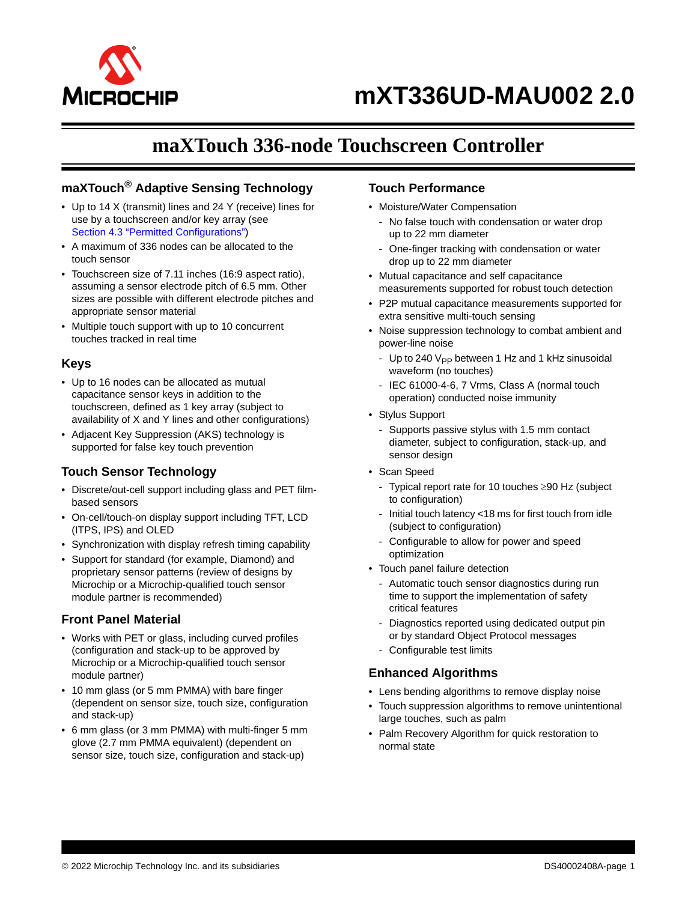# mXT336UD-MAU002 2.0

## maXTouch 336-node Touchscreen Controller

### maXTouch® Adaptive Sensing Technology

- Up to 14 X (transmit) lines and 24 Y (receive) lines for use by a touchscreen and/or key array (see Section 4.3 "Permitted Configurations")
- A maximum of 336 nodes can be allocated to the touch sensor
- Touchscreen size of 7.11 inches (16:9 aspect ratio), assuming a sensor electrode pitch of 6.5 mm. Other sizes are possible with different electrode pitches and appropriate sensor material
- Multiple touch support with up to 10 concurrent touches tracked in real time

### Keys

- Up to 16 nodes can be allocated as mutual capacitance sensor keys in addition to the touchscreen, defined as 1 key array (subject to availability of X and Y lines and other configurations)
- Adjacent Key Suppression (AKS) technology is supported for false key touch prevention

### Touch Sensor Technology

- Discrete/out-cell support including glass and PET film-based sensors
- On-cell/touch-on display support including TFT, LCD (ITPS, IPS) and OLED
- Synchronization with display refresh timing capability
- Support for standard (for example, Diamond) and proprietary sensor patterns (review of designs by Microchip or a Microchip-qualified touch sensor module partner is recommended)

### Front Panel Material

- Works with PET or glass, including curved profiles (configuration and stack-up to be approved by Microchip or a Microchip-qualified touch sensor module partner)
- 10 mm glass (or 5 mm PMMA) with bare finger (dependent on sensor size, touch size, configuration and stack-up)
- 6 mm glass (or 3 mm PMMA) with multi-finger 5 mm glove (2.7 mm PMMA equivalent) (dependent on sensor size, touch size, configuration and stack-up)

### Touch Performance

- Moisture/Water Compensation
  - No false touch with condensation or water drop up to 22 mm diameter
  - One-finger tracking with condensation or water drop up to 22 mm diameter
- Mutual capacitance and self capacitance measurements supported for robust touch detection
- P2P mutual capacitance measurements supported for extra sensitive multi-touch sensing
- Noise suppression technology to combat ambient and power-line noise
  - Up to 240 $V_{PP}$ between 1 Hz and 1 kHz sinusoidal waveform (no touches)
  - IEC 61000-4-6, 7 Vrms, Class A (normal touch operation) conducted noise immunity
- Stylus Support
  - Supports passive stylus with 1.5 mm contact diameter, subject to configuration, stack-up, and sensor design
- Scan Speed
  - Typical report rate for 10 touches ≥90 Hz (subject to configuration)
  - Initial touch latency <18 ms for first touch from idle (subject to configuration)
  - Configurable to allow for power and speed optimization
- Touch panel failure detection
  - Automatic touch sensor diagnostics during run time to support the implementation of safety critical features
  - Diagnostics reported using dedicated output pin or by standard Object Protocol messages
  - Configurable test limits

### Enhanced Algorithms

- Lens bending algorithms to remove display noise
- Touch suppression algorithms to remove unintentional large touches, such as palm
- Palm Recovery Algorithm for quick restoration to normal state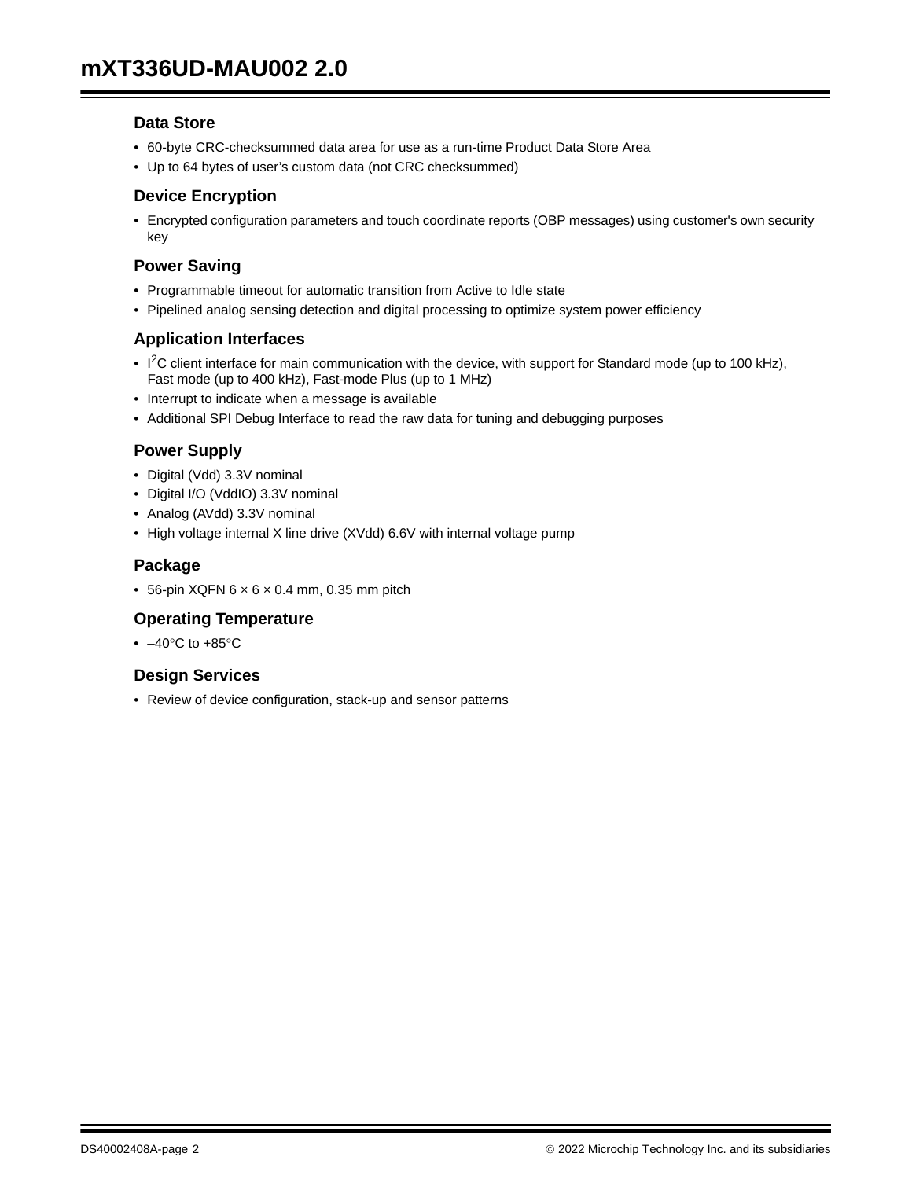## Data Store

- 60-byte CRC-checksummed data area for use as a run-time Product Data Store Area
- Up to 64 bytes of user's custom data (not CRC checksummed)

## Device Encryption

- Encrypted configuration parameters and touch coordinate reports (OBP messages) using customer's own security key

## Power Saving

- Programmable timeout for automatic transition from Active to Idle state
- Pipelined analog sensing detection and digital processing to optimize system power efficiency

## Application Interfaces

- $I^2C$ client interface for main communication with the device, with support for Standard mode (up to 100 kHz), Fast mode (up to 400 kHz), Fast-mode Plus (up to 1 MHz)
- Interrupt to indicate when a message is available
- Additional SPI Debug Interface to read the raw data for tuning and debugging purposes

## Power Supply

- Digital (Vdd) 3.3V nominal
- Digital I/O (VddIO) 3.3V nominal
- Analog (AVdd) 3.3V nominal
- High voltage internal X line drive (XVdd) 6.6V with internal voltage pump

## Package

- 56-pin XQFN 6 × 6 × 0.4 mm, 0.35 mm pitch

## Operating Temperature

- –40°C to +85°C

## Design Services

- Review of device configuration, stack-up and sensor patterns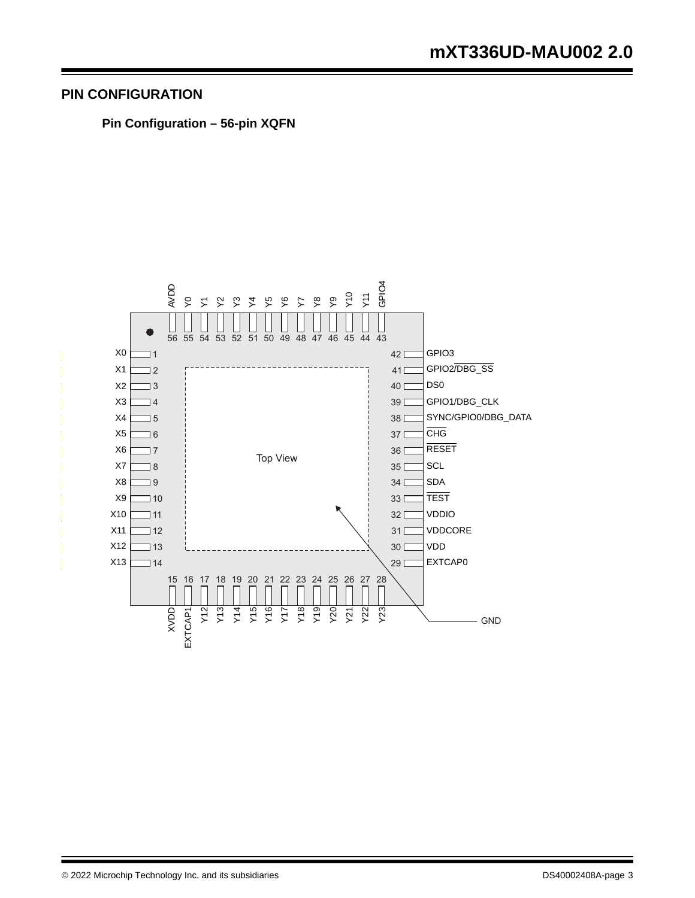## PIN CONFIGURATION

### Pin Configuration – 56-pin XQFN

| Pin | Name | Pin | Name |
|---|---|---|---|
| 1 | X0 | 29 | EXTCAP0 |
| 2 | X1 | 30 | VDD |
| 3 | X2 | 31 | VDDCORE |
| 4 | X3 | 32 | VDDIO |
| 5 | X4 | 33 | TEST |
| 6 | X5 | 34 | SDA |
| 7 | X6 | 35 | SCL |
| 8 | X7 | 36 | RESET |
| 9 | X8 | 37 | CHG |
| 10 | X9 | 38 | SYNC/GPIO0/DBG_DATA |
| 11 | X10 | 39 | GPIO1/DBG_CLK |
| 12 | X11 | 40 | DS0 |
| 13 | X12 | 41 | GPIO2/DBG_SS |
| 14 | X13 | 42 | GPIO3 |
| 15 | XVDD | 43 | GPIO4 |
| 16 | EXTCAP1 | 44 | Y11 |
| 17 | Y12 | 45 | Y10 |
| 18 | Y13 | 46 | Y9 |
| 19 | Y14 | 47 | Y8 |
| 20 | Y15 | 48 | Y7 |
| 21 | Y16 | 49 | Y6 |
| 22 | Y17 | 50 | Y5 |
| 23 | Y18 | 51 | Y4 |
| 24 | Y19 | 52 | Y3 |
| 25 | Y20 | 53 | Y2 |
| 26 | Y21 | 54 | Y1 |
| 27 | Y22 | 55 | Y0 |
| 28 | Y23 | 56 | AVDD |

Top View

Exposed pad: GND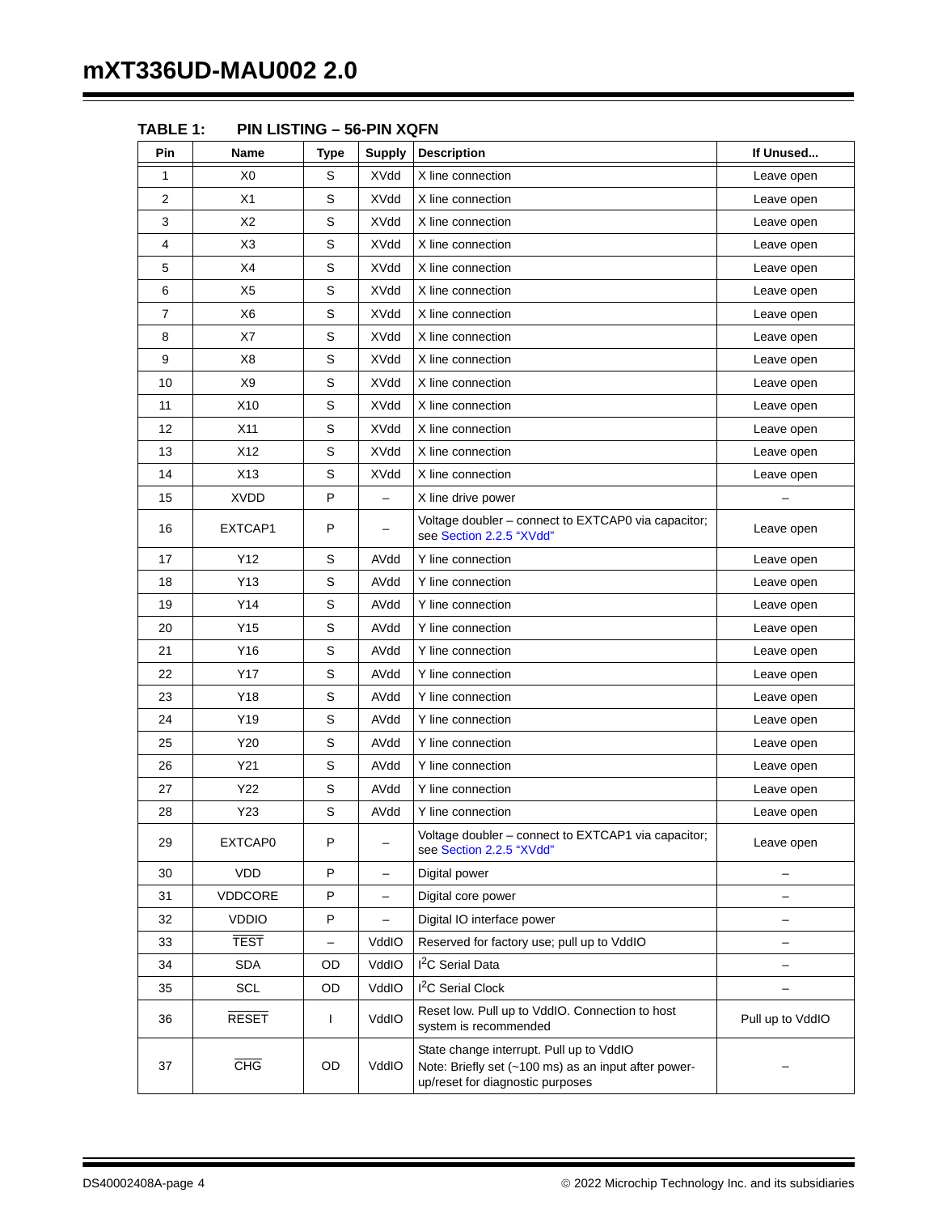**TABLE 1: PIN LISTING – 56-PIN XQFN**

| Pin | Name | Type | Supply | Description | If Unused... |
|---|---|---|---|---|---|
| 1 | X0 | S | XVdd | X line connection | Leave open |
| 2 | X1 | S | XVdd | X line connection | Leave open |
| 3 | X2 | S | XVdd | X line connection | Leave open |
| 4 | X3 | S | XVdd | X line connection | Leave open |
| 5 | X4 | S | XVdd | X line connection | Leave open |
| 6 | X5 | S | XVdd | X line connection | Leave open |
| 7 | X6 | S | XVdd | X line connection | Leave open |
| 8 | X7 | S | XVdd | X line connection | Leave open |
| 9 | X8 | S | XVdd | X line connection | Leave open |
| 10 | X9 | S | XVdd | X line connection | Leave open |
| 11 | X10 | S | XVdd | X line connection | Leave open |
| 12 | X11 | S | XVdd | X line connection | Leave open |
| 13 | X12 | S | XVdd | X line connection | Leave open |
| 14 | X13 | S | XVdd | X line connection | Leave open |
| 15 | XVDD | P | – | X line drive power | – |
| 16 | EXTCAP1 | P | – | Voltage doubler – connect to EXTCAP0 via capacitor; see Section 2.2.5 "XVdd" | Leave open |
| 17 | Y12 | S | AVdd | Y line connection | Leave open |
| 18 | Y13 | S | AVdd | Y line connection | Leave open |
| 19 | Y14 | S | AVdd | Y line connection | Leave open |
| 20 | Y15 | S | AVdd | Y line connection | Leave open |
| 21 | Y16 | S | AVdd | Y line connection | Leave open |
| 22 | Y17 | S | AVdd | Y line connection | Leave open |
| 23 | Y18 | S | AVdd | Y line connection | Leave open |
| 24 | Y19 | S | AVdd | Y line connection | Leave open |
| 25 | Y20 | S | AVdd | Y line connection | Leave open |
| 26 | Y21 | S | AVdd | Y line connection | Leave open |
| 27 | Y22 | S | AVdd | Y line connection | Leave open |
| 28 | Y23 | S | AVdd | Y line connection | Leave open |
| 29 | EXTCAP0 | P | – | Voltage doubler – connect to EXTCAP1 via capacitor; see Section 2.2.5 "XVdd" | Leave open |
| 30 | VDD | P | – | Digital power | – |
| 31 | VDDCORE | P | – | Digital core power | – |
| 32 | VDDIO | P | – | Digital IO interface power | – |
| 33 | $\overline{\text{TEST}}$ | – | VddIO | Reserved for factory use; pull up to VddIO | – |
| 34 | SDA | OD | VddIO | I²C Serial Data | – |
| 35 | SCL | OD | VddIO | I²C Serial Clock | – |
| 36 | $\overline{\text{RESET}}$ | I | VddIO | Reset low. Pull up to VddIO. Connection to host system is recommended | Pull up to VddIO |
| 37 | $\overline{\text{CHG}}$ | OD | VddIO | State change interrupt. Pull up to VddIO<br>Note: Briefly set (~100 ms) as an input after power-up/reset for diagnostic purposes | – |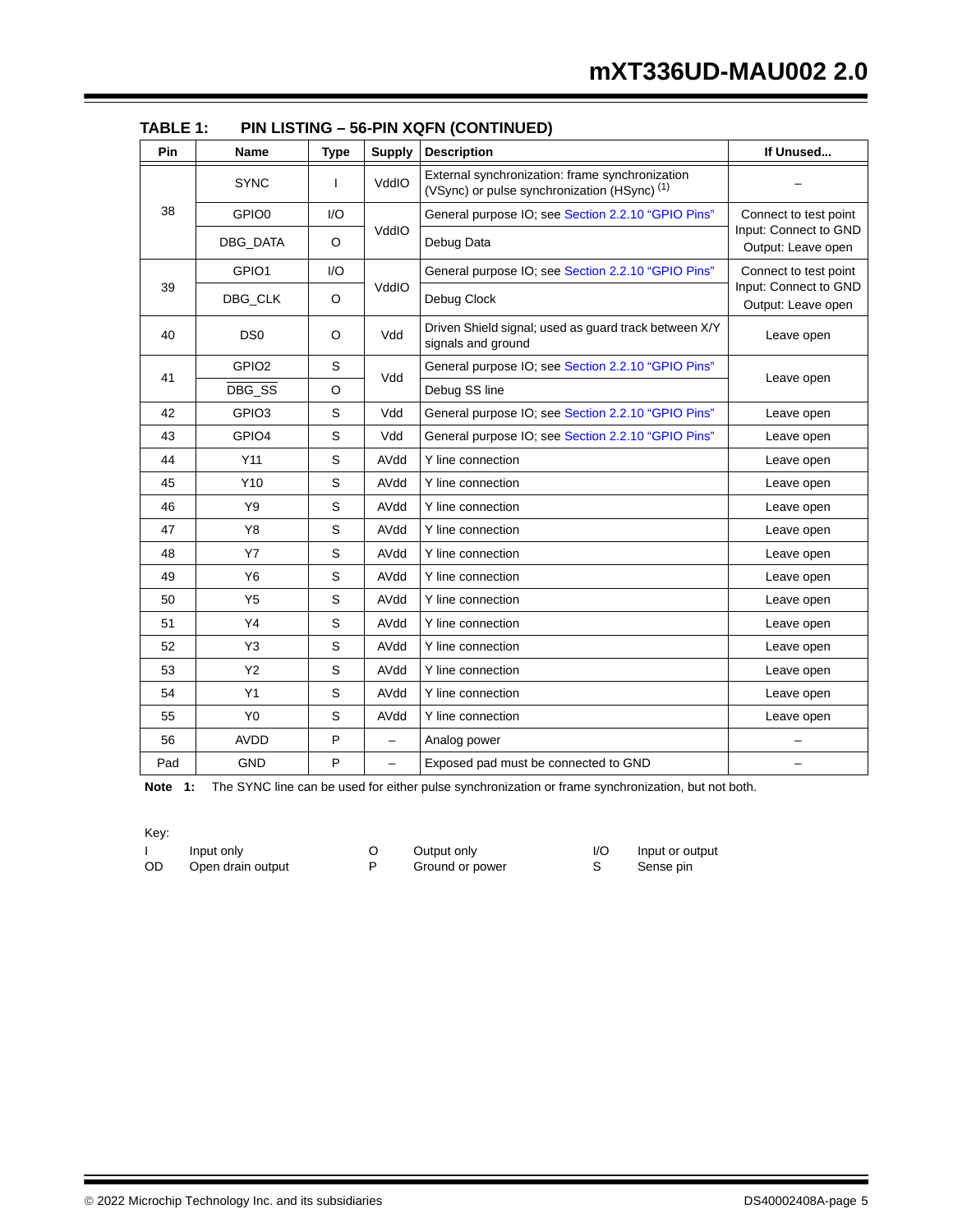**TABLE 1: PIN LISTING – 56-PIN XQFN (CONTINUED)**

| Pin | Name | Type | Supply | Description | If Unused... |
|---|---|---|---|---|---|
| 38 | SYNC | I | VddIO | External synchronization: frame synchronization (VSync) or pulse synchronization (HSync) (1) | – |
| | GPIO0 | I/O | VddIO | General purpose IO; see Section 2.2.10 “GPIO Pins” | Connect to test point Input: Connect to GND Output: Leave open |
| | DBG_DATA | O | | Debug Data | |
| 39 | GPIO1 | I/O | VddIO | General purpose IO; see Section 2.2.10 “GPIO Pins” | Connect to test point Input: Connect to GND Output: Leave open |
| | DBG_CLK | O | | Debug Clock | |
| 40 | DS0 | O | Vdd | Driven Shield signal; used as guard track between X/Y signals and ground | Leave open |
| 41 | GPIO2 | S | Vdd | General purpose IO; see Section 2.2.10 “GPIO Pins” | Leave open |
| | $\overline{\text{DBG\_SS}}$ | O | | Debug SS line | |
| 42 | GPIO3 | S | Vdd | General purpose IO; see Section 2.2.10 “GPIO Pins” | Leave open |
| 43 | GPIO4 | S | Vdd | General purpose IO; see Section 2.2.10 “GPIO Pins” | Leave open |
| 44 | Y11 | S | AVdd | Y line connection | Leave open |
| 45 | Y10 | S | AVdd | Y line connection | Leave open |
| 46 | Y9 | S | AVdd | Y line connection | Leave open |
| 47 | Y8 | S | AVdd | Y line connection | Leave open |
| 48 | Y7 | S | AVdd | Y line connection | Leave open |
| 49 | Y6 | S | AVdd | Y line connection | Leave open |
| 50 | Y5 | S | AVdd | Y line connection | Leave open |
| 51 | Y4 | S | AVdd | Y line connection | Leave open |
| 52 | Y3 | S | AVdd | Y line connection | Leave open |
| 53 | Y2 | S | AVdd | Y line connection | Leave open |
| 54 | Y1 | S | AVdd | Y line connection | Leave open |
| 55 | Y0 | S | AVdd | Y line connection | Leave open |
| 56 | AVDD | P | – | Analog power | – |
| Pad | GND | P | – | Exposed pad must be connected to GND | – |

**Note 1:** The SYNC line can be used for either pulse synchronization or frame synchronization, but not both.

Key:

| | | | | | |
|---|---|---|---|---|---|
| I | Input only | O | Output only | I/O | Input or output |
| OD | Open drain output | P | Ground or power | S | Sense pin |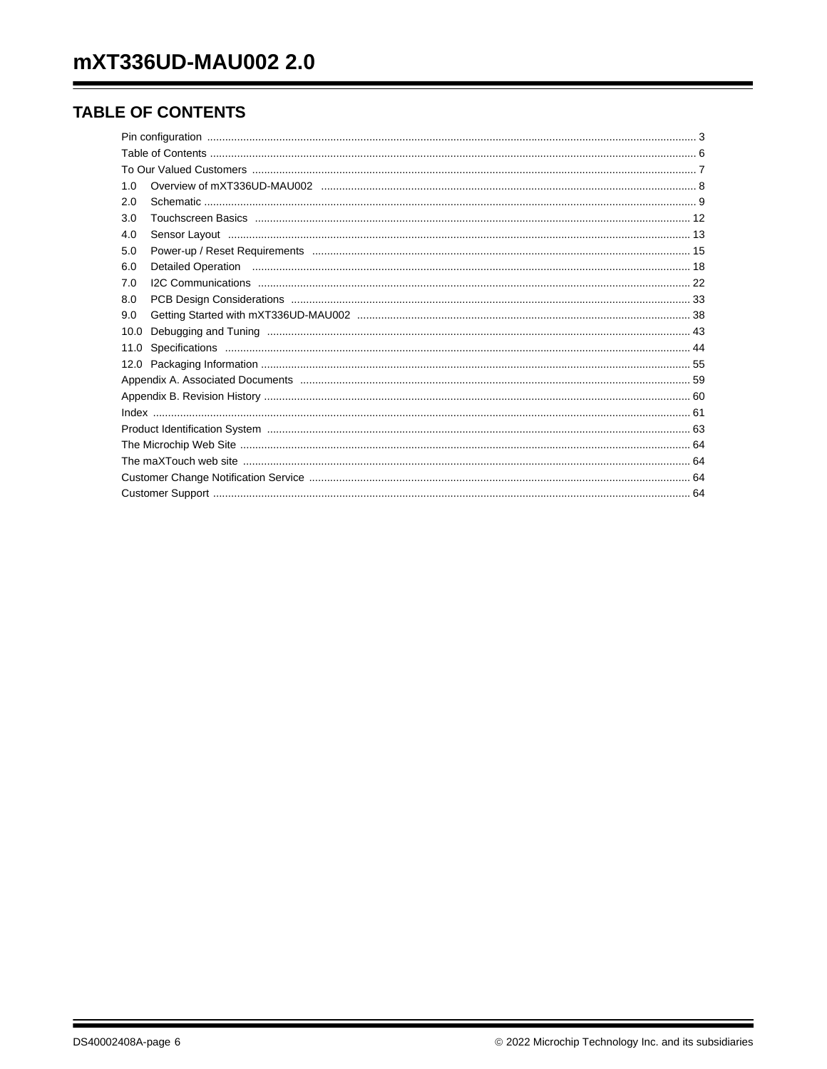## TABLE OF CONTENTS

Pin configuration ..... 3
Table of Contents ..... 6
To Our Valued Customers ..... 7
1.0 Overview of mXT336UD-MAU002 ..... 8
2.0 Schematic ..... 9
3.0 Touchscreen Basics ..... 12
4.0 Sensor Layout ..... 13
5.0 Power-up / Reset Requirements ..... 15
6.0 Detailed Operation ..... 18
7.0 I2C Communications ..... 22
8.0 PCB Design Considerations ..... 33
9.0 Getting Started with mXT336UD-MAU002 ..... 38
10.0 Debugging and Tuning ..... 43
11.0 Specifications ..... 44
12.0 Packaging Information ..... 55
Appendix A. Associated Documents ..... 59
Appendix B. Revision History ..... 60
Index ..... 61
Product Identification System ..... 63
The Microchip Web Site ..... 64
The maXTouch web site ..... 64
Customer Change Notification Service ..... 64
Customer Support ..... 64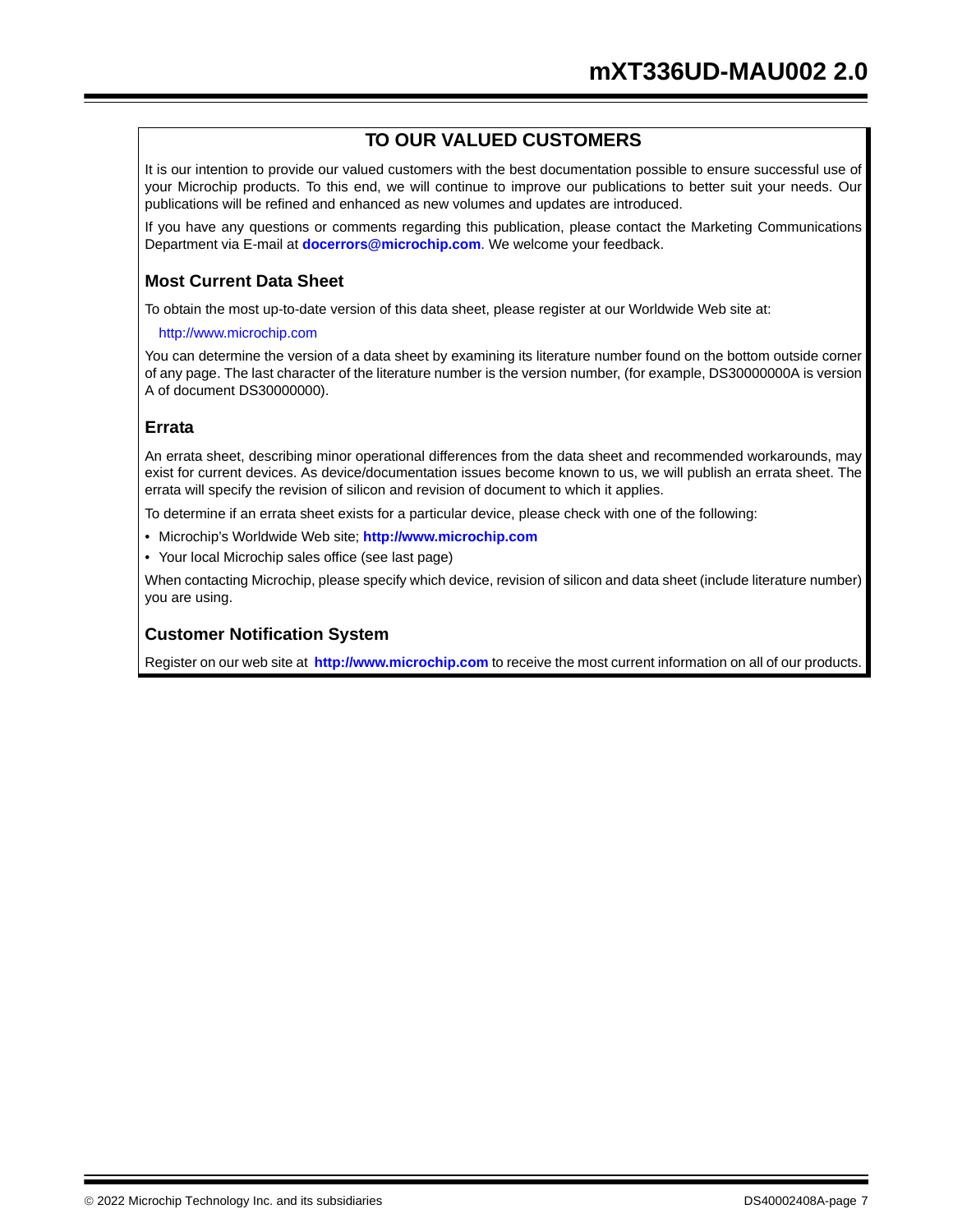## TO OUR VALUED CUSTOMERS

It is our intention to provide our valued customers with the best documentation possible to ensure successful use of your Microchip products. To this end, we will continue to improve our publications to better suit your needs. Our publications will be refined and enhanced as new volumes and updates are introduced.

If you have any questions or comments regarding this publication, please contact the Marketing Communications Department via E-mail at **docerrors@microchip.com**. We welcome your feedback.

### Most Current Data Sheet

To obtain the most up-to-date version of this data sheet, please register at our Worldwide Web site at:

http://www.microchip.com

You can determine the version of a data sheet by examining its literature number found on the bottom outside corner of any page. The last character of the literature number is the version number, (for example, DS30000000A is version A of document DS30000000).

### Errata

An errata sheet, describing minor operational differences from the data sheet and recommended workarounds, may exist for current devices. As device/documentation issues become known to us, we will publish an errata sheet. The errata will specify the revision of silicon and revision of document to which it applies.

To determine if an errata sheet exists for a particular device, please check with one of the following:

- Microchip's Worldwide Web site; **http://www.microchip.com**
- Your local Microchip sales office (see last page)

When contacting Microchip, please specify which device, revision of silicon and data sheet (include literature number) you are using.

### Customer Notification System

Register on our web site at **http://www.microchip.com** to receive the most current information on all of our products.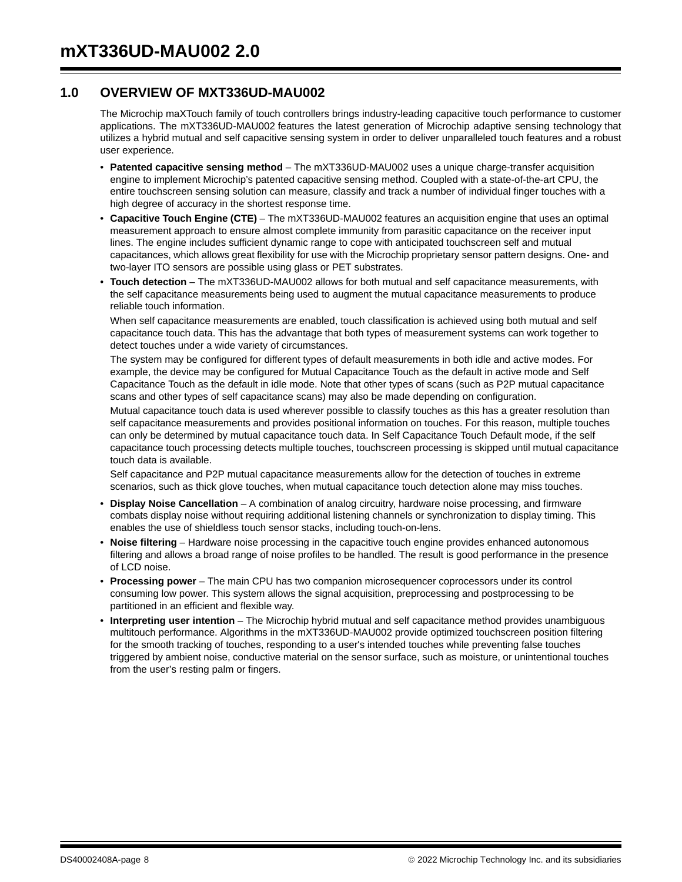## 1.0 OVERVIEW OF MXT336UD-MAU002

The Microchip maXTouch family of touch controllers brings industry-leading capacitive touch performance to customer applications. The mXT336UD-MAU002 features the latest generation of Microchip adaptive sensing technology that utilizes a hybrid mutual and self capacitive sensing system in order to deliver unparalleled touch features and a robust user experience.

- **Patented capacitive sensing method** – The mXT336UD-MAU002 uses a unique charge-transfer acquisition engine to implement Microchip's patented capacitive sensing method. Coupled with a state-of-the-art CPU, the entire touchscreen sensing solution can measure, classify and track a number of individual finger touches with a high degree of accuracy in the shortest response time.
- **Capacitive Touch Engine (CTE)** – The mXT336UD-MAU002 features an acquisition engine that uses an optimal measurement approach to ensure almost complete immunity from parasitic capacitance on the receiver input lines. The engine includes sufficient dynamic range to cope with anticipated touchscreen self and mutual capacitances, which allows great flexibility for use with the Microchip proprietary sensor pattern designs. One- and two-layer ITO sensors are possible using glass or PET substrates.
- **Touch detection** – The mXT336UD-MAU002 allows for both mutual and self capacitance measurements, with the self capacitance measurements being used to augment the mutual capacitance measurements to produce reliable touch information.

  When self capacitance measurements are enabled, touch classification is achieved using both mutual and self capacitance touch data. This has the advantage that both types of measurement systems can work together to detect touches under a wide variety of circumstances.

  The system may be configured for different types of default measurements in both idle and active modes. For example, the device may be configured for Mutual Capacitance Touch as the default in active mode and Self Capacitance Touch as the default in idle mode. Note that other types of scans (such as P2P mutual capacitance scans and other types of self capacitance scans) may also be made depending on configuration.

  Mutual capacitance touch data is used wherever possible to classify touches as this has a greater resolution than self capacitance measurements and provides positional information on touches. For this reason, multiple touches can only be determined by mutual capacitance touch data. In Self Capacitance Touch Default mode, if the self capacitance touch processing detects multiple touches, touchscreen processing is skipped until mutual capacitance touch data is available.

  Self capacitance and P2P mutual capacitance measurements allow for the detection of touches in extreme scenarios, such as thick glove touches, when mutual capacitance touch detection alone may miss touches.
- **Display Noise Cancellation** – A combination of analog circuitry, hardware noise processing, and firmware combats display noise without requiring additional listening channels or synchronization to display timing. This enables the use of shieldless touch sensor stacks, including touch-on-lens.
- **Noise filtering** – Hardware noise processing in the capacitive touch engine provides enhanced autonomous filtering and allows a broad range of noise profiles to be handled. The result is good performance in the presence of LCD noise.
- **Processing power** – The main CPU has two companion microsequencer coprocessors under its control consuming low power. This system allows the signal acquisition, preprocessing and postprocessing to be partitioned in an efficient and flexible way.
- **Interpreting user intention** – The Microchip hybrid mutual and self capacitance method provides unambiguous multitouch performance. Algorithms in the mXT336UD-MAU002 provide optimized touchscreen position filtering for the smooth tracking of touches, responding to a user's intended touches while preventing false touches triggered by ambient noise, conductive material on the sensor surface, such as moisture, or unintentional touches from the user's resting palm or fingers.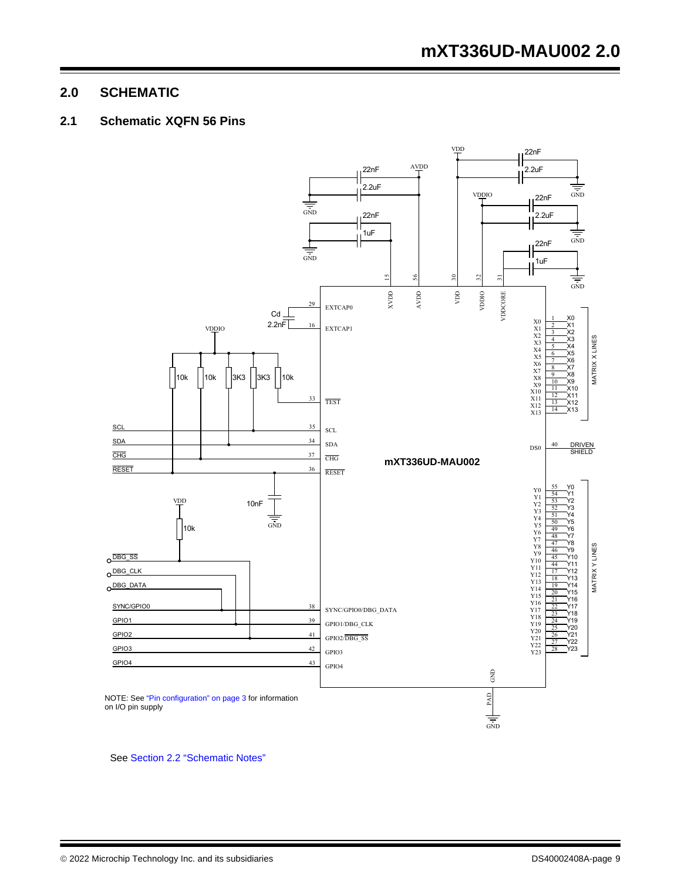## 2.0 SCHEMATIC

### 2.1 Schematic XQFN 56 Pins

NOTE: See "Pin configuration" on page 3 for information on I/O pin supply

See Section 2.2 "Schematic Notes"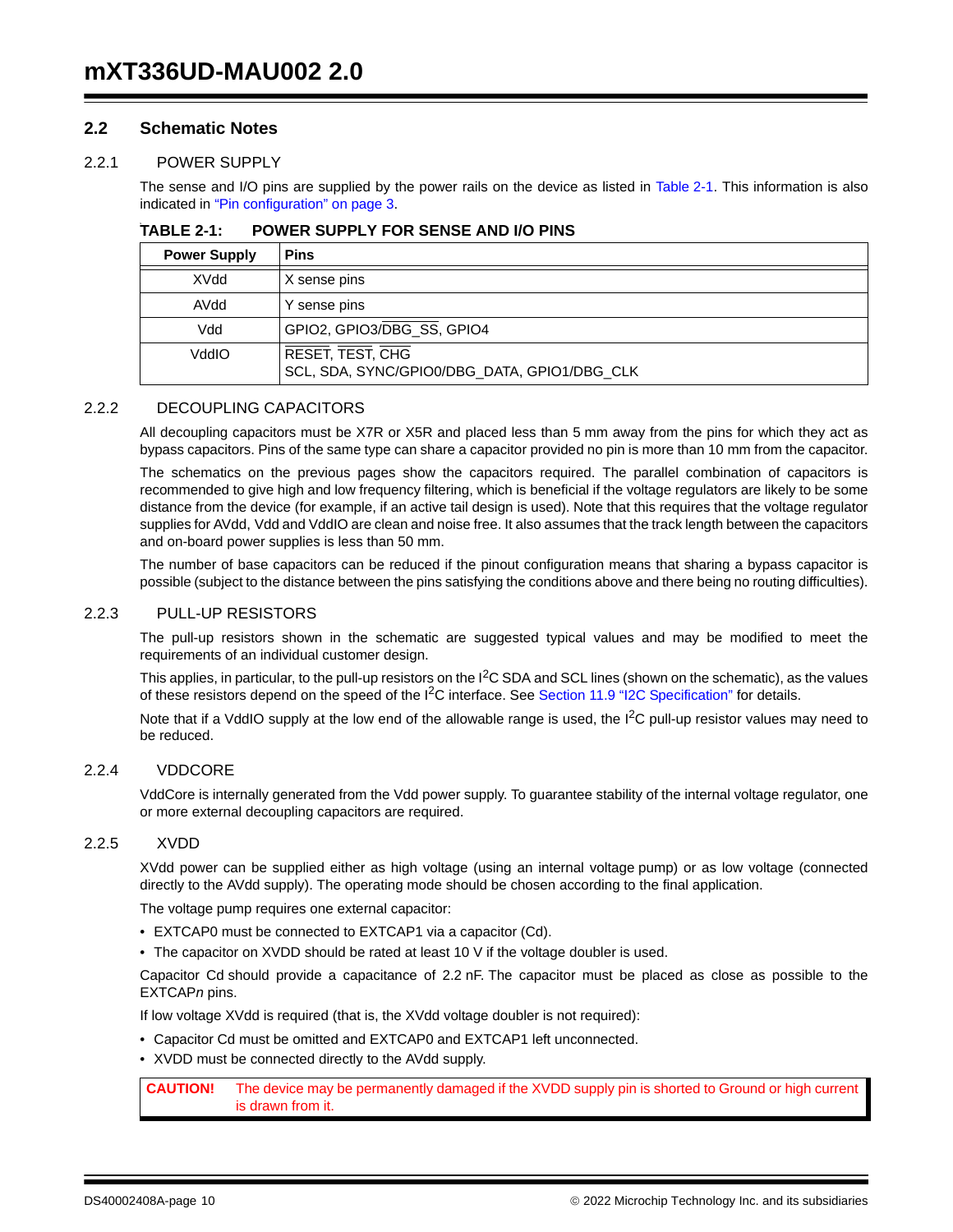## 2.2 Schematic Notes

### 2.2.1 POWER SUPPLY

The sense and I/O pins are supplied by the power rails on the device as listed in Table 2-1. This information is also indicated in "Pin configuration" on page 3.

**TABLE 2-1: POWER SUPPLY FOR SENSE AND I/O PINS**

| Power Supply | Pins |
|---|---|
| XVdd | X sense pins |
| AVdd | Y sense pins |
| Vdd | GPIO2, GPIO3/$\overline{\text{DBG\_SS}}$, GPIO4 |
| VddIO | $\overline{\text{RESET}}$, $\overline{\text{TEST}}$, $\overline{\text{CHG}}$<br>SCL, SDA, SYNC/GPIO0/DBG_DATA, GPIO1/DBG_CLK |

### 2.2.2 DECOUPLING CAPACITORS

All decoupling capacitors must be X7R or X5R and placed less than 5 mm away from the pins for which they act as bypass capacitors. Pins of the same type can share a capacitor provided no pin is more than 10 mm from the capacitor.

The schematics on the previous pages show the capacitors required. The parallel combination of capacitors is recommended to give high and low frequency filtering, which is beneficial if the voltage regulators are likely to be some distance from the device (for example, if an active tail design is used). Note that this requires that the voltage regulator supplies for AVdd, Vdd and VddIO are clean and noise free. It also assumes that the track length between the capacitors and on-board power supplies is less than 50 mm.

The number of base capacitors can be reduced if the pinout configuration means that sharing a bypass capacitor is possible (subject to the distance between the pins satisfying the conditions above and there being no routing difficulties).

### 2.2.3 PULL-UP RESISTORS

The pull-up resistors shown in the schematic are suggested typical values and may be modified to meet the requirements of an individual customer design.

This applies, in particular, to the pull-up resistors on the $I^2C$ SDA and SCL lines (shown on the schematic), as the values of these resistors depend on the speed of the $I^2C$ interface. See Section 11.9 "I2C Specification" for details.

Note that if a VddIO supply at the low end of the allowable range is used, the $I^2C$ pull-up resistor values may need to be reduced.

### 2.2.4 VDDCORE

VddCore is internally generated from the Vdd power supply. To guarantee stability of the internal voltage regulator, one or more external decoupling capacitors are required.

### 2.2.5 XVDD

XVdd power can be supplied either as high voltage (using an internal voltage pump) or as low voltage (connected directly to the AVdd supply). The operating mode should be chosen according to the final application.

The voltage pump requires one external capacitor:

- EXTCAP0 must be connected to EXTCAP1 via a capacitor (Cd).
- The capacitor on XVDD should be rated at least 10 V if the voltage doubler is used.

Capacitor Cd should provide a capacitance of 2.2 nF. The capacitor must be placed as close as possible to the EXTCAP*n* pins.

If low voltage XVdd is required (that is, the XVdd voltage doubler is not required):

- Capacitor Cd must be omitted and EXTCAP0 and EXTCAP1 left unconnected.
- XVDD must be connected directly to the AVdd supply.

> **CAUTION!** The device may be permanently damaged if the XVDD supply pin is shorted to Ground or high current is drawn from it.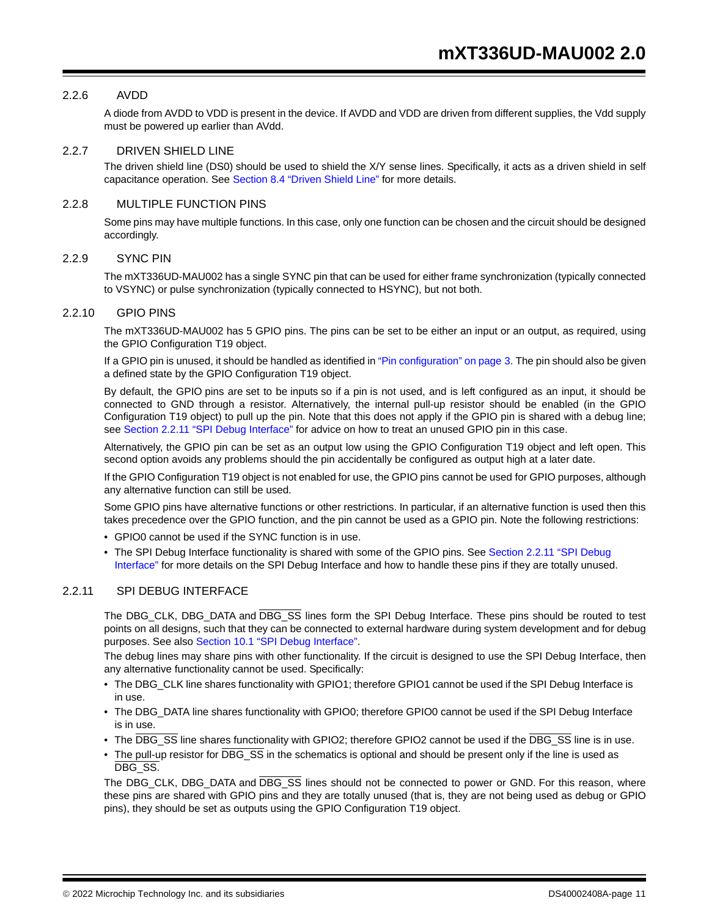### 2.2.6 AVDD

A diode from AVDD to VDD is present in the device. If AVDD and VDD are driven from different supplies, the Vdd supply must be powered up earlier than AVdd.

### 2.2.7 DRIVEN SHIELD LINE

The driven shield line (DS0) should be used to shield the X/Y sense lines. Specifically, it acts as a driven shield in self capacitance operation. See Section 8.4 "Driven Shield Line" for more details.

### 2.2.8 MULTIPLE FUNCTION PINS

Some pins may have multiple functions. In this case, only one function can be chosen and the circuit should be designed accordingly.

### 2.2.9 SYNC PIN

The mXT336UD-MAU002 has a single SYNC pin that can be used for either frame synchronization (typically connected to VSYNC) or pulse synchronization (typically connected to HSYNC), but not both.

### 2.2.10 GPIO PINS

The mXT336UD-MAU002 has 5 GPIO pins. The pins can be set to be either an input or an output, as required, using the GPIO Configuration T19 object.

If a GPIO pin is unused, it should be handled as identified in "Pin configuration" on page 3. The pin should also be given a defined state by the GPIO Configuration T19 object.

By default, the GPIO pins are set to be inputs so if a pin is not used, and is left configured as an input, it should be connected to GND through a resistor. Alternatively, the internal pull-up resistor should be enabled (in the GPIO Configuration T19 object) to pull up the pin. Note that this does not apply if the GPIO pin is shared with a debug line; see Section 2.2.11 "SPI Debug Interface" for advice on how to treat an unused GPIO pin in this case.

Alternatively, the GPIO pin can be set as an output low using the GPIO Configuration T19 object and left open. This second option avoids any problems should the pin accidentally be configured as output high at a later date.

If the GPIO Configuration T19 object is not enabled for use, the GPIO pins cannot be used for GPIO purposes, although any alternative function can still be used.

Some GPIO pins have alternative functions or other restrictions. In particular, if an alternative function is used then this takes precedence over the GPIO function, and the pin cannot be used as a GPIO pin. Note the following restrictions:

- GPIO0 cannot be used if the SYNC function is in use.
- The SPI Debug Interface functionality is shared with some of the GPIO pins. See Section 2.2.11 "SPI Debug Interface" for more details on the SPI Debug Interface and how to handle these pins if they are totally unused.

### 2.2.11 SPI DEBUG INTERFACE

The DBG_CLK, DBG_DATA and $\overline{\text{DBG\_SS}}$ lines form the SPI Debug Interface. These pins should be routed to test points on all designs, such that they can be connected to external hardware during system development and for debug purposes. See also Section 10.1 "SPI Debug Interface".

The debug lines may share pins with other functionality. If the circuit is designed to use the SPI Debug Interface, then any alternative functionality cannot be used. Specifically:

- The DBG_CLK line shares functionality with GPIO1; therefore GPIO1 cannot be used if the SPI Debug Interface is in use.
- The DBG_DATA line shares functionality with GPIO0; therefore GPIO0 cannot be used if the SPI Debug Interface is in use.
- The $\overline{\text{DBG\_SS}}$ line shares functionality with GPIO2; therefore GPIO2 cannot be used if the $\overline{\text{DBG\_SS}}$ line is in use.
- The pull-up resistor for $\overline{\text{DBG\_SS}}$ in the schematics is optional and should be present only if the line is used as $\overline{\text{DBG\_SS}}$.

The DBG_CLK, DBG_DATA and $\overline{\text{DBG\_SS}}$ lines should not be connected to power or GND. For this reason, where these pins are shared with GPIO pins and they are totally unused (that is, they are not being used as debug or GPIO pins), they should be set as outputs using the GPIO Configuration T19 object.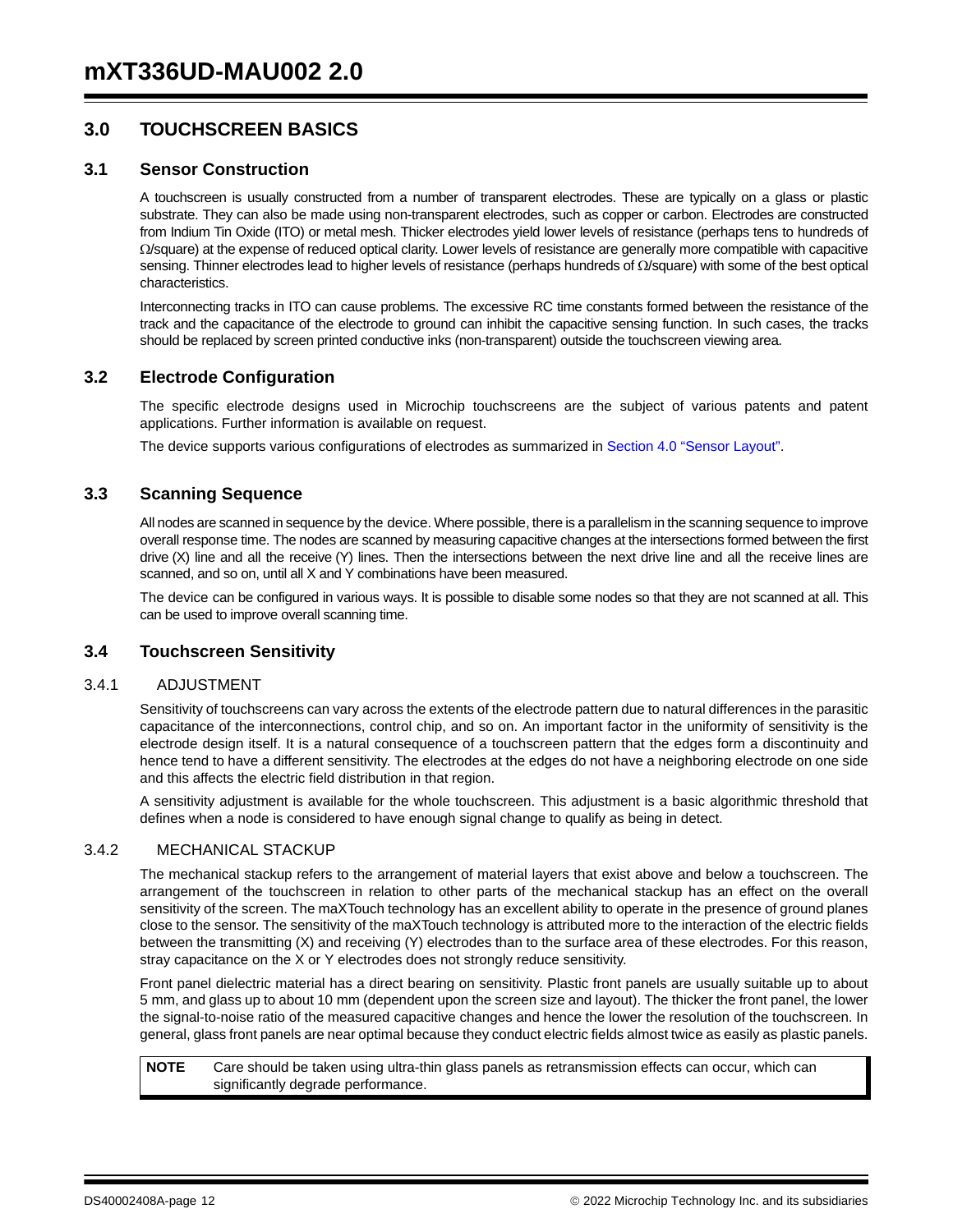# 3.0 TOUCHSCREEN BASICS

## 3.1 Sensor Construction

A touchscreen is usually constructed from a number of transparent electrodes. These are typically on a glass or plastic substrate. They can also be made using non-transparent electrodes, such as copper or carbon. Electrodes are constructed from Indium Tin Oxide (ITO) or metal mesh. Thicker electrodes yield lower levels of resistance (perhaps tens to hundreds of Ω/square) at the expense of reduced optical clarity. Lower levels of resistance are generally more compatible with capacitive sensing. Thinner electrodes lead to higher levels of resistance (perhaps hundreds of Ω/square) with some of the best optical characteristics.

Interconnecting tracks in ITO can cause problems. The excessive RC time constants formed between the resistance of the track and the capacitance of the electrode to ground can inhibit the capacitive sensing function. In such cases, the tracks should be replaced by screen printed conductive inks (non-transparent) outside the touchscreen viewing area.

## 3.2 Electrode Configuration

The specific electrode designs used in Microchip touchscreens are the subject of various patents and patent applications. Further information is available on request.

The device supports various configurations of electrodes as summarized in Section 4.0 "Sensor Layout".

## 3.3 Scanning Sequence

All nodes are scanned in sequence by the device. Where possible, there is a parallelism in the scanning sequence to improve overall response time. The nodes are scanned by measuring capacitive changes at the intersections formed between the first drive (X) line and all the receive (Y) lines. Then the intersections between the next drive line and all the receive lines are scanned, and so on, until all X and Y combinations have been measured.

The device can be configured in various ways. It is possible to disable some nodes so that they are not scanned at all. This can be used to improve overall scanning time.

## 3.4 Touchscreen Sensitivity

### 3.4.1 ADJUSTMENT

Sensitivity of touchscreens can vary across the extents of the electrode pattern due to natural differences in the parasitic capacitance of the interconnections, control chip, and so on. An important factor in the uniformity of sensitivity is the electrode design itself. It is a natural consequence of a touchscreen pattern that the edges form a discontinuity and hence tend to have a different sensitivity. The electrodes at the edges do not have a neighboring electrode on one side and this affects the electric field distribution in that region.

A sensitivity adjustment is available for the whole touchscreen. This adjustment is a basic algorithmic threshold that defines when a node is considered to have enough signal change to qualify as being in detect.

### 3.4.2 MECHANICAL STACKUP

The mechanical stackup refers to the arrangement of material layers that exist above and below a touchscreen. The arrangement of the touchscreen in relation to other parts of the mechanical stackup has an effect on the overall sensitivity of the screen. The maXTouch technology has an excellent ability to operate in the presence of ground planes close to the sensor. The sensitivity of the maXTouch technology is attributed more to the interaction of the electric fields between the transmitting (X) and receiving (Y) electrodes than to the surface area of these electrodes. For this reason, stray capacitance on the X or Y electrodes does not strongly reduce sensitivity.

Front panel dielectric material has a direct bearing on sensitivity. Plastic front panels are usually suitable up to about 5 mm, and glass up to about 10 mm (dependent upon the screen size and layout). The thicker the front panel, the lower the signal-to-noise ratio of the measured capacitive changes and hence the lower the resolution of the touchscreen. In general, glass front panels are near optimal because they conduct electric fields almost twice as easily as plastic panels.

| NOTE | Care should be taken using ultra-thin glass panels as retransmission effects can occur, which can significantly degrade performance. |
|---|---|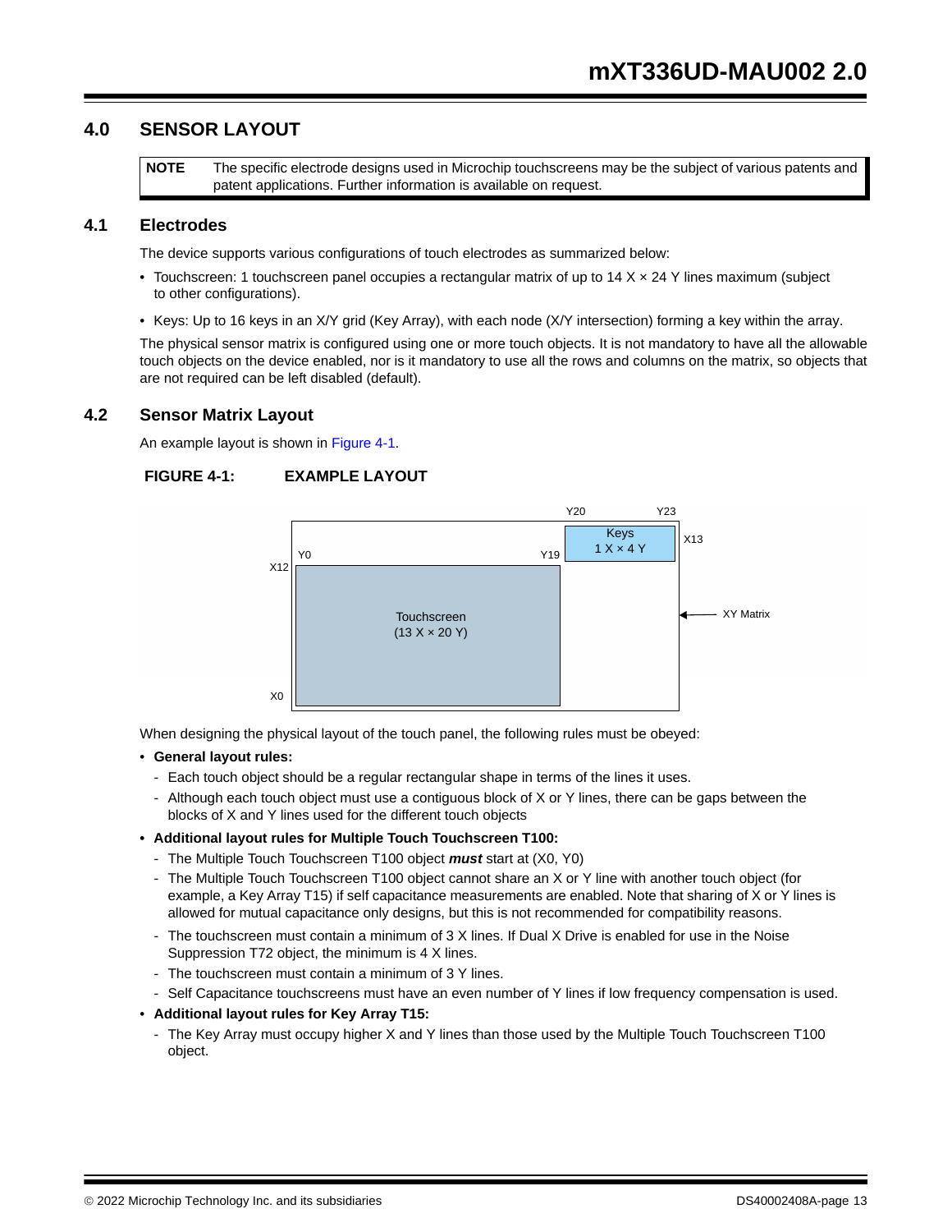# 4.0 SENSOR LAYOUT

| NOTE | The specific electrode designs used in Microchip touchscreens may be the subject of various patents and patent applications. Further information is available on request. |
|---|---|

## 4.1 Electrodes

The device supports various configurations of touch electrodes as summarized below:

- Touchscreen: 1 touchscreen panel occupies a rectangular matrix of up to 14 X × 24 Y lines maximum (subject to other configurations).
- Keys: Up to 16 keys in an X/Y grid (Key Array), with each node (X/Y intersection) forming a key within the array.

The physical sensor matrix is configured using one or more touch objects. It is not mandatory to have all the allowable touch objects on the device enabled, nor is it mandatory to use all the rows and columns on the matrix, so objects that are not required can be left disabled (default).

## 4.2 Sensor Matrix Layout

An example layout is shown in Figure 4-1.

**FIGURE 4-1: EXAMPLE LAYOUT**

Y20 Y23 Keys 1 X × 4 Y X13 Y0 Y19 X12 Touchscreen (13 X × 20 Y) XY Matrix X0

When designing the physical layout of the touch panel, the following rules must be obeyed:

- **General layout rules:**
  - Each touch object should be a regular rectangular shape in terms of the lines it uses.
  - Although each touch object must use a contiguous block of X or Y lines, there can be gaps between the blocks of X and Y lines used for the different touch objects
- **Additional layout rules for Multiple Touch Touchscreen T100:**
  - The Multiple Touch Touchscreen T100 object ***must*** start at (X0, Y0)
  - The Multiple Touch Touchscreen T100 object cannot share an X or Y line with another touch object (for example, a Key Array T15) if self capacitance measurements are enabled. Note that sharing of X or Y lines is allowed for mutual capacitance only designs, but this is not recommended for compatibility reasons.
  - The touchscreen must contain a minimum of 3 X lines. If Dual X Drive is enabled for use in the Noise Suppression T72 object, the minimum is 4 X lines.
  - The touchscreen must contain a minimum of 3 Y lines.
  - Self Capacitance touchscreens must have an even number of Y lines if low frequency compensation is used.
- **Additional layout rules for Key Array T15:**
  - The Key Array must occupy higher X and Y lines than those used by the Multiple Touch Touchscreen T100 object.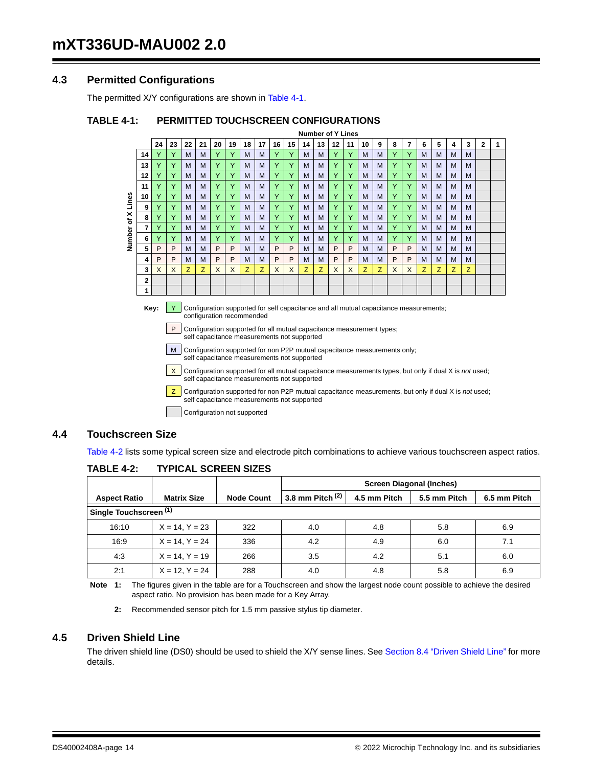## 4.3 Permitted Configurations

The permitted X/Y configurations are shown in Table 4-1.

**TABLE 4-1: PERMITTED TOUCHSCREEN CONFIGURATIONS**

| Number of X Lines \ Number of Y Lines | 24 | 23 | 22 | 21 | 20 | 19 | 18 | 17 | 16 | 15 | 14 | 13 | 12 | 11 | 10 | 9 | 8 | 7 | 6 | 5 | 4 | 3 | 2 | 1 |
|---|---|---|---|---|---|---|---|---|---|---|---|---|---|---|---|---|---|---|---|---|---|---|---|---|
| 14 | Y | Y | M | M | Y | Y | M | M | Y | Y | M | M | Y | Y | M | M | Y | Y | M | M | M | M | | |
| 13 | Y | Y | M | M | Y | Y | M | M | Y | Y | M | M | Y | Y | M | M | Y | Y | M | M | M | M | | |
| 12 | Y | Y | M | M | Y | Y | M | M | Y | Y | M | M | Y | Y | M | M | Y | Y | M | M | M | M | | |
| 11 | Y | Y | M | M | Y | Y | M | M | Y | Y | M | M | Y | Y | M | M | Y | Y | M | M | M | M | | |
| 10 | Y | Y | M | M | Y | Y | M | M | Y | Y | M | M | Y | Y | M | M | Y | Y | M | M | M | M | | |
| 9 | Y | Y | M | M | Y | Y | M | M | Y | Y | M | M | Y | Y | M | M | Y | Y | M | M | M | M | | |
| 8 | Y | Y | M | M | Y | Y | M | M | Y | Y | M | M | Y | Y | M | M | Y | Y | M | M | M | M | | |
| 7 | Y | Y | M | M | Y | Y | M | M | Y | Y | M | M | Y | Y | M | M | Y | Y | M | M | M | M | | |
| 6 | Y | Y | M | M | Y | Y | M | M | Y | Y | M | M | Y | Y | M | M | Y | Y | M | M | M | M | | |
| 5 | P | P | M | M | P | P | M | M | P | P | M | M | P | P | M | M | P | P | M | M | M | M | | |
| 4 | P | P | M | M | P | P | M | M | P | P | M | M | P | P | M | M | P | P | M | M | M | M | | |
| 3 | X | X | Z | Z | X | X | Z | Z | X | X | Z | Z | X | X | Z | Z | X | X | Z | Z | Z | Z | | |
| 2 | | | | | | | | | | | | | | | | | | | | | | | | |
| 1 | | | | | | | | | | | | | | | | | | | | | | | | |

Key:

- Y – Configuration supported for self capacitance and all mutual capacitance measurements; configuration recommended
- P – Configuration supported for all mutual capacitance measurement types; self capacitance measurements not supported
- M – Configuration supported for non P2P mutual capacitance measurements only; self capacitance measurements not supported
- X – Configuration supported for all mutual capacitance measurements types, but only if dual X is *not* used; self capacitance measurements not supported
- Z – Configuration supported for non P2P mutual capacitance measurements, but only if dual X is *not* used; self capacitance measurements not supported
- (blank) – Configuration not supported

## 4.4 Touchscreen Size

Table 4-2 lists some typical screen size and electrode pitch combinations to achieve various touchscreen aspect ratios.

**TABLE 4-2: TYPICAL SCREEN SIZES**

| Aspect Ratio | Matrix Size | Node Count | Screen Diagonal (Inches) 3.8 mm Pitch (2) | 4.5 mm Pitch | 5.5 mm Pitch | 6.5 mm Pitch |
|---|---|---|---|---|---|---|
| **Single Touchscreen (1)** | | | | | | |
| 16:10 | X = 14, Y = 23 | 322 | 4.0 | 4.8 | 5.8 | 6.9 |
| 16:9 | X = 14, Y = 24 | 336 | 4.2 | 4.9 | 6.0 | 7.1 |
| 4:3 | X = 14, Y = 19 | 266 | 3.5 | 4.2 | 5.1 | 6.0 |
| 2:1 | X = 12, Y = 24 | 288 | 4.0 | 4.8 | 5.8 | 6.9 |

**Note 1:** The figures given in the table are for a Touchscreen and show the largest node count possible to achieve the desired aspect ratio. No provision has been made for a Key Array.

**2:** Recommended sensor pitch for 1.5 mm passive stylus tip diameter.

## 4.5 Driven Shield Line

The driven shield line (DS0) should be used to shield the X/Y sense lines. See Section 8.4 "Driven Shield Line" for more details.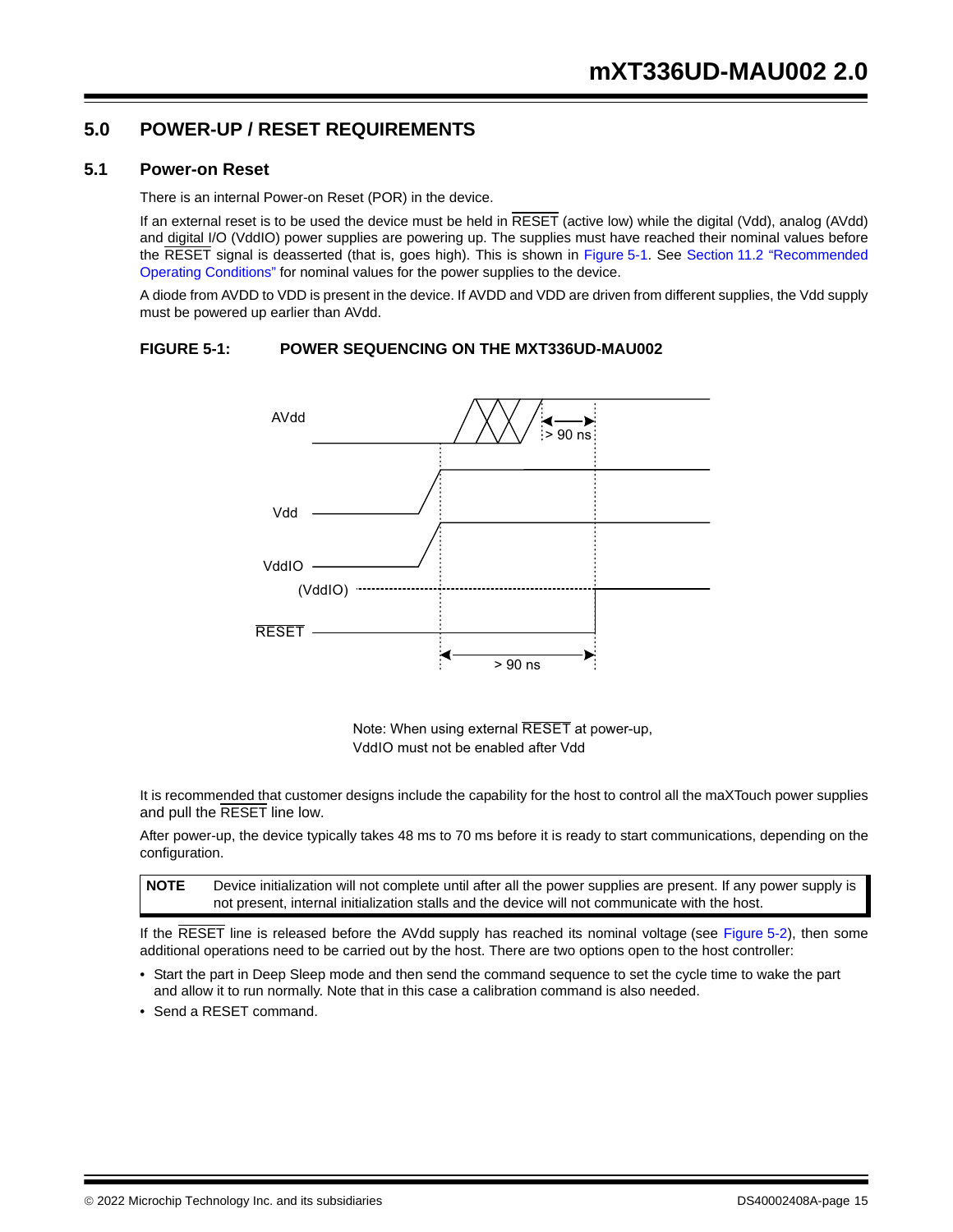## 5.0 POWER-UP / RESET REQUIREMENTS

### 5.1 Power-on Reset

There is an internal Power-on Reset (POR) in the device.

If an external reset is to be used the device must be held in $\overline{\text{RESET}}$ (active low) while the digital (Vdd), analog (AVdd) and digital I/O (VddIO) power supplies are powering up. The supplies must have reached their nominal values before the $\overline{\text{RESET}}$ signal is deasserted (that is, goes high). This is shown in Figure 5-1. See Section 11.2 "Recommended Operating Conditions" for nominal values for the power supplies to the device.

A diode from AVDD to VDD is present in the device. If AVDD and VDD are driven from different supplies, the Vdd supply must be powered up earlier than AVdd.

**FIGURE 5-1: POWER SEQUENCING ON THE MXT336UD-MAU002**

AVdd, Vdd, VddIO, (VddIO), $\overline{\text{RESET}}$; > 90 ns; > 90 ns

Note: When using external $\overline{\text{RESET}}$ at power-up, VddIO must not be enabled after Vdd

It is recommended that customer designs include the capability for the host to control all the maXTouch power supplies and pull the $\overline{\text{RESET}}$ line low.

After power-up, the device typically takes 48 ms to 70 ms before it is ready to start communications, depending on the configuration.

| NOTE | Device initialization will not complete until after all the power supplies are present. If any power supply is not present, internal initialization stalls and the device will not communicate with the host. |
|---|---|

If the $\overline{\text{RESET}}$ line is released before the AVdd supply has reached its nominal voltage (see Figure 5-2), then some additional operations need to be carried out by the host. There are two options open to the host controller:

- Start the part in Deep Sleep mode and then send the command sequence to set the cycle time to wake the part and allow it to run normally. Note that in this case a calibration command is also needed.
- Send a RESET command.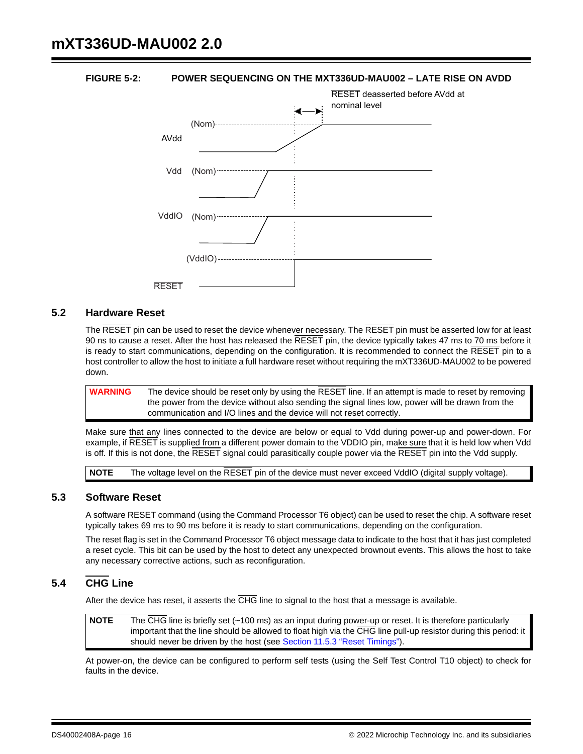**FIGURE 5-2: POWER SEQUENCING ON THE MXT336UD-MAU002 – LATE RISE ON AVDD**

RESET deasserted before AVdd at nominal level

AVdd (Nom)

Vdd (Nom)

VddIO (Nom)

RESET (VddIO)

## 5.2 Hardware Reset

The RESET pin can be used to reset the device whenever necessary. The RESET pin must be asserted low for at least 90 ns to cause a reset. After the host has released the RESET pin, the device typically takes 47 ms to 70 ms before it is ready to start communications, depending on the configuration. It is recommended to connect the RESET pin to a host controller to allow the host to initiate a full hardware reset without requiring the mXT336UD-MAU002 to be powered down.

> **WARNING** The device should be reset only by using the RESET line. If an attempt is made to reset by removing the power from the device without also sending the signal lines low, power will be drawn from the communication and I/O lines and the device will not reset correctly.

Make sure that any lines connected to the device are below or equal to Vdd during power-up and power-down. For example, if RESET is supplied from a different power domain to the VDDIO pin, make sure that it is held low when Vdd is off. If this is not done, the RESET signal could parasitically couple power via the RESET pin into the Vdd supply.

> **NOTE** The voltage level on the RESET pin of the device must never exceed VddIO (digital supply voltage).

## 5.3 Software Reset

A software RESET command (using the Command Processor T6 object) can be used to reset the chip. A software reset typically takes 69 ms to 90 ms before it is ready to start communications, depending on the configuration.

The reset flag is set in the Command Processor T6 object message data to indicate to the host that it has just completed a reset cycle. This bit can be used by the host to detect any unexpected brownout events. This allows the host to take any necessary corrective actions, such as reconfiguration.

## 5.4 CHG Line

After the device has reset, it asserts the CHG line to signal to the host that a message is available.

> **NOTE** The CHG line is briefly set (~100 ms) as an input during power-up or reset. It is therefore particularly important that the line should be allowed to float high via the CHG line pull-up resistor during this period: it should never be driven by the host (see Section 11.5.3 "Reset Timings").

At power-on, the device can be configured to perform self tests (using the Self Test Control T10 object) to check for faults in the device.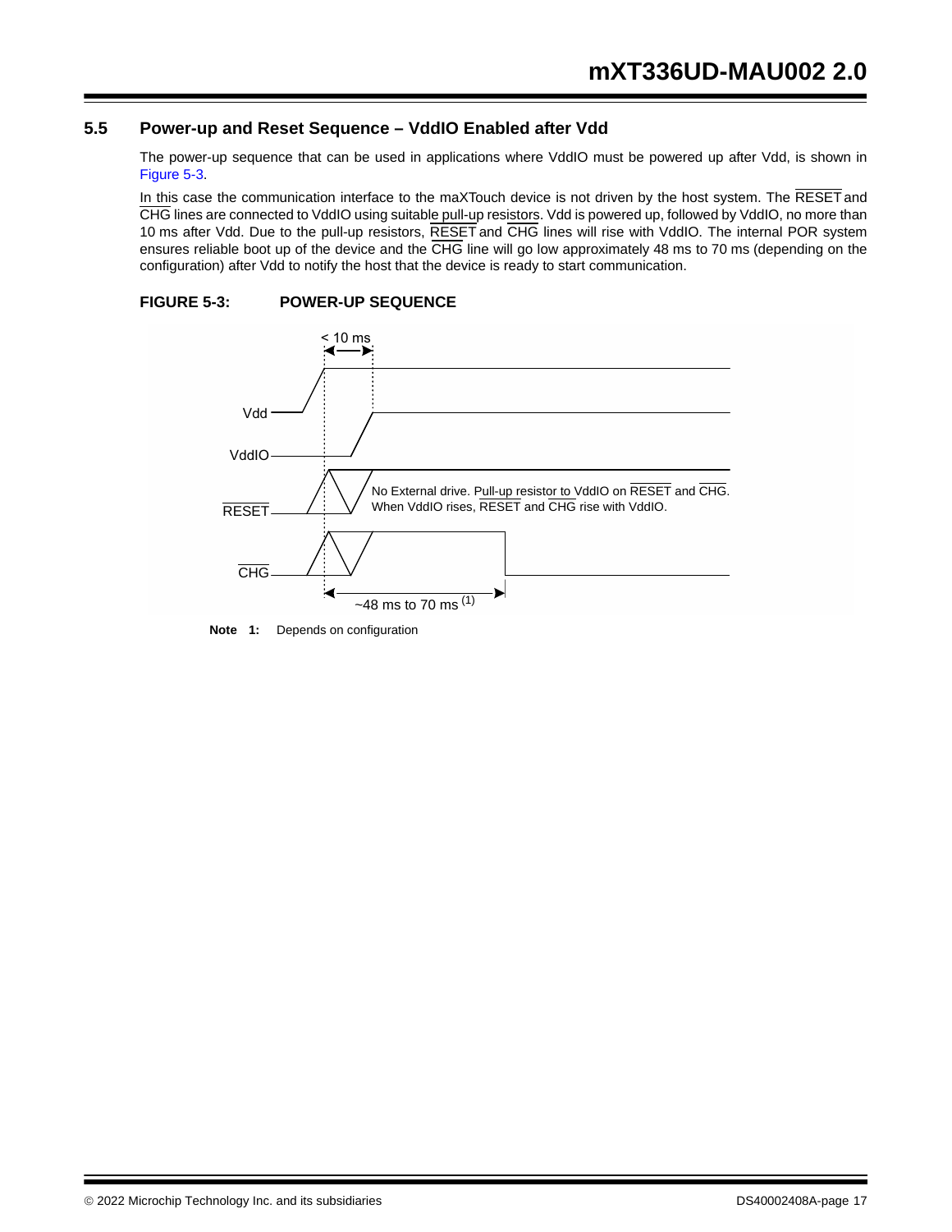## 5.5 Power-up and Reset Sequence – VddIO Enabled after Vdd

The power-up sequence that can be used in applications where VddIO must be powered up after Vdd, is shown in Figure 5-3.

In this case the communication interface to the maXTouch device is not driven by the host system. The $\overline{\text{RESET}}$ and $\overline{\text{CHG}}$ lines are connected to VddIO using suitable pull-up resistors. Vdd is powered up, followed by VddIO, no more than 10 ms after Vdd. Due to the pull-up resistors, $\overline{\text{RESET}}$ and $\overline{\text{CHG}}$ lines will rise with VddIO. The internal POR system ensures reliable boot up of the device and the $\overline{\text{CHG}}$ line will go low approximately 48 ms to 70 ms (depending on the configuration) after Vdd to notify the host that the device is ready to start communication.

**FIGURE 5-3: POWER-UP SEQUENCE**

< 10 ms

Vdd

VddIO

$\overline{\text{RESET}}$

$\overline{\text{CHG}}$

No External drive. Pull-up resistor to VddIO on $\overline{\text{RESET}}$ and $\overline{\text{CHG}}$. When VddIO rises, $\overline{\text{RESET}}$ and $\overline{\text{CHG}}$ rise with VddIO.

~48 ms to 70 ms (1)

**Note 1:** Depends on configuration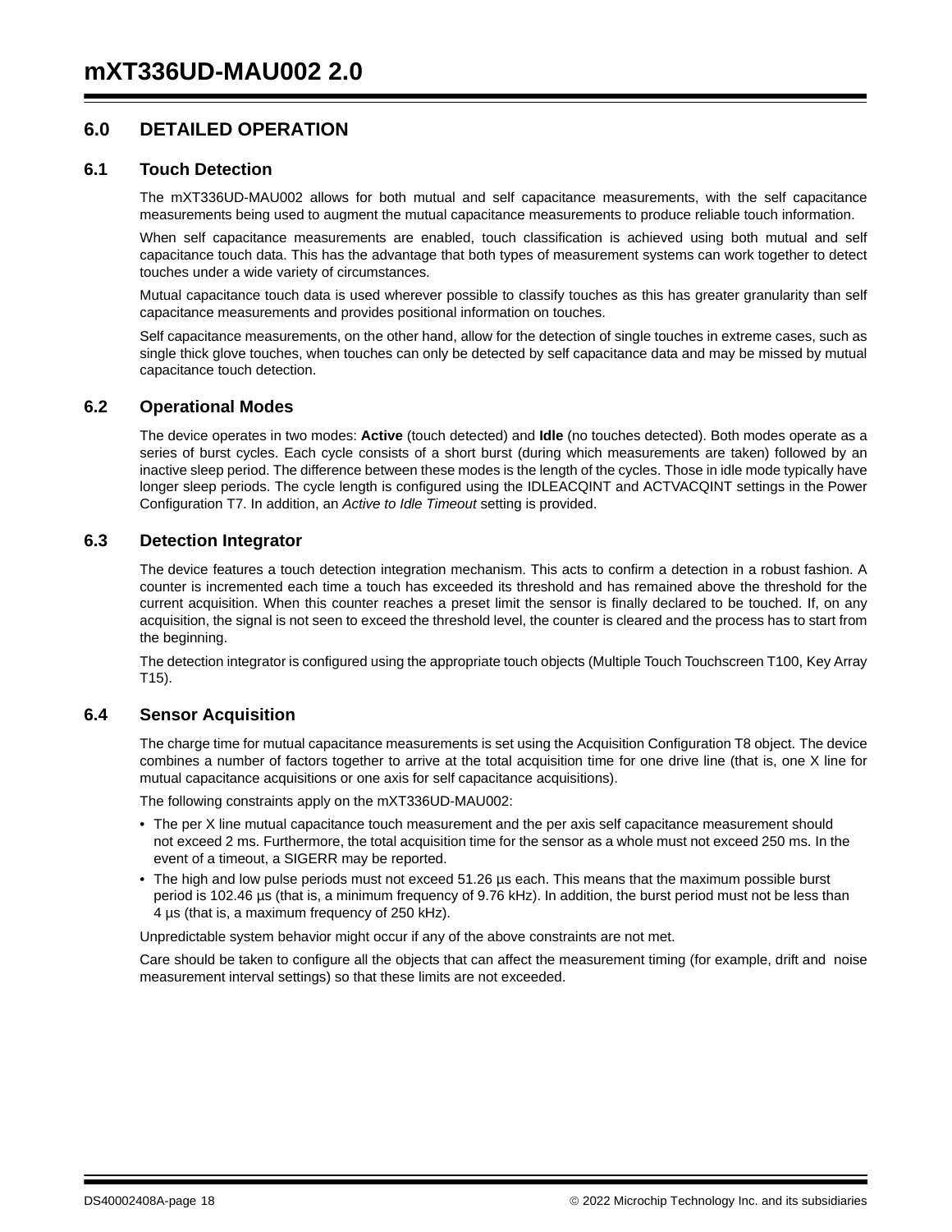## 6.0 DETAILED OPERATION

### 6.1 Touch Detection

The mXT336UD-MAU002 allows for both mutual and self capacitance measurements, with the self capacitance measurements being used to augment the mutual capacitance measurements to produce reliable touch information.

When self capacitance measurements are enabled, touch classification is achieved using both mutual and self capacitance touch data. This has the advantage that both types of measurement systems can work together to detect touches under a wide variety of circumstances.

Mutual capacitance touch data is used wherever possible to classify touches as this has greater granularity than self capacitance measurements and provides positional information on touches.

Self capacitance measurements, on the other hand, allow for the detection of single touches in extreme cases, such as single thick glove touches, when touches can only be detected by self capacitance data and may be missed by mutual capacitance touch detection.

### 6.2 Operational Modes

The device operates in two modes: **Active** (touch detected) and **Idle** (no touches detected). Both modes operate as a series of burst cycles. Each cycle consists of a short burst (during which measurements are taken) followed by an inactive sleep period. The difference between these modes is the length of the cycles. Those in idle mode typically have longer sleep periods. The cycle length is configured using the IDLEACQINT and ACTVACQINT settings in the Power Configuration T7. In addition, an *Active to Idle Timeout* setting is provided.

### 6.3 Detection Integrator

The device features a touch detection integration mechanism. This acts to confirm a detection in a robust fashion. A counter is incremented each time a touch has exceeded its threshold and has remained above the threshold for the current acquisition. When this counter reaches a preset limit the sensor is finally declared to be touched. If, on any acquisition, the signal is not seen to exceed the threshold level, the counter is cleared and the process has to start from the beginning.

The detection integrator is configured using the appropriate touch objects (Multiple Touch Touchscreen T100, Key Array T15).

### 6.4 Sensor Acquisition

The charge time for mutual capacitance measurements is set using the Acquisition Configuration T8 object. The device combines a number of factors together to arrive at the total acquisition time for one drive line (that is, one X line for mutual capacitance acquisitions or one axis for self capacitance acquisitions).

The following constraints apply on the mXT336UD-MAU002:

- The per X line mutual capacitance touch measurement and the per axis self capacitance measurement should not exceed 2 ms. Furthermore, the total acquisition time for the sensor as a whole must not exceed 250 ms. In the event of a timeout, a SIGERR may be reported.
- The high and low pulse periods must not exceed 51.26 µs each. This means that the maximum possible burst period is 102.46 µs (that is, a minimum frequency of 9.76 kHz). In addition, the burst period must not be less than 4 µs (that is, a maximum frequency of 250 kHz).

Unpredictable system behavior might occur if any of the above constraints are not met.

Care should be taken to configure all the objects that can affect the measurement timing (for example, drift and noise measurement interval settings) so that these limits are not exceeded.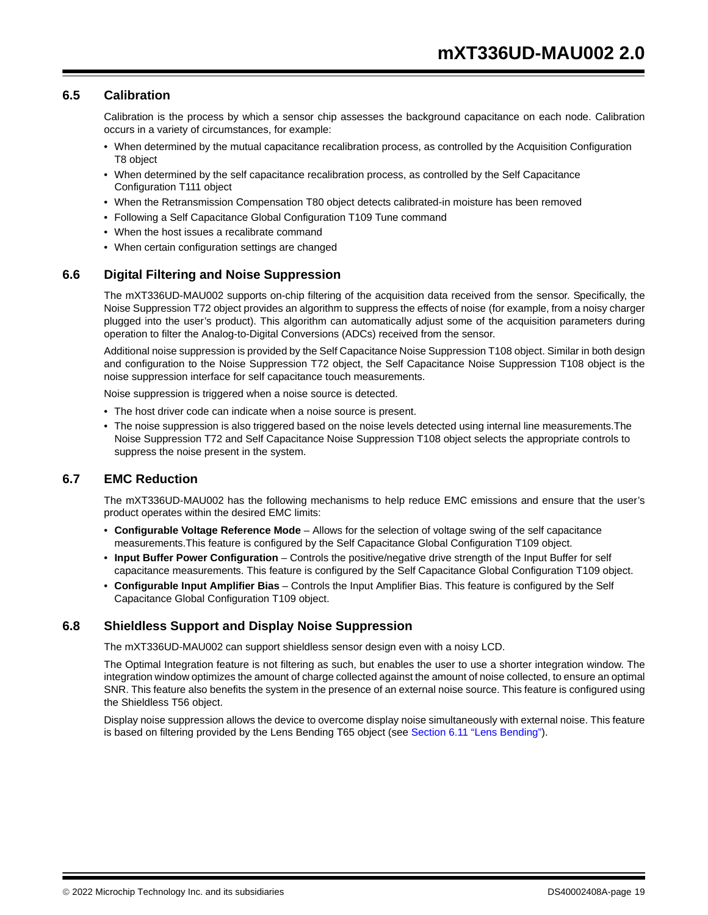## 6.5 Calibration

Calibration is the process by which a sensor chip assesses the background capacitance on each node. Calibration occurs in a variety of circumstances, for example:

- When determined by the mutual capacitance recalibration process, as controlled by the Acquisition Configuration T8 object
- When determined by the self capacitance recalibration process, as controlled by the Self Capacitance Configuration T111 object
- When the Retransmission Compensation T80 object detects calibrated-in moisture has been removed
- Following a Self Capacitance Global Configuration T109 Tune command
- When the host issues a recalibrate command
- When certain configuration settings are changed

## 6.6 Digital Filtering and Noise Suppression

The mXT336UD-MAU002 supports on-chip filtering of the acquisition data received from the sensor. Specifically, the Noise Suppression T72 object provides an algorithm to suppress the effects of noise (for example, from a noisy charger plugged into the user's product). This algorithm can automatically adjust some of the acquisition parameters during operation to filter the Analog-to-Digital Conversions (ADCs) received from the sensor.

Additional noise suppression is provided by the Self Capacitance Noise Suppression T108 object. Similar in both design and configuration to the Noise Suppression T72 object, the Self Capacitance Noise Suppression T108 object is the noise suppression interface for self capacitance touch measurements.

Noise suppression is triggered when a noise source is detected.

- The host driver code can indicate when a noise source is present.
- The noise suppression is also triggered based on the noise levels detected using internal line measurements.The Noise Suppression T72 and Self Capacitance Noise Suppression T108 object selects the appropriate controls to suppress the noise present in the system.

## 6.7 EMC Reduction

The mXT336UD-MAU002 has the following mechanisms to help reduce EMC emissions and ensure that the user's product operates within the desired EMC limits:

- **Configurable Voltage Reference Mode** – Allows for the selection of voltage swing of the self capacitance measurements.This feature is configured by the Self Capacitance Global Configuration T109 object.
- **Input Buffer Power Configuration** – Controls the positive/negative drive strength of the Input Buffer for self capacitance measurements. This feature is configured by the Self Capacitance Global Configuration T109 object.
- **Configurable Input Amplifier Bias** – Controls the Input Amplifier Bias. This feature is configured by the Self Capacitance Global Configuration T109 object.

## 6.8 Shieldless Support and Display Noise Suppression

The mXT336UD-MAU002 can support shieldless sensor design even with a noisy LCD.

The Optimal Integration feature is not filtering as such, but enables the user to use a shorter integration window. The integration window optimizes the amount of charge collected against the amount of noise collected, to ensure an optimal SNR. This feature also benefits the system in the presence of an external noise source. This feature is configured using the Shieldless T56 object.

Display noise suppression allows the device to overcome display noise simultaneously with external noise. This feature is based on filtering provided by the Lens Bending T65 object (see Section 6.11 "Lens Bending").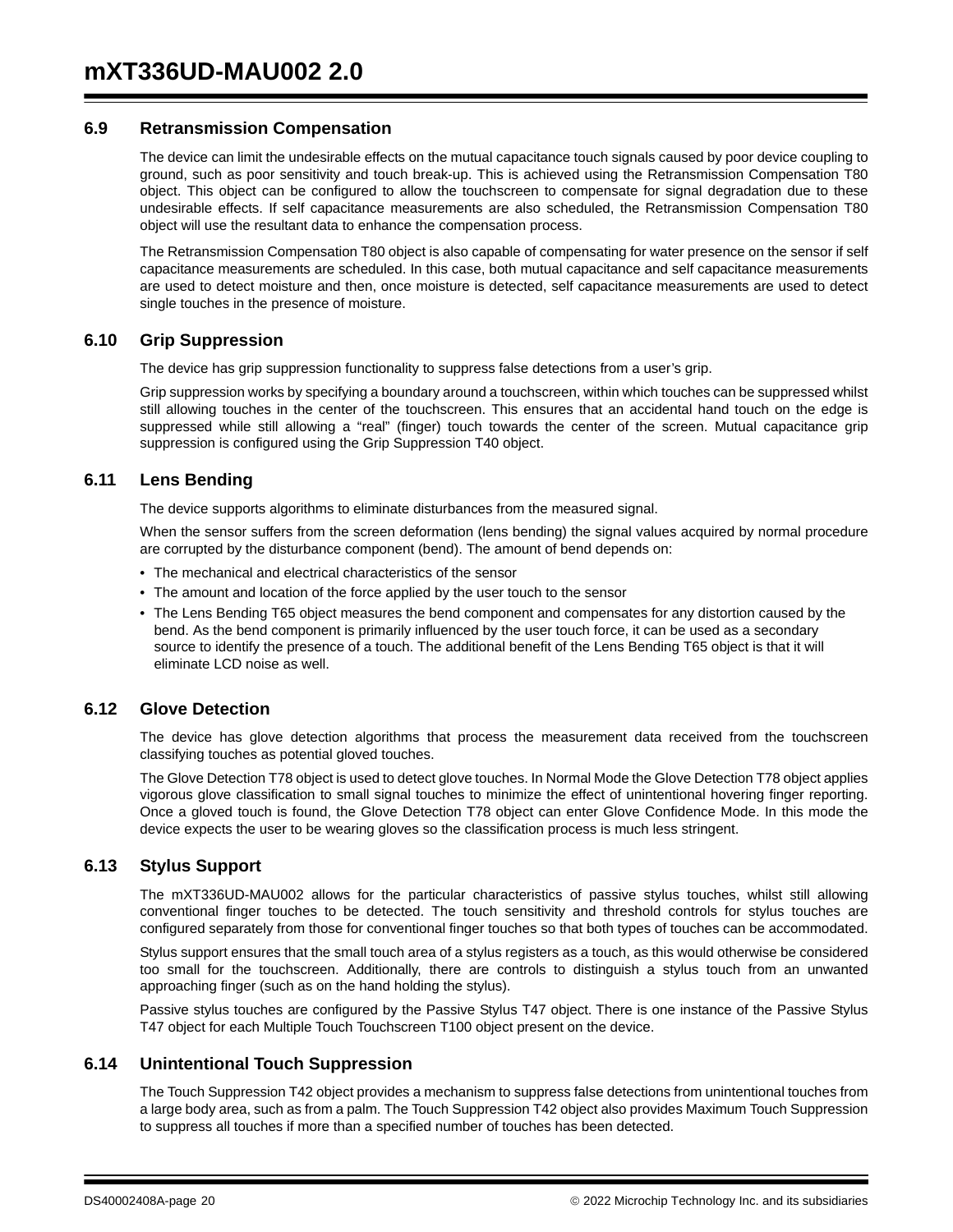## 6.9 Retransmission Compensation

The device can limit the undesirable effects on the mutual capacitance touch signals caused by poor device coupling to ground, such as poor sensitivity and touch break-up. This is achieved using the Retransmission Compensation T80 object. This object can be configured to allow the touchscreen to compensate for signal degradation due to these undesirable effects. If self capacitance measurements are also scheduled, the Retransmission Compensation T80 object will use the resultant data to enhance the compensation process.

The Retransmission Compensation T80 object is also capable of compensating for water presence on the sensor if self capacitance measurements are scheduled. In this case, both mutual capacitance and self capacitance measurements are used to detect moisture and then, once moisture is detected, self capacitance measurements are used to detect single touches in the presence of moisture.

## 6.10 Grip Suppression

The device has grip suppression functionality to suppress false detections from a user's grip.

Grip suppression works by specifying a boundary around a touchscreen, within which touches can be suppressed whilst still allowing touches in the center of the touchscreen. This ensures that an accidental hand touch on the edge is suppressed while still allowing a "real" (finger) touch towards the center of the screen. Mutual capacitance grip suppression is configured using the Grip Suppression T40 object.

## 6.11 Lens Bending

The device supports algorithms to eliminate disturbances from the measured signal.

When the sensor suffers from the screen deformation (lens bending) the signal values acquired by normal procedure are corrupted by the disturbance component (bend). The amount of bend depends on:

- The mechanical and electrical characteristics of the sensor
- The amount and location of the force applied by the user touch to the sensor
- The Lens Bending T65 object measures the bend component and compensates for any distortion caused by the bend. As the bend component is primarily influenced by the user touch force, it can be used as a secondary source to identify the presence of a touch. The additional benefit of the Lens Bending T65 object is that it will eliminate LCD noise as well.

## 6.12 Glove Detection

The device has glove detection algorithms that process the measurement data received from the touchscreen classifying touches as potential gloved touches.

The Glove Detection T78 object is used to detect glove touches. In Normal Mode the Glove Detection T78 object applies vigorous glove classification to small signal touches to minimize the effect of unintentional hovering finger reporting. Once a gloved touch is found, the Glove Detection T78 object can enter Glove Confidence Mode. In this mode the device expects the user to be wearing gloves so the classification process is much less stringent.

## 6.13 Stylus Support

The mXT336UD-MAU002 allows for the particular characteristics of passive stylus touches, whilst still allowing conventional finger touches to be detected. The touch sensitivity and threshold controls for stylus touches are configured separately from those for conventional finger touches so that both types of touches can be accommodated.

Stylus support ensures that the small touch area of a stylus registers as a touch, as this would otherwise be considered too small for the touchscreen. Additionally, there are controls to distinguish a stylus touch from an unwanted approaching finger (such as on the hand holding the stylus).

Passive stylus touches are configured by the Passive Stylus T47 object. There is one instance of the Passive Stylus T47 object for each Multiple Touch Touchscreen T100 object present on the device.

## 6.14 Unintentional Touch Suppression

The Touch Suppression T42 object provides a mechanism to suppress false detections from unintentional touches from a large body area, such as from a palm. The Touch Suppression T42 object also provides Maximum Touch Suppression to suppress all touches if more than a specified number of touches has been detected.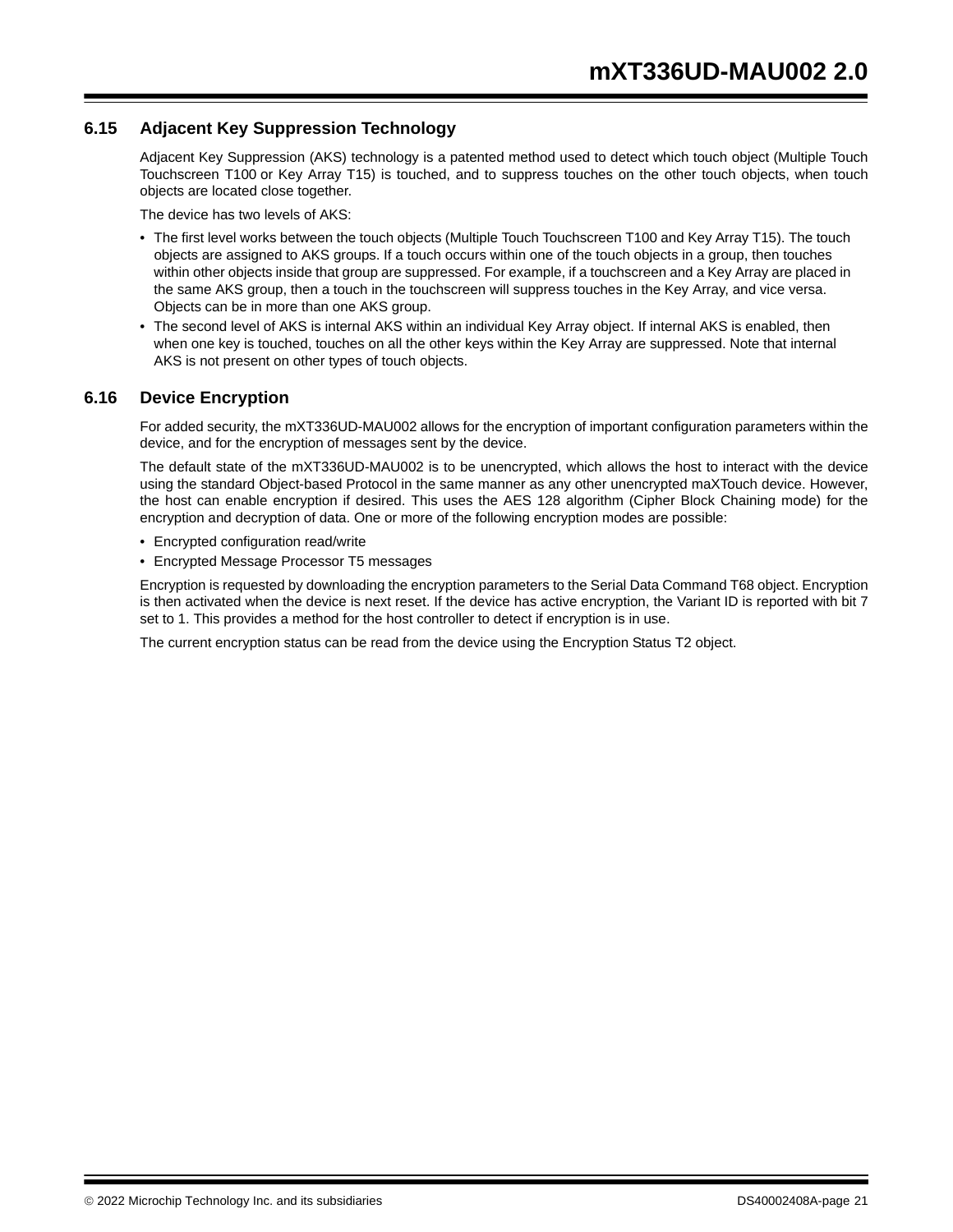## 6.15 Adjacent Key Suppression Technology

Adjacent Key Suppression (AKS) technology is a patented method used to detect which touch object (Multiple Touch Touchscreen T100 or Key Array T15) is touched, and to suppress touches on the other touch objects, when touch objects are located close together.

The device has two levels of AKS:

- The first level works between the touch objects (Multiple Touch Touchscreen T100 and Key Array T15). The touch objects are assigned to AKS groups. If a touch occurs within one of the touch objects in a group, then touches within other objects inside that group are suppressed. For example, if a touchscreen and a Key Array are placed in the same AKS group, then a touch in the touchscreen will suppress touches in the Key Array, and vice versa. Objects can be in more than one AKS group.
- The second level of AKS is internal AKS within an individual Key Array object. If internal AKS is enabled, then when one key is touched, touches on all the other keys within the Key Array are suppressed. Note that internal AKS is not present on other types of touch objects.

## 6.16 Device Encryption

For added security, the mXT336UD-MAU002 allows for the encryption of important configuration parameters within the device, and for the encryption of messages sent by the device.

The default state of the mXT336UD-MAU002 is to be unencrypted, which allows the host to interact with the device using the standard Object-based Protocol in the same manner as any other unencrypted maXTouch device. However, the host can enable encryption if desired. This uses the AES 128 algorithm (Cipher Block Chaining mode) for the encryption and decryption of data. One or more of the following encryption modes are possible:

- Encrypted configuration read/write
- Encrypted Message Processor T5 messages

Encryption is requested by downloading the encryption parameters to the Serial Data Command T68 object. Encryption is then activated when the device is next reset. If the device has active encryption, the Variant ID is reported with bit 7 set to 1. This provides a method for the host controller to detect if encryption is in use.

The current encryption status can be read from the device using the Encryption Status T2 object.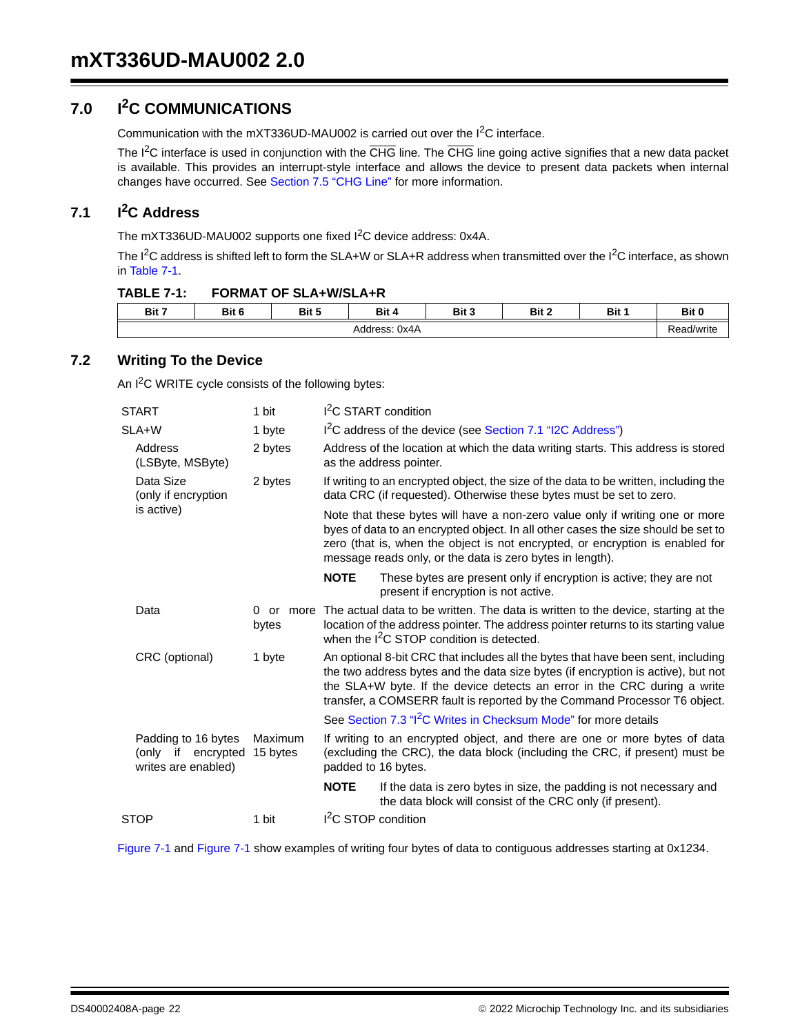# 7.0 I²C COMMUNICATIONS

Communication with the mXT336UD-MAU002 is carried out over the I²C interface.

The I²C interface is used in conjunction with the $\overline{\text{CHG}}$ line. The $\overline{\text{CHG}}$ line going active signifies that a new data packet is available. This provides an interrupt-style interface and allows the device to present data packets when internal changes have occurred. See Section 7.5 "CHG Line" for more information.

## 7.1 I²C Address

The mXT336UD-MAU002 supports one fixed I²C device address: 0x4A.

The I²C address is shifted left to form the SLA+W or SLA+R address when transmitted over the I²C interface, as shown in Table 7-1.

**TABLE 7-1: FORMAT OF SLA+W/SLA+R**

| Bit 7 | Bit 6 | Bit 5 | Bit 4 | Bit 3 | Bit 2 | Bit 1 | Bit 0 |
|---|---|---|---|---|---|---|---|
| Address: 0x4A | | | | | | | Read/write |

## 7.2 Writing To the Device

An I²C WRITE cycle consists of the following bytes:

| | | |
|---|---|---|
| START | 1 bit | I²C START condition |
| SLA+W | 1 byte | I²C address of the device (see Section 7.1 "I2C Address") |
| Address (LSByte, MSByte) | 2 bytes | Address of the location at which the data writing starts. This address is stored as the address pointer. |
| Data Size (only if encryption is active) | 2 bytes | If writing to an encrypted object, the size of the data to be written, including the data CRC (if requested). Otherwise these bytes must be set to zero. <br><br> Note that these bytes will have a non-zero value only if writing one or more byes of data to an encrypted object. In all other cases the size should be set to zero (that is, when the object is not encrypted, or encryption is enabled for message reads only, or the data is zero bytes in length). <br><br> **NOTE** These bytes are present only if encryption is active; they are not present if encryption is not active. |
| Data | 0 or more bytes | The actual data to be written. The data is written to the device, starting at the location of the address pointer. The address pointer returns to its starting value when the I²C STOP condition is detected. |
| CRC (optional) | 1 byte | An optional 8-bit CRC that includes all the bytes that have been sent, including the two address bytes and the data size bytes (if encryption is active), but not the SLA+W byte. If the device detects an error in the CRC during a write transfer, a COMSERR fault is reported by the Command Processor T6 object. <br><br> See Section 7.3 "I²C Writes in Checksum Mode" for more details |
| Padding to 16 bytes (only if encrypted writes are enabled) | Maximum 15 bytes | If writing to an encrypted object, and there are one or more bytes of data (excluding the CRC), the data block (including the CRC, if present) must be padded to 16 bytes. <br><br> **NOTE** If the data is zero bytes in size, the padding is not necessary and the data block will consist of the CRC only (if present). |
| STOP | 1 bit | I²C STOP condition |

Figure 7-1 and Figure 7-1 show examples of writing four bytes of data to contiguous addresses starting at 0x1234.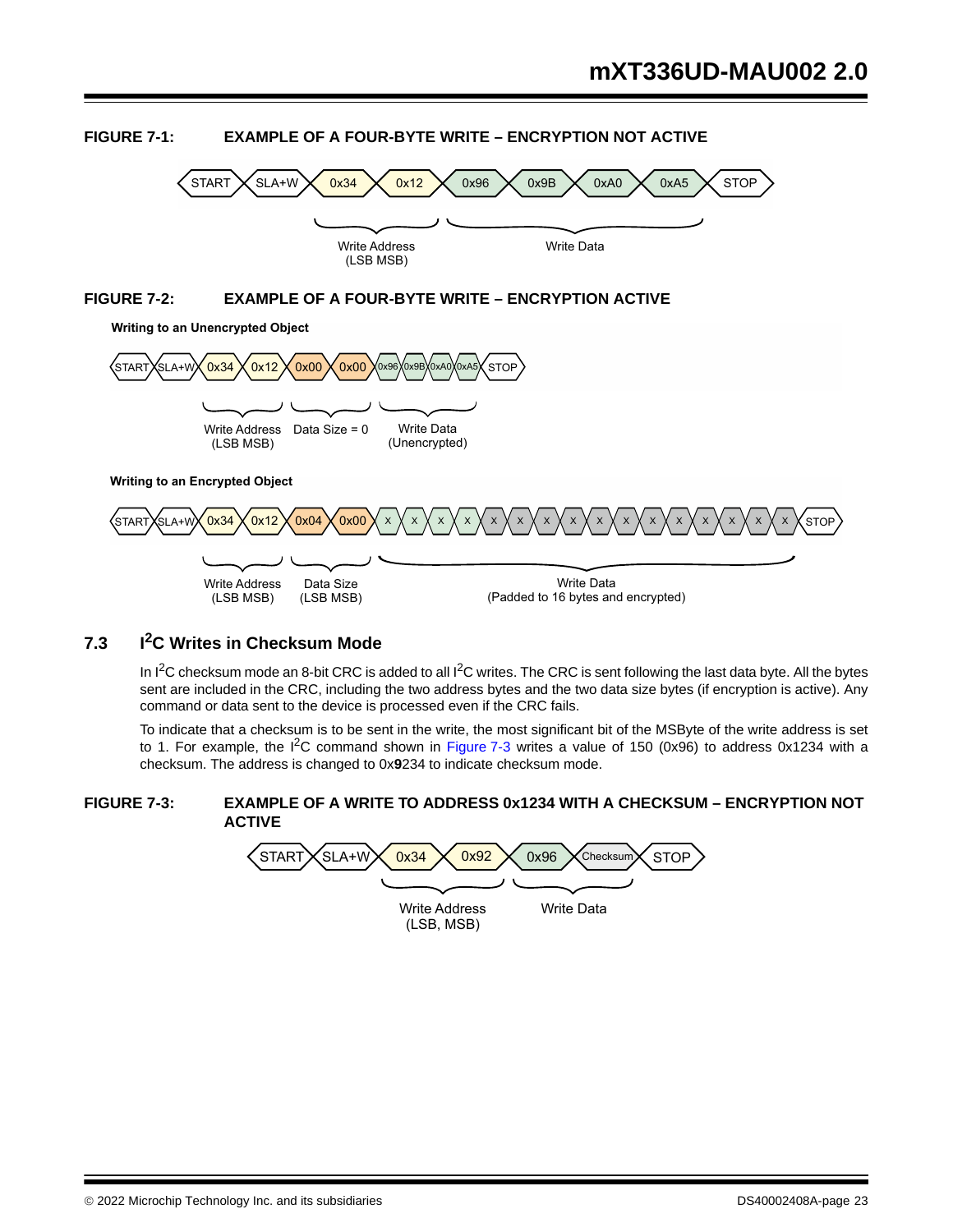**FIGURE 7-1: EXAMPLE OF A FOUR-BYTE WRITE – ENCRYPTION NOT ACTIVE**

START | SLA+W | 0x34 | 0x12 | 0x96 | 0x9B | 0xA0 | 0xA5 | STOP

Write Address (LSB MSB) — Write Data

**FIGURE 7-2: EXAMPLE OF A FOUR-BYTE WRITE – ENCRYPTION ACTIVE**

**Writing to an Unencrypted Object**

START | SLA+W | 0x34 | 0x12 | 0x00 | 0x00 | 0x96 | 0x9B | 0xA0 | 0xA5 | STOP

Write Address (LSB MSB) — Data Size = 0 — Write Data (Unencrypted)

**Writing to an Encrypted Object**

START | SLA+W | 0x34 | 0x12 | 0x04 | 0x00 | X | X | X | X | X | X | X | X | X | X | X | X | X | X | X | X | STOP

Write Address (LSB MSB) — Data Size (LSB MSB) — Write Data (Padded to 16 bytes and encrypted)

## 7.3 I²C Writes in Checksum Mode

In I²C checksum mode an 8-bit CRC is added to all I²C writes. The CRC is sent following the last data byte. All the bytes sent are included in the CRC, including the two address bytes and the two data size bytes (if encryption is active). Any command or data sent to the device is processed even if the CRC fails.

To indicate that a checksum is to be sent in the write, the most significant bit of the MSByte of the write address is set to 1. For example, the I²C command shown in Figure 7-3 writes a value of 150 (0x96) to address 0x1234 with a checksum. The address is changed to 0x**9**234 to indicate checksum mode.

**FIGURE 7-3: EXAMPLE OF A WRITE TO ADDRESS 0x1234 WITH A CHECKSUM – ENCRYPTION NOT ACTIVE**

START | SLA+W | 0x34 | 0x92 | 0x96 | Checksum | STOP

Write Address (LSB, MSB) — Write Data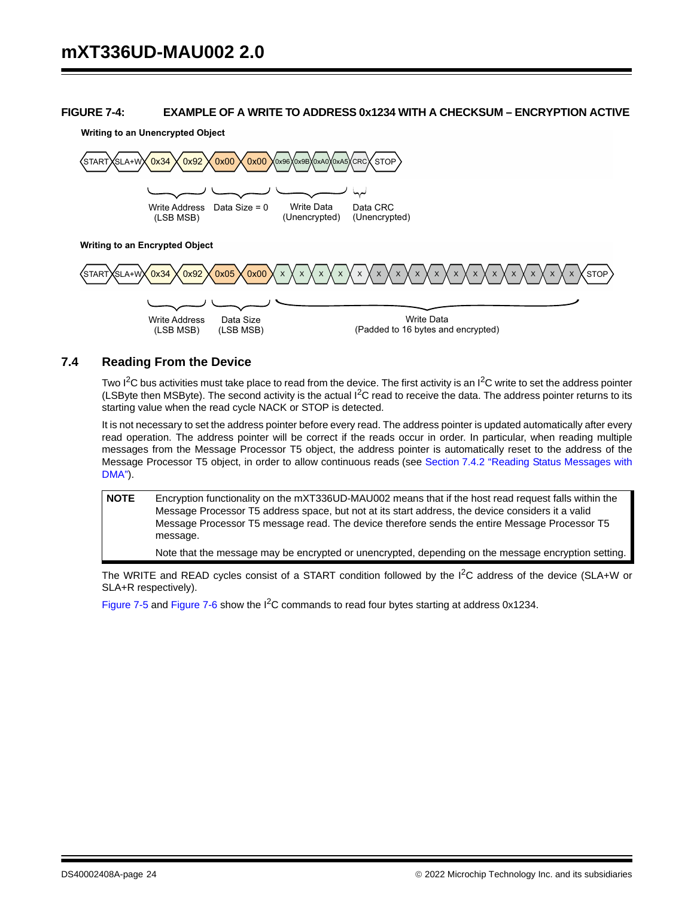**FIGURE 7-4: EXAMPLE OF A WRITE TO ADDRESS 0x1234 WITH A CHECKSUM – ENCRYPTION ACTIVE**

**Writing to an Unencrypted Object**

START | SLA+W | 0x34 | 0x92 | 0x00 | 0x00 | 0x96 | 0x9B | 0xA0 | 0xA5 | CRC | STOP

Write Address (LSB MSB) | Data Size = 0 | Write Data (Unencrypted) | Data CRC (Unencrypted)

**Writing to an Encrypted Object**

START | SLA+W | 0x34 | 0x92 | 0x05 | 0x00 | X | X | X | X | X | X | X | X | X | X | X | X | X | X | X | X | STOP

Write Address (LSB MSB) | Data Size (LSB MSB) | Write Data (Padded to 16 bytes and encrypted)

## 7.4 Reading From the Device

Two I$^2$C bus activities must take place to read from the device. The first activity is an I$^2$C write to set the address pointer (LSByte then MSByte). The second activity is the actual I$^2$C read to receive the data. The address pointer returns to its starting value when the read cycle NACK or STOP is detected.

It is not necessary to set the address pointer before every read. The address pointer is updated automatically after every read operation. The address pointer will be correct if the reads occur in order. In particular, when reading multiple messages from the Message Processor T5 object, the address pointer is automatically reset to the address of the Message Processor T5 object, in order to allow continuous reads (see Section 7.4.2 "Reading Status Messages with DMA").

> **NOTE** Encryption functionality on the mXT336UD-MAU002 means that if the host read request falls within the Message Processor T5 address space, but not at its start address, the device considers it a valid Message Processor T5 message read. The device therefore sends the entire Message Processor T5 message.
>
> Note that the message may be encrypted or unencrypted, depending on the message encryption setting.

The WRITE and READ cycles consist of a START condition followed by the I$^2$C address of the device (SLA+W or SLA+R respectively).

Figure 7-5 and Figure 7-6 show the I$^2$C commands to read four bytes starting at address 0x1234.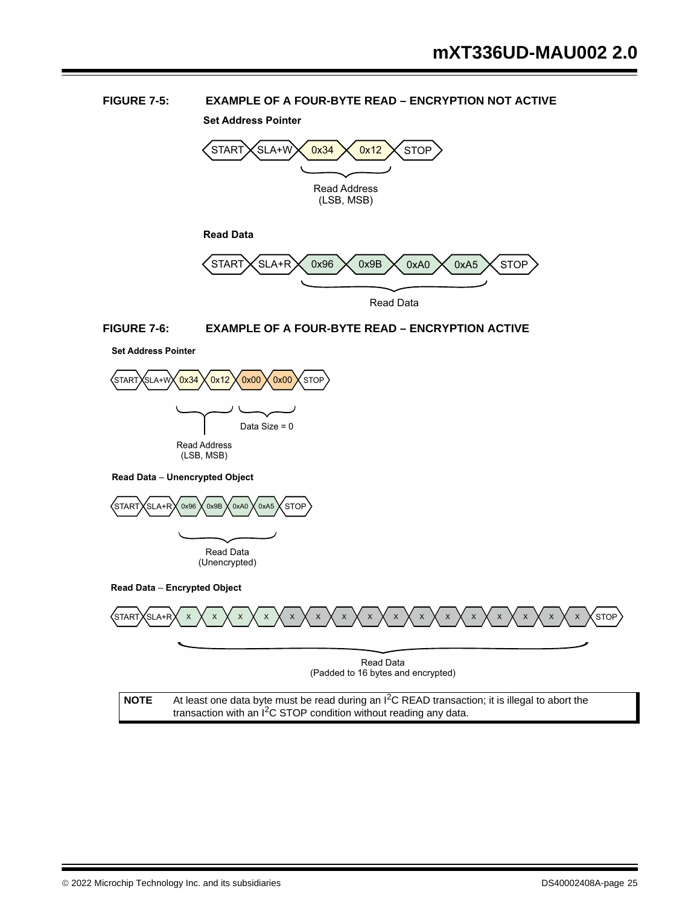**FIGURE 7-5: EXAMPLE OF A FOUR-BYTE READ – ENCRYPTION NOT ACTIVE**

**Set Address Pointer**

START | SLA+W | 0x34 | 0x12 | STOP

Read Address (LSB, MSB)

**Read Data**

START | SLA+R | 0x96 | 0x9B | 0xA0 | 0xA5 | STOP

Read Data

**FIGURE 7-6: EXAMPLE OF A FOUR-BYTE READ – ENCRYPTION ACTIVE**

**Set Address Pointer**

START | SLA+W | 0x34 | 0x12 | 0x00 | 0x00 | STOP

Read Address (LSB, MSB)

Data Size = 0

**Read Data – Unencrypted Object**

START | SLA+R | 0x96 | 0x9B | 0xA0 | 0xA5 | STOP

Read Data (Unencrypted)

**Read Data – Encrypted Object**

START | SLA+R | X | X | X | X | X | X | X | X | X | X | X | X | X | X | X | X | STOP

Read Data (Padded to 16 bytes and encrypted)

| NOTE | At least one data byte must be read during an $I^2C$ READ transaction; it is illegal to abort the transaction with an $I^2C$ STOP condition without reading any data. |
|---|---|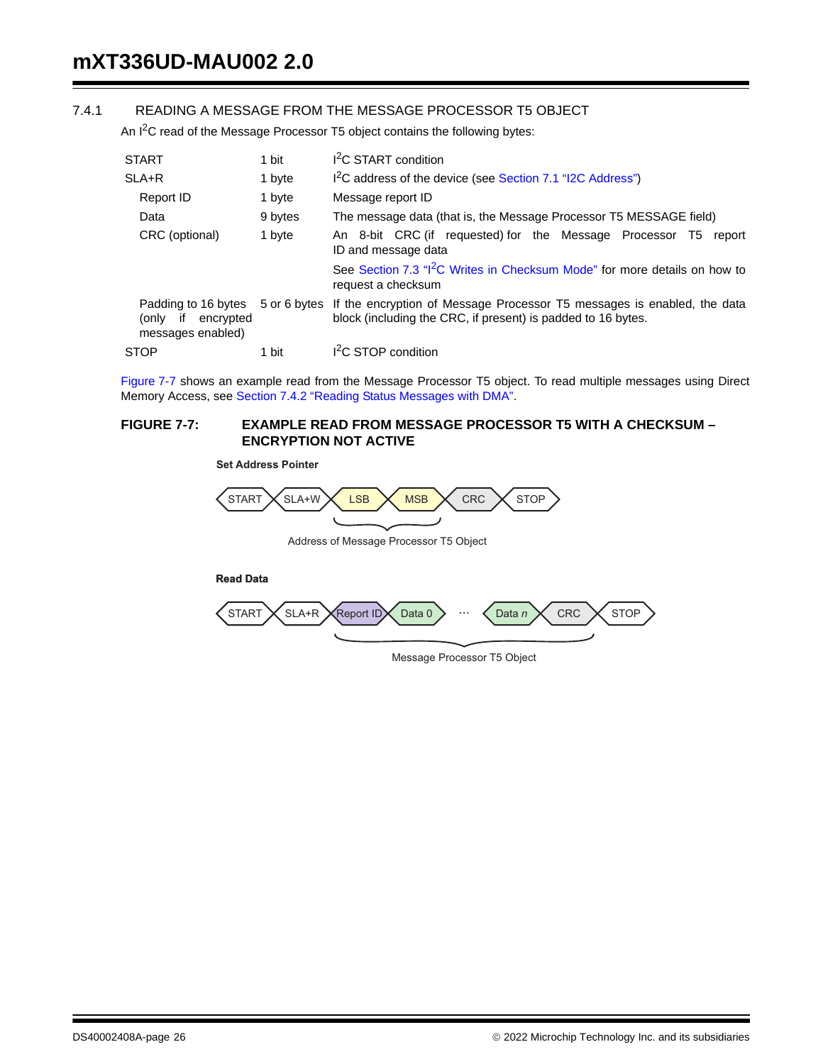### 7.4.1 READING A MESSAGE FROM THE MESSAGE PROCESSOR T5 OBJECT

An I$^2$C read of the Message Processor T5 object contains the following bytes:

| | | |
|---|---|---|
| START | 1 bit | I$^2$C START condition |
| SLA+R | 1 byte | I$^2$C address of the device (see Section 7.1 "I2C Address") |
| Report ID | 1 byte | Message report ID |
| Data | 9 bytes | The message data (that is, the Message Processor T5 MESSAGE field) |
| CRC (optional) | 1 byte | An 8-bit CRC (if requested) for the Message Processor T5 report ID and message data<br>See Section 7.3 "I$^2$C Writes in Checksum Mode" for more details on how to request a checksum |
| Padding to 16 bytes (only if encrypted messages enabled) | 5 or 6 bytes | If the encryption of Message Processor T5 messages is enabled, the data block (including the CRC, if present) is padded to 16 bytes. |
| STOP | 1 bit | I$^2$C STOP condition |

Figure 7-7 shows an example read from the Message Processor T5 object. To read multiple messages using Direct Memory Access, see Section 7.4.2 "Reading Status Messages with DMA".

**FIGURE 7-7: EXAMPLE READ FROM MESSAGE PROCESSOR T5 WITH A CHECKSUM – ENCRYPTION NOT ACTIVE**

**Set Address Pointer**

START | SLA+W | LSB | MSB | CRC | STOP

Address of Message Processor T5 Object (LSB, MSB)

**Read Data**

START | SLA+R | Report ID | Data 0 | ... | Data *n* | CRC | STOP

Message Processor T5 Object (Report ID through CRC)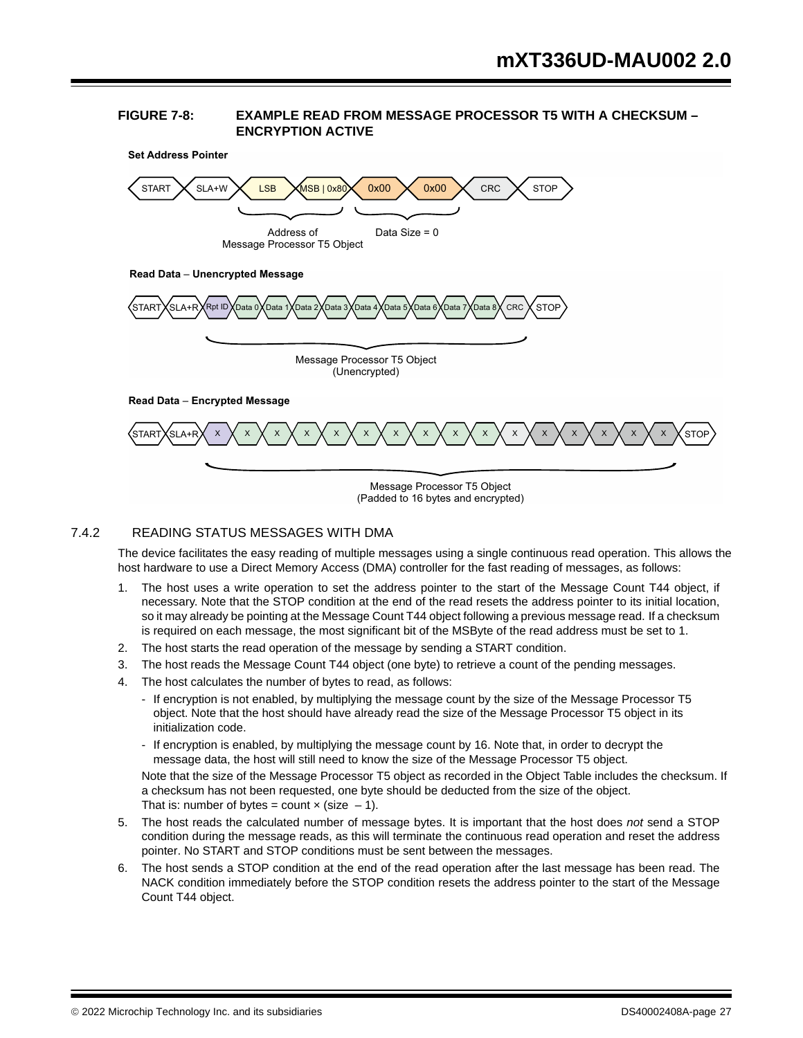**FIGURE 7-8: EXAMPLE READ FROM MESSAGE PROCESSOR T5 WITH A CHECKSUM – ENCRYPTION ACTIVE**

**Set Address Pointer**

START | SLA+W | LSB | MSB | 0x80 | 0x00 | 0x00 | CRC | STOP

Address of Message Processor T5 Object — Data Size = 0

**Read Data – Unencrypted Message**

START | SLA+R | Rpt ID | Data 0 | Data 1 | Data 2 | Data 3 | Data 4 | Data 5 | Data 6 | Data 7 | Data 8 | CRC | STOP

Message Processor T5 Object (Unencrypted)

**Read Data – Encrypted Message**

START | SLA+R | X | X | X | X | X | X | X | X | X | X | X | X | X | X | X | X | STOP

Message Processor T5 Object (Padded to 16 bytes and encrypted)

### 7.4.2 READING STATUS MESSAGES WITH DMA

The device facilitates the easy reading of multiple messages using a single continuous read operation. This allows the host hardware to use a Direct Memory Access (DMA) controller for the fast reading of messages, as follows:

1. The host uses a write operation to set the address pointer to the start of the Message Count T44 object, if necessary. Note that the STOP condition at the end of the read resets the address pointer to its initial location, so it may already be pointing at the Message Count T44 object following a previous message read. If a checksum is required on each message, the most significant bit of the MSByte of the read address must be set to 1.
2. The host starts the read operation of the message by sending a START condition.
3. The host reads the Message Count T44 object (one byte) to retrieve a count of the pending messages.
4. The host calculates the number of bytes to read, as follows:
   - If encryption is not enabled, by multiplying the message count by the size of the Message Processor T5 object. Note that the host should have already read the size of the Message Processor T5 object in its initialization code.
   - If encryption is enabled, by multiplying the message count by 16. Note that, in order to decrypt the message data, the host will still need to know the size of the Message Processor T5 object.

   Note that the size of the Message Processor T5 object as recorded in the Object Table includes the checksum. If a checksum has not been requested, one byte should be deducted from the size of the object.
   That is: number of bytes = count × (size – 1).
5. The host reads the calculated number of message bytes. It is important that the host does *not* send a STOP condition during the message reads, as this will terminate the continuous read operation and reset the address pointer. No START and STOP conditions must be sent between the messages.
6. The host sends a STOP condition at the end of the read operation after the last message has been read. The NACK condition immediately before the STOP condition resets the address pointer to the start of the Message Count T44 object.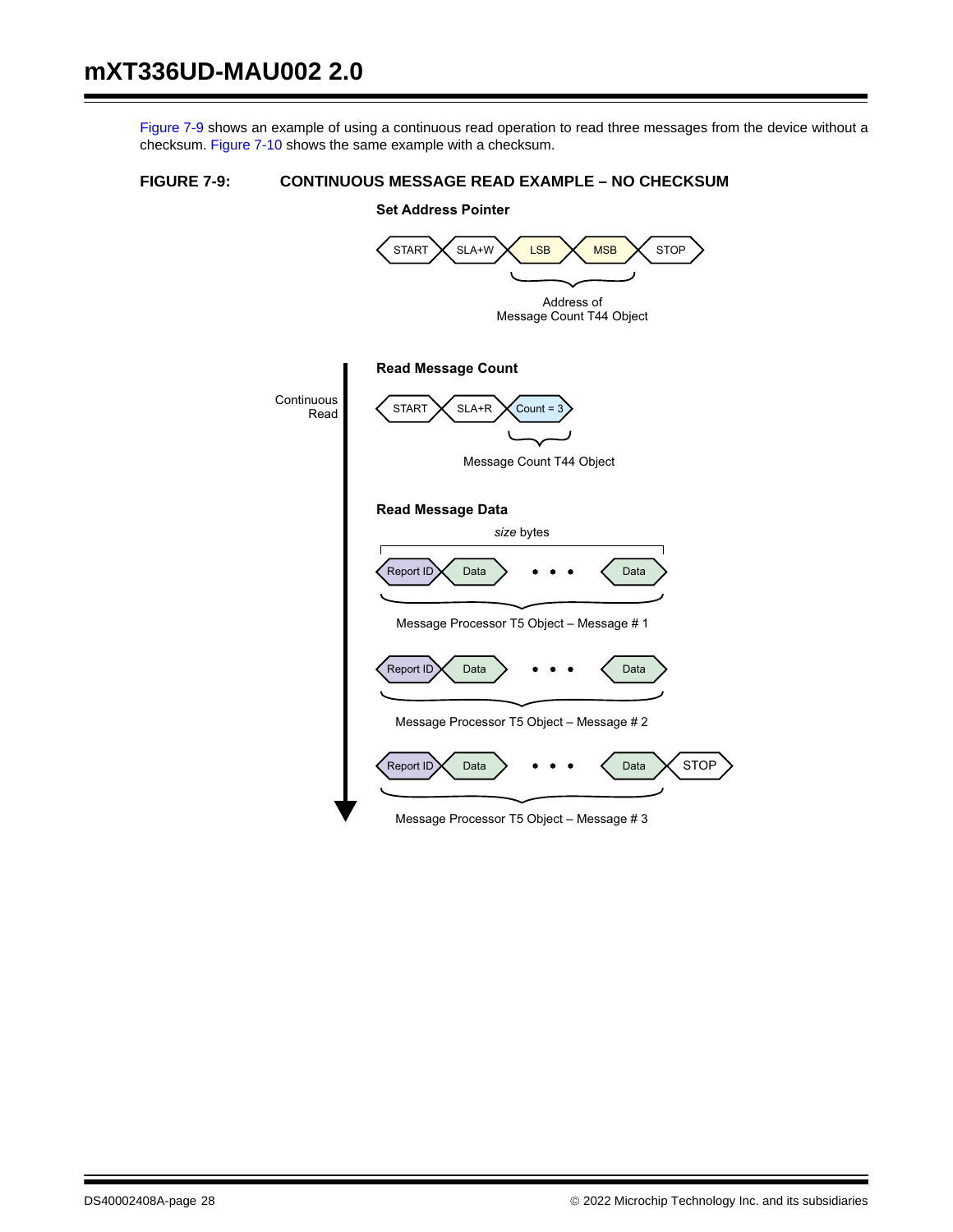Figure 7-9 shows an example of using a continuous read operation to read three messages from the device without a checksum. Figure 7-10 shows the same example with a checksum.

**FIGURE 7-9: CONTINUOUS MESSAGE READ EXAMPLE – NO CHECKSUM**

**Set Address Pointer**

START | SLA+W | LSB | MSB | STOP

Address of Message Count T44 Object

Continuous Read

**Read Message Count**

START | SLA+R | Count = 3

Message Count T44 Object

**Read Message Data**

*size* bytes

Report ID | Data | • • • | Data

Message Processor T5 Object – Message # 1

Report ID | Data | • • • | Data

Message Processor T5 Object – Message # 2

Report ID | Data | • • • | Data | STOP

Message Processor T5 Object – Message # 3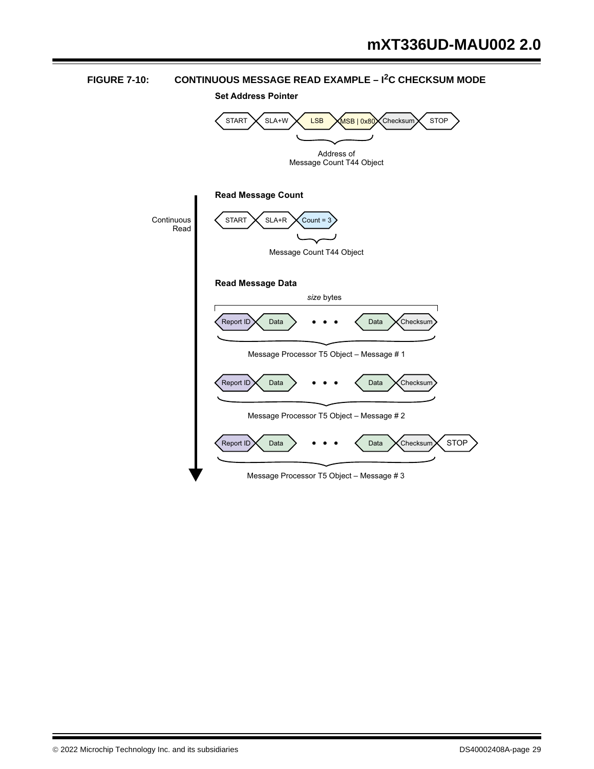**FIGURE 7-10: CONTINUOUS MESSAGE READ EXAMPLE – I$^2$C CHECKSUM MODE**

**Set Address Pointer**

START | SLA+W | LSB | MSB | 0x80 | Checksum | STOP

Address of Message Count T44 Object

Continuous Read

**Read Message Count**

START | SLA+R | Count = 3

Message Count T44 Object

**Read Message Data**

*size* bytes

Report ID | Data | • • • | Data | Checksum

Message Processor T5 Object – Message # 1

Report ID | Data | • • • | Data | Checksum

Message Processor T5 Object – Message # 2

Report ID | Data | • • • | Data | Checksum | STOP

Message Processor T5 Object – Message # 3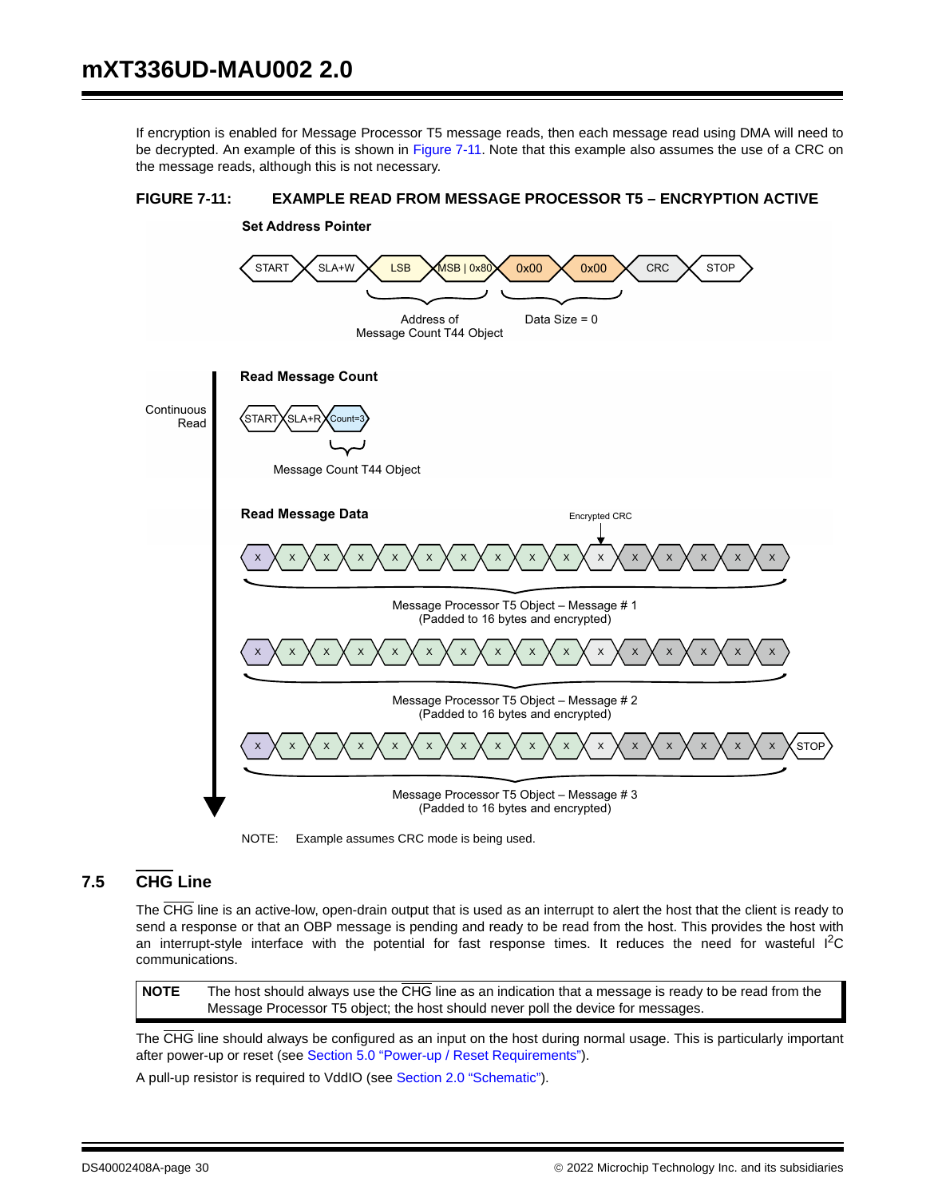If encryption is enabled for Message Processor T5 message reads, then each message read using DMA will need to be decrypted. An example of this is shown in Figure 7-11. Note that this example also assumes the use of a CRC on the message reads, although this is not necessary.

**FIGURE 7-11: EXAMPLE READ FROM MESSAGE PROCESSOR T5 – ENCRYPTION ACTIVE**

**Set Address Pointer**

START | SLA+W | LSB | MSB | 0x80 | 0x00 | 0x00 | CRC | STOP

Address of Message Count T44 Object — Data Size = 0

Continuous Read

**Read Message Count**

START | SLA+R | Count=3

Message Count T44 Object

**Read Message Data**

Encrypted CRC

x x x x x x x x x x x x x x x x

Message Processor T5 Object – Message # 1 (Padded to 16 bytes and encrypted)

x x x x x x x x x x x x x x x x

Message Processor T5 Object – Message # 2 (Padded to 16 bytes and encrypted)

x x x x x x x x x x x x x x x x STOP

Message Processor T5 Object – Message # 3 (Padded to 16 bytes and encrypted)

NOTE: Example assumes CRC mode is being used.

## 7.5 CHG Line

The CHG line is an active-low, open-drain output that is used as an interrupt to alert the host that the client is ready to send a response or that an OBP message is pending and ready to be read from the host. This provides the host with an interrupt-style interface with the potential for fast response times. It reduces the need for wasteful I$^2$C communications.

| NOTE | The host should always use the CHG line as an indication that a message is ready to be read from the Message Processor T5 object; the host should never poll the device for messages. |
|---|---|

The CHG line should always be configured as an input on the host during normal usage. This is particularly important after power-up or reset (see Section 5.0 "Power-up / Reset Requirements").

A pull-up resistor is required to VddIO (see Section 2.0 "Schematic").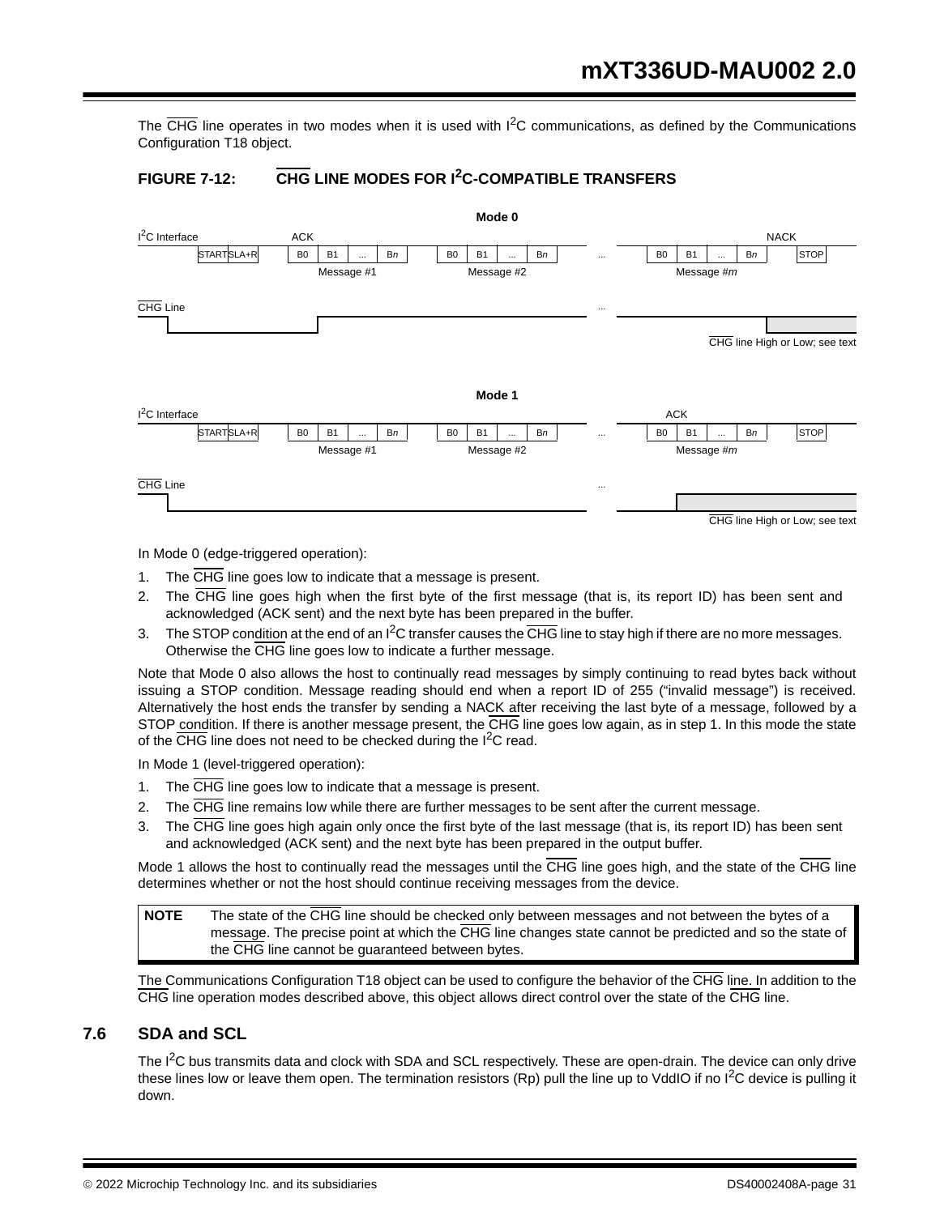The CHG line operates in two modes when it is used with I²C communications, as defined by the Communications Configuration T18 object.

**FIGURE 7-12: CHG LINE MODES FOR I²C-COMPATIBLE TRANSFERS**

In Mode 0 (edge-triggered operation):

1. The CHG line goes low to indicate that a message is present.
2. The CHG line goes high when the first byte of the first message (that is, its report ID) has been sent and acknowledged (ACK sent) and the next byte has been prepared in the buffer.
3. The STOP condition at the end of an I²C transfer causes the CHG line to stay high if there are no more messages. Otherwise the CHG line goes low to indicate a further message.

Note that Mode 0 also allows the host to continually read messages by simply continuing to read bytes back without issuing a STOP condition. Message reading should end when a report ID of 255 ("invalid message") is received. Alternatively the host ends the transfer by sending a NACK after receiving the last byte of a message, followed by a STOP condition. If there is another message present, the CHG line goes low again, as in step 1. In this mode the state of the CHG line does not need to be checked during the I²C read.

In Mode 1 (level-triggered operation):

1. The CHG line goes low to indicate that a message is present.
2. The CHG line remains low while there are further messages to be sent after the current message.
3. The CHG line goes high again only once the first byte of the last message (that is, its report ID) has been sent and acknowledged (ACK sent) and the next byte has been prepared in the output buffer.

Mode 1 allows the host to continually read the messages until the CHG line goes high, and the state of the CHG line determines whether or not the host should continue receiving messages from the device.

| NOTE | The state of the CHG line should be checked only between messages and not between the bytes of a message. The precise point at which the CHG line changes state cannot be predicted and so the state of the CHG line cannot be guaranteed between bytes. |
|---|---|

The Communications Configuration T18 object can be used to configure the behavior of the CHG line. In addition to the CHG line operation modes described above, this object allows direct control over the state of the CHG line.

## 7.6 SDA and SCL

The I²C bus transmits data and clock with SDA and SCL respectively. These are open-drain. The device can only drive these lines low or leave them open. The termination resistors (Rp) pull the line up to VddIO if no I²C device is pulling it down.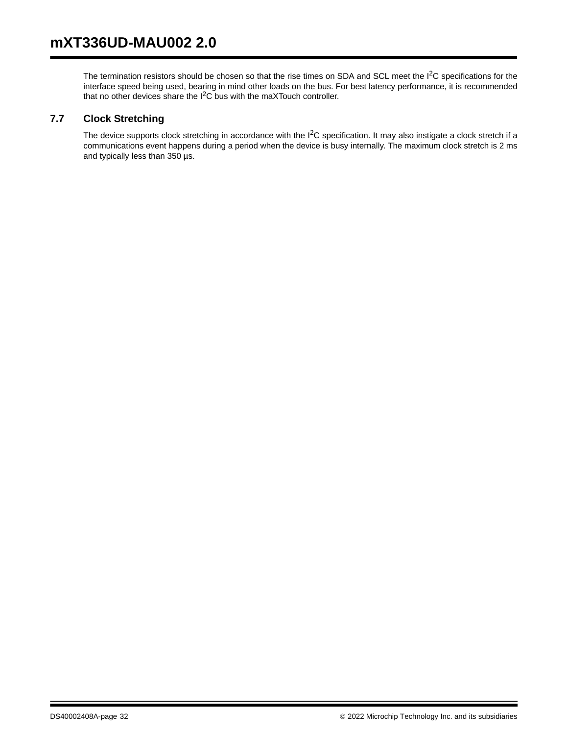The termination resistors should be chosen so that the rise times on SDA and SCL meet the $I^2C$ specifications for the interface speed being used, bearing in mind other loads on the bus. For best latency performance, it is recommended that no other devices share the $I^2C$ bus with the maXTouch controller.

## 7.7 Clock Stretching

The device supports clock stretching in accordance with the $I^2C$ specification. It may also instigate a clock stretch if a communications event happens during a period when the device is busy internally. The maximum clock stretch is 2 ms and typically less than 350 µs.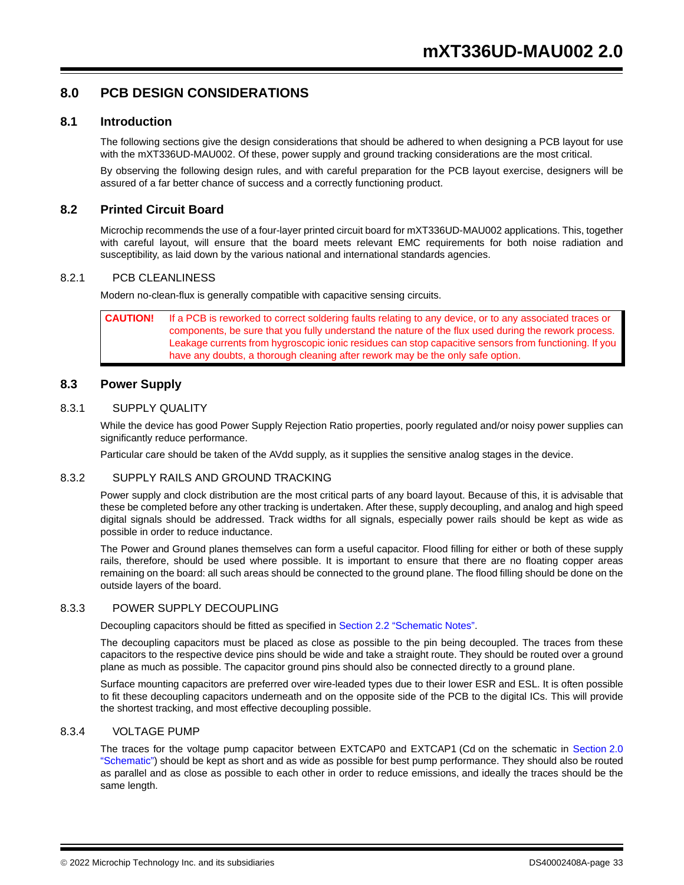# 8.0 PCB DESIGN CONSIDERATIONS

## 8.1 Introduction

The following sections give the design considerations that should be adhered to when designing a PCB layout for use with the mXT336UD-MAU002. Of these, power supply and ground tracking considerations are the most critical.

By observing the following design rules, and with careful preparation for the PCB layout exercise, designers will be assured of a far better chance of success and a correctly functioning product.

## 8.2 Printed Circuit Board

Microchip recommends the use of a four-layer printed circuit board for mXT336UD-MAU002 applications. This, together with careful layout, will ensure that the board meets relevant EMC requirements for both noise radiation and susceptibility, as laid down by the various national and international standards agencies.

### 8.2.1 PCB CLEANLINESS

Modern no-clean-flux is generally compatible with capacitive sensing circuits.

**CAUTION!** If a PCB is reworked to correct soldering faults relating to any device, or to any associated traces or components, be sure that you fully understand the nature of the flux used during the rework process. Leakage currents from hygroscopic ionic residues can stop capacitive sensors from functioning. If you have any doubts, a thorough cleaning after rework may be the only safe option.

## 8.3 Power Supply

### 8.3.1 SUPPLY QUALITY

While the device has good Power Supply Rejection Ratio properties, poorly regulated and/or noisy power supplies can significantly reduce performance.

Particular care should be taken of the AVdd supply, as it supplies the sensitive analog stages in the device.

### 8.3.2 SUPPLY RAILS AND GROUND TRACKING

Power supply and clock distribution are the most critical parts of any board layout. Because of this, it is advisable that these be completed before any other tracking is undertaken. After these, supply decoupling, and analog and high speed digital signals should be addressed. Track widths for all signals, especially power rails should be kept as wide as possible in order to reduce inductance.

The Power and Ground planes themselves can form a useful capacitor. Flood filling for either or both of these supply rails, therefore, should be used where possible. It is important to ensure that there are no floating copper areas remaining on the board: all such areas should be connected to the ground plane. The flood filling should be done on the outside layers of the board.

### 8.3.3 POWER SUPPLY DECOUPLING

Decoupling capacitors should be fitted as specified in Section 2.2 "Schematic Notes".

The decoupling capacitors must be placed as close as possible to the pin being decoupled. The traces from these capacitors to the respective device pins should be wide and take a straight route. They should be routed over a ground plane as much as possible. The capacitor ground pins should also be connected directly to a ground plane.

Surface mounting capacitors are preferred over wire-leaded types due to their lower ESR and ESL. It is often possible to fit these decoupling capacitors underneath and on the opposite side of the PCB to the digital ICs. This will provide the shortest tracking, and most effective decoupling possible.

### 8.3.4 VOLTAGE PUMP

The traces for the voltage pump capacitor between EXTCAP0 and EXTCAP1 (Cd on the schematic in Section 2.0 "Schematic") should be kept as short and as wide as possible for best pump performance. They should also be routed as parallel and as close as possible to each other in order to reduce emissions, and ideally the traces should be the same length.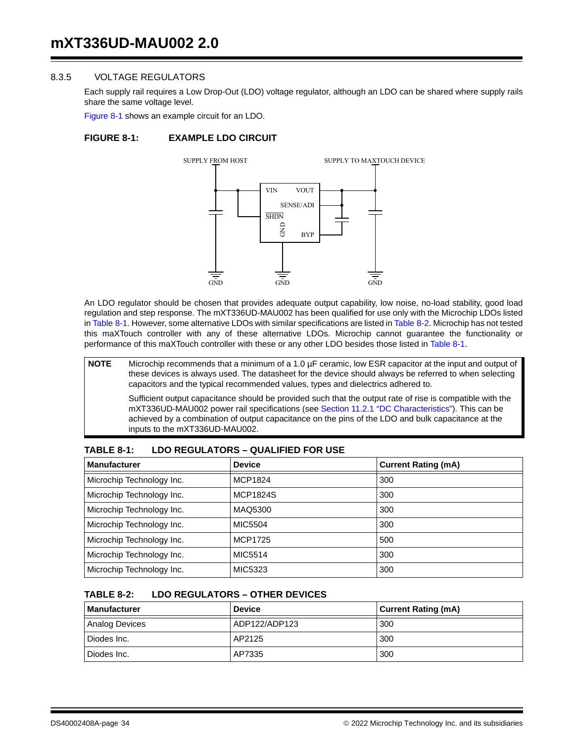### 8.3.5 VOLTAGE REGULATORS

Each supply rail requires a Low Drop-Out (LDO) voltage regulator, although an LDO can be shared where supply rails share the same voltage level.

Figure 8-1 shows an example circuit for an LDO.

**FIGURE 8-1: EXAMPLE LDO CIRCUIT**

SUPPLY FROM HOST | SUPPLY TO MAXTOUCH DEVICE | VIN | VOUT | SENSE/ADI | SHDN | GND | BYP | GND | GND | GND

An LDO regulator should be chosen that provides adequate output capability, low noise, no-load stability, good load regulation and step response. The mXT336UD-MAU002 has been qualified for use only with the Microchip LDOs listed in Table 8-1. However, some alternative LDOs with similar specifications are listed in Table 8-2. Microchip has not tested this maXTouch controller with any of these alternative LDOs. Microchip cannot guarantee the functionality or performance of this maXTouch controller with these or any other LDO besides those listed in Table 8-1.

> **NOTE** Microchip recommends that a minimum of a 1.0 µF ceramic, low ESR capacitor at the input and output of these devices is always used. The datasheet for the device should always be referred to when selecting capacitors and the typical recommended values, types and dielectrics adhered to.
>
> Sufficient output capacitance should be provided such that the output rate of rise is compatible with the mXT336UD-MAU002 power rail specifications (see Section 11.2.1 "DC Characteristics"). This can be achieved by a combination of output capacitance on the pins of the LDO and bulk capacitance at the inputs to the mXT336UD-MAU002.

**TABLE 8-1: LDO REGULATORS – QUALIFIED FOR USE**

| Manufacturer | Device | Current Rating (mA) |
|---|---|---|
| Microchip Technology Inc. | MCP1824 | 300 |
| Microchip Technology Inc. | MCP1824S | 300 |
| Microchip Technology Inc. | MAQ5300 | 300 |
| Microchip Technology Inc. | MIC5504 | 300 |
| Microchip Technology Inc. | MCP1725 | 500 |
| Microchip Technology Inc. | MIC5514 | 300 |
| Microchip Technology Inc. | MIC5323 | 300 |

**TABLE 8-2: LDO REGULATORS – OTHER DEVICES**

| Manufacturer | Device | Current Rating (mA) |
|---|---|---|
| Analog Devices | ADP122/ADP123 | 300 |
| Diodes Inc. | AP2125 | 300 |
| Diodes Inc. | AP7335 | 300 |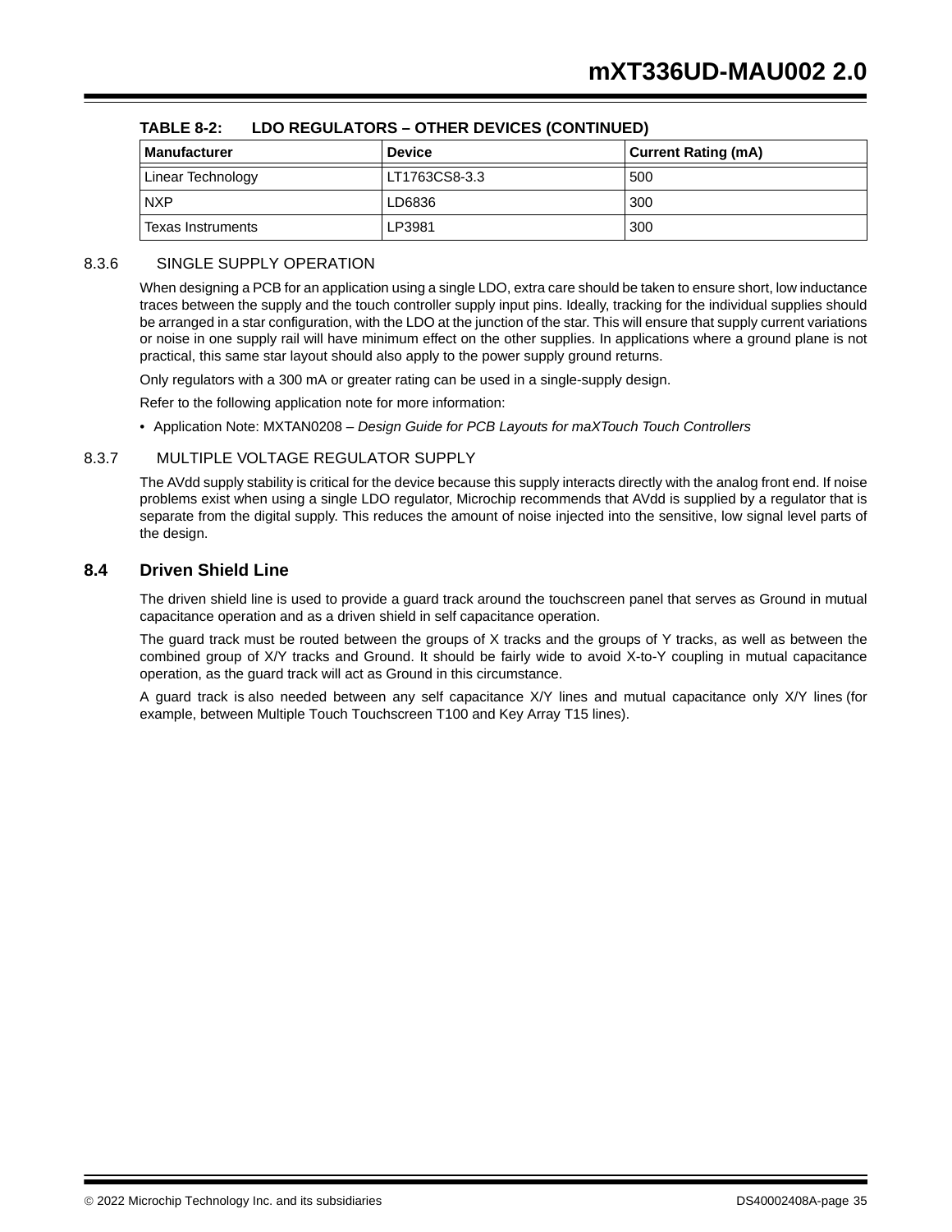**TABLE 8-2: LDO REGULATORS – OTHER DEVICES (CONTINUED)**

| Manufacturer | Device | Current Rating (mA) |
|---|---|---|
| Linear Technology | LT1763CS8-3.3 | 500 |
| NXP | LD6836 | 300 |
| Texas Instruments | LP3981 | 300 |

### 8.3.6 SINGLE SUPPLY OPERATION

When designing a PCB for an application using a single LDO, extra care should be taken to ensure short, low inductance traces between the supply and the touch controller supply input pins. Ideally, tracking for the individual supplies should be arranged in a star configuration, with the LDO at the junction of the star. This will ensure that supply current variations or noise in one supply rail will have minimum effect on the other supplies. In applications where a ground plane is not practical, this same star layout should also apply to the power supply ground returns.

Only regulators with a 300 mA or greater rating can be used in a single-supply design.

Refer to the following application note for more information:

- Application Note: MXTAN0208 – *Design Guide for PCB Layouts for maXTouch Touch Controllers*

### 8.3.7 MULTIPLE VOLTAGE REGULATOR SUPPLY

The AVdd supply stability is critical for the device because this supply interacts directly with the analog front end. If noise problems exist when using a single LDO regulator, Microchip recommends that AVdd is supplied by a regulator that is separate from the digital supply. This reduces the amount of noise injected into the sensitive, low signal level parts of the design.

## 8.4 Driven Shield Line

The driven shield line is used to provide a guard track around the touchscreen panel that serves as Ground in mutual capacitance operation and as a driven shield in self capacitance operation.

The guard track must be routed between the groups of X tracks and the groups of Y tracks, as well as between the combined group of X/Y tracks and Ground. It should be fairly wide to avoid X-to-Y coupling in mutual capacitance operation, as the guard track will act as Ground in this circumstance.

A guard track is also needed between any self capacitance X/Y lines and mutual capacitance only X/Y lines (for example, between Multiple Touch Touchscreen T100 and Key Array T15 lines).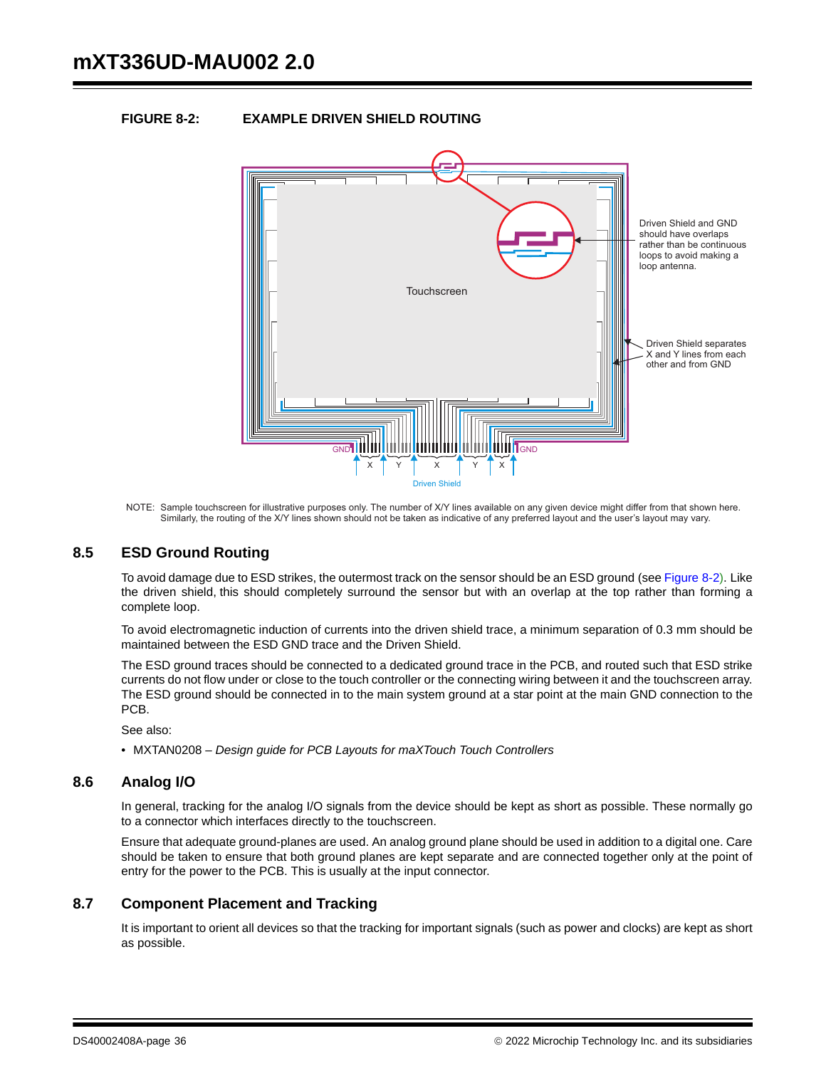**FIGURE 8-2: EXAMPLE DRIVEN SHIELD ROUTING**

NOTE: Sample touchscreen for illustrative purposes only. The number of X/Y lines available on any given device might differ from that shown here. Similarly, the routing of the X/Y lines shown should not be taken as indicative of any preferred layout and the user's layout may vary.

## 8.5 ESD Ground Routing

To avoid damage due to ESD strikes, the outermost track on the sensor should be an ESD ground (see Figure 8-2). Like the driven shield, this should completely surround the sensor but with an overlap at the top rather than forming a complete loop.

To avoid electromagnetic induction of currents into the driven shield trace, a minimum separation of 0.3 mm should be maintained between the ESD GND trace and the Driven Shield.

The ESD ground traces should be connected to a dedicated ground trace in the PCB, and routed such that ESD strike currents do not flow under or close to the touch controller or the connecting wiring between it and the touchscreen array. The ESD ground should be connected in to the main system ground at a star point at the main GND connection to the PCB.

See also:

- MXTAN0208 – *Design guide for PCB Layouts for maXTouch Touch Controllers*

## 8.6 Analog I/O

In general, tracking for the analog I/O signals from the device should be kept as short as possible. These normally go to a connector which interfaces directly to the touchscreen.

Ensure that adequate ground-planes are used. An analog ground plane should be used in addition to a digital one. Care should be taken to ensure that both ground planes are kept separate and are connected together only at the point of entry for the power to the PCB. This is usually at the input connector.

## 8.7 Component Placement and Tracking

It is important to orient all devices so that the tracking for important signals (such as power and clocks) are kept as short as possible.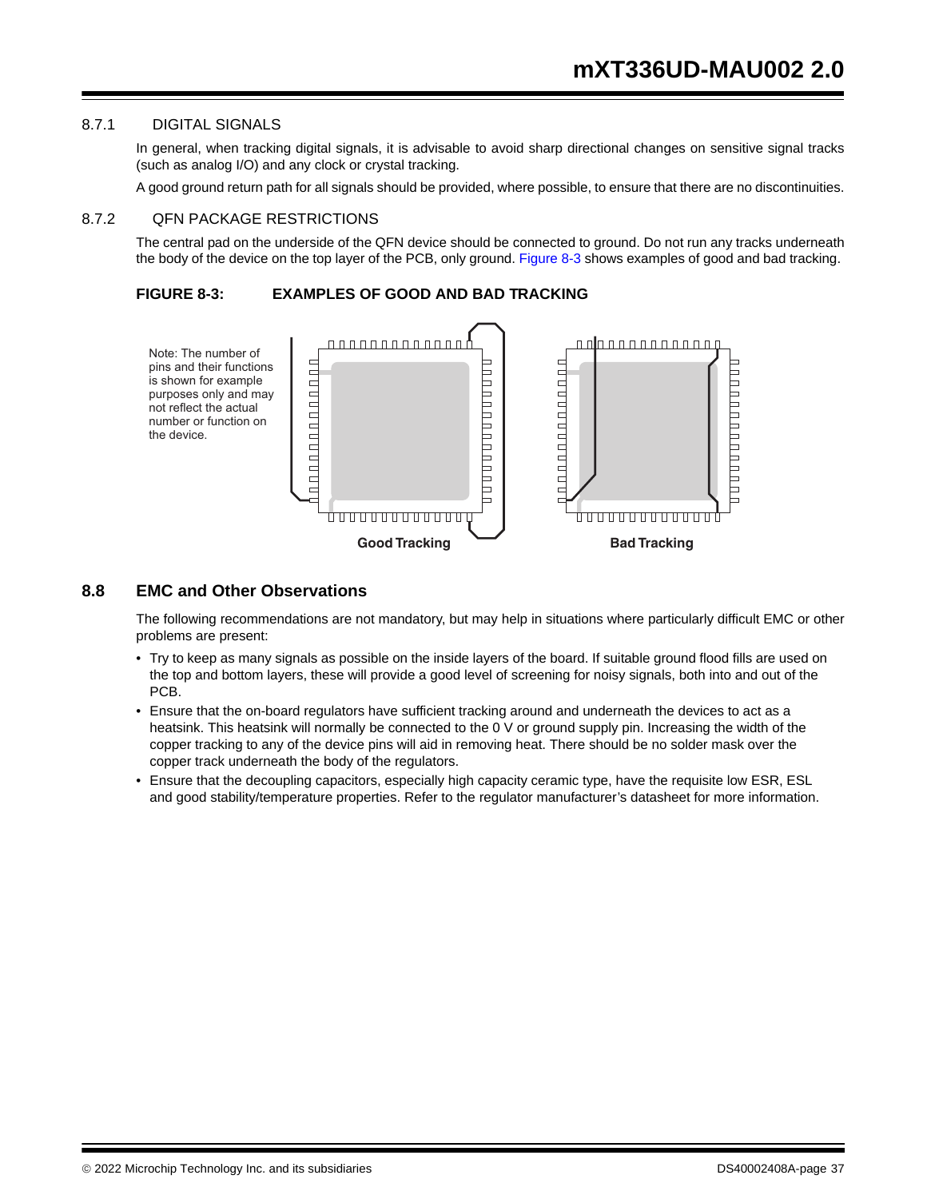### 8.7.1 DIGITAL SIGNALS

In general, when tracking digital signals, it is advisable to avoid sharp directional changes on sensitive signal tracks (such as analog I/O) and any clock or crystal tracking.

A good ground return path for all signals should be provided, where possible, to ensure that there are no discontinuities.

### 8.7.2 QFN PACKAGE RESTRICTIONS

The central pad on the underside of the QFN device should be connected to ground. Do not run any tracks underneath the body of the device on the top layer of the PCB, only ground. Figure 8-3 shows examples of good and bad tracking.

**FIGURE 8-3: EXAMPLES OF GOOD AND BAD TRACKING**

Note: The number of pins and their functions is shown for example purposes only and may not reflect the actual number or function on the device.

Good Tracking

Bad Tracking

## 8.8 EMC and Other Observations

The following recommendations are not mandatory, but may help in situations where particularly difficult EMC or other problems are present:

- Try to keep as many signals as possible on the inside layers of the board. If suitable ground flood fills are used on the top and bottom layers, these will provide a good level of screening for noisy signals, both into and out of the PCB.
- Ensure that the on-board regulators have sufficient tracking around and underneath the devices to act as a heatsink. This heatsink will normally be connected to the 0 V or ground supply pin. Increasing the width of the copper tracking to any of the device pins will aid in removing heat. There should be no solder mask over the copper track underneath the body of the regulators.
- Ensure that the decoupling capacitors, especially high capacity ceramic type, have the requisite low ESR, ESL and good stability/temperature properties. Refer to the regulator manufacturer's datasheet for more information.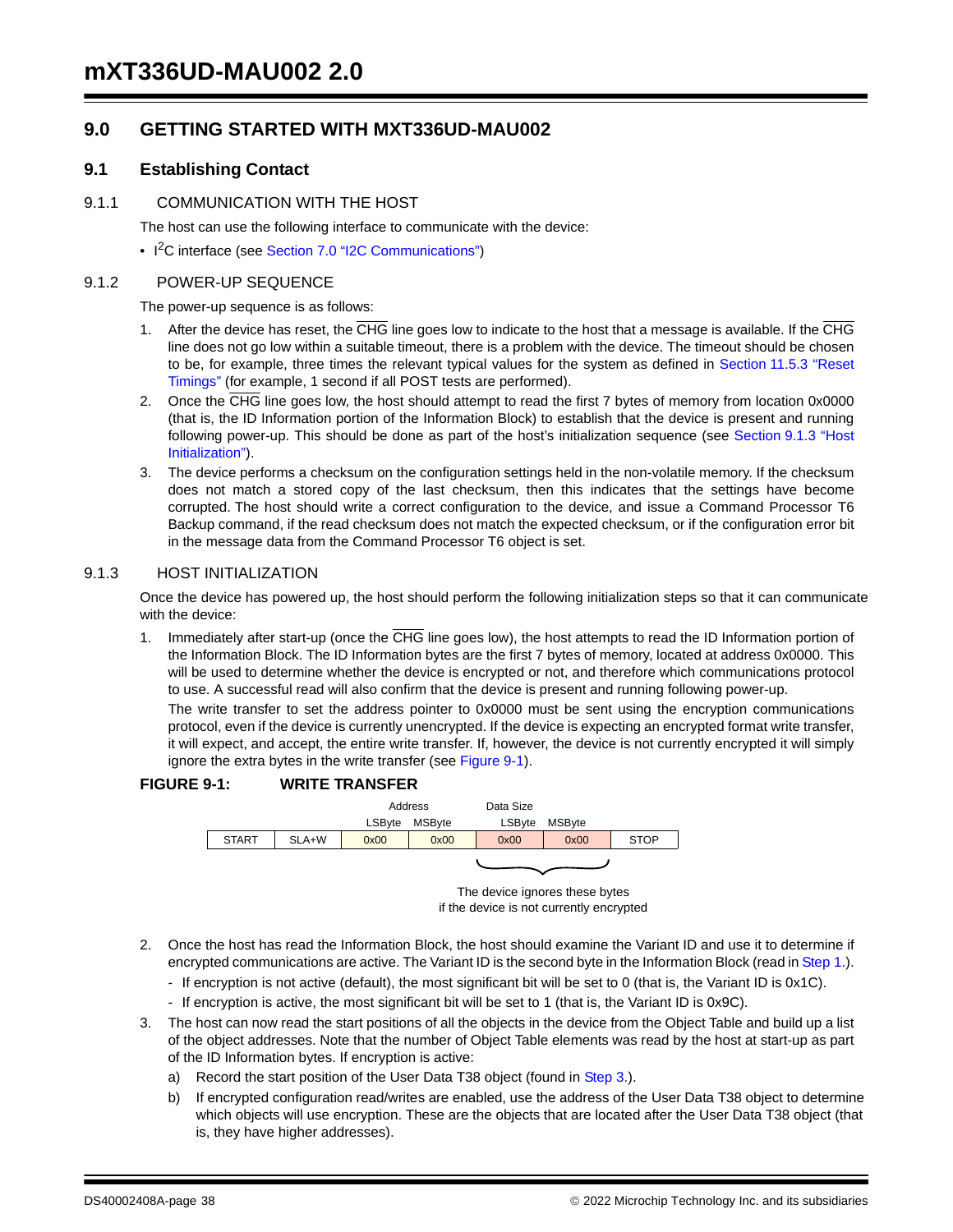## 9.0 GETTING STARTED WITH MXT336UD-MAU002

### 9.1 Establishing Contact

#### 9.1.1 COMMUNICATION WITH THE HOST

The host can use the following interface to communicate with the device:

- $I^2C$ interface (see Section 7.0 “I2C Communications”)

#### 9.1.2 POWER-UP SEQUENCE

The power-up sequence is as follows:

1. After the device has reset, the $\overline{CHG}$ line goes low to indicate to the host that a message is available. If the $\overline{CHG}$ line does not go low within a suitable timeout, there is a problem with the device. The timeout should be chosen to be, for example, three times the relevant typical values for the system as defined in Section 11.5.3 “Reset Timings” (for example, 1 second if all POST tests are performed).
2. Once the $\overline{CHG}$ line goes low, the host should attempt to read the first 7 bytes of memory from location 0x0000 (that is, the ID Information portion of the Information Block) to establish that the device is present and running following power-up. This should be done as part of the host’s initialization sequence (see Section 9.1.3 “Host Initialization”).
3. The device performs a checksum on the configuration settings held in the non-volatile memory. If the checksum does not match a stored copy of the last checksum, then this indicates that the settings have become corrupted. The host should write a correct configuration to the device, and issue a Command Processor T6 Backup command, if the read checksum does not match the expected checksum, or if the configuration error bit in the message data from the Command Processor T6 object is set.

#### 9.1.3 HOST INITIALIZATION

Once the device has powered up, the host should perform the following initialization steps so that it can communicate with the device:

1. Immediately after start-up (once the $\overline{CHG}$ line goes low), the host attempts to read the ID Information portion of the Information Block. The ID Information bytes are the first 7 bytes of memory, located at address 0x0000. This will be used to determine whether the device is encrypted or not, and therefore which communications protocol to use. A successful read will also confirm that the device is present and running following power-up.

   The write transfer to set the address pointer to 0x0000 must be sent using the encryption communications protocol, even if the device is currently unencrypted. If the device is expecting an encrypted format write transfer, it will expect, and accept, the entire write transfer. If, however, the device is not currently encrypted it will simply ignore the extra bytes in the write transfer (see Figure 9-1).

**FIGURE 9-1: WRITE TRANSFER**

| | | Address | | Data Size | | |
|---|---|---|---|---|---|---|
| | | LSByte | MSByte | LSByte | MSByte | |
| START | SLA+W | 0x00 | 0x00 | 0x00 | 0x00 | STOP |

The device ignores these bytes if the device is not currently encrypted (applies to the Data Size bytes)

2. Once the host has read the Information Block, the host should examine the Variant ID and use it to determine if encrypted communications are active. The Variant ID is the second byte in the Information Block (read in Step 1.).
   - If encryption is not active (default), the most significant bit will be set to 0 (that is, the Variant ID is 0x1C).
   - If encryption is active, the most significant bit will be set to 1 (that is, the Variant ID is 0x9C).
3. The host can now read the start positions of all the objects in the device from the Object Table and build up a list of the object addresses. Note that the number of Object Table elements was read by the host at start-up as part of the ID Information bytes. If encryption is active:
   a) Record the start position of the User Data T38 object (found in Step 3.).
   b) If encrypted configuration read/writes are enabled, use the address of the User Data T38 object to determine which objects will use encryption. These are the objects that are located after the User Data T38 object (that is, they have higher addresses).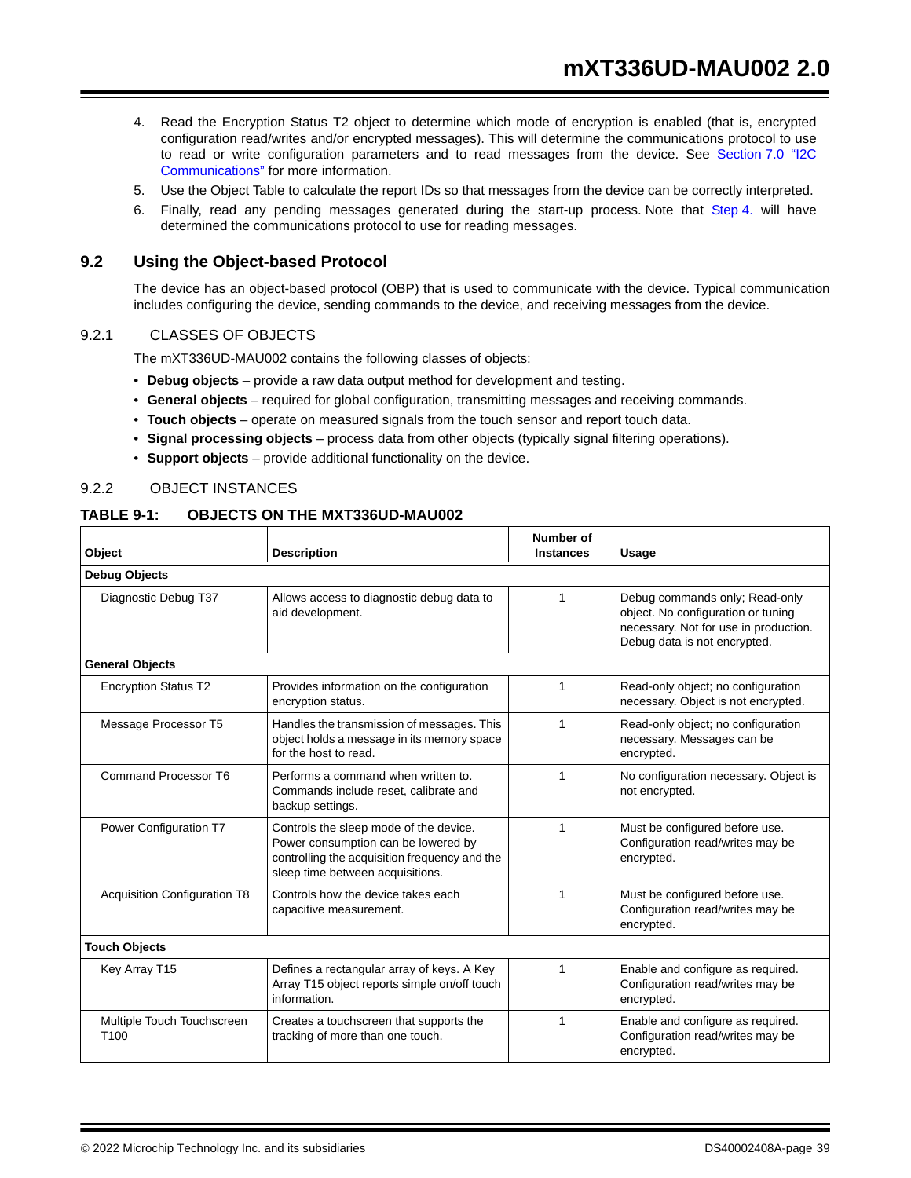4. Read the Encryption Status T2 object to determine which mode of encryption is enabled (that is, encrypted configuration read/writes and/or encrypted messages). This will determine the communications protocol to use to read or write configuration parameters and to read messages from the device. See Section 7.0 "I2C Communications" for more information.
5. Use the Object Table to calculate the report IDs so that messages from the device can be correctly interpreted.
6. Finally, read any pending messages generated during the start-up process. Note that Step 4. will have determined the communications protocol to use for reading messages.

## 9.2 Using the Object-based Protocol

The device has an object-based protocol (OBP) that is used to communicate with the device. Typical communication includes configuring the device, sending commands to the device, and receiving messages from the device.

### 9.2.1 CLASSES OF OBJECTS

The mXT336UD-MAU002 contains the following classes of objects:

- **Debug objects** – provide a raw data output method for development and testing.
- **General objects** – required for global configuration, transmitting messages and receiving commands.
- **Touch objects** – operate on measured signals from the touch sensor and report touch data.
- **Signal processing objects** – process data from other objects (typically signal filtering operations).
- **Support objects** – provide additional functionality on the device.

### 9.2.2 OBJECT INSTANCES

**TABLE 9-1: OBJECTS ON THE MXT336UD-MAU002**

| Object | Description | Number of Instances | Usage |
|---|---|---|---|
| **Debug Objects** | | | |
| Diagnostic Debug T37 | Allows access to diagnostic debug data to aid development. | 1 | Debug commands only; Read-only object. No configuration or tuning necessary. Not for use in production. Debug data is not encrypted. |
| **General Objects** | | | |
| Encryption Status T2 | Provides information on the configuration encryption status. | 1 | Read-only object; no configuration necessary. Object is not encrypted. |
| Message Processor T5 | Handles the transmission of messages. This object holds a message in its memory space for the host to read. | 1 | Read-only object; no configuration necessary. Messages can be encrypted. |
| Command Processor T6 | Performs a command when written to. Commands include reset, calibrate and backup settings. | 1 | No configuration necessary. Object is not encrypted. |
| Power Configuration T7 | Controls the sleep mode of the device. Power consumption can be lowered by controlling the acquisition frequency and the sleep time between acquisitions. | 1 | Must be configured before use. Configuration read/writes may be encrypted. |
| Acquisition Configuration T8 | Controls how the device takes each capacitive measurement. | 1 | Must be configured before use. Configuration read/writes may be encrypted. |
| **Touch Objects** | | | |
| Key Array T15 | Defines a rectangular array of keys. A Key Array T15 object reports simple on/off touch information. | 1 | Enable and configure as required. Configuration read/writes may be encrypted. |
| Multiple Touch Touchscreen T100 | Creates a touchscreen that supports the tracking of more than one touch. | 1 | Enable and configure as required. Configuration read/writes may be encrypted. |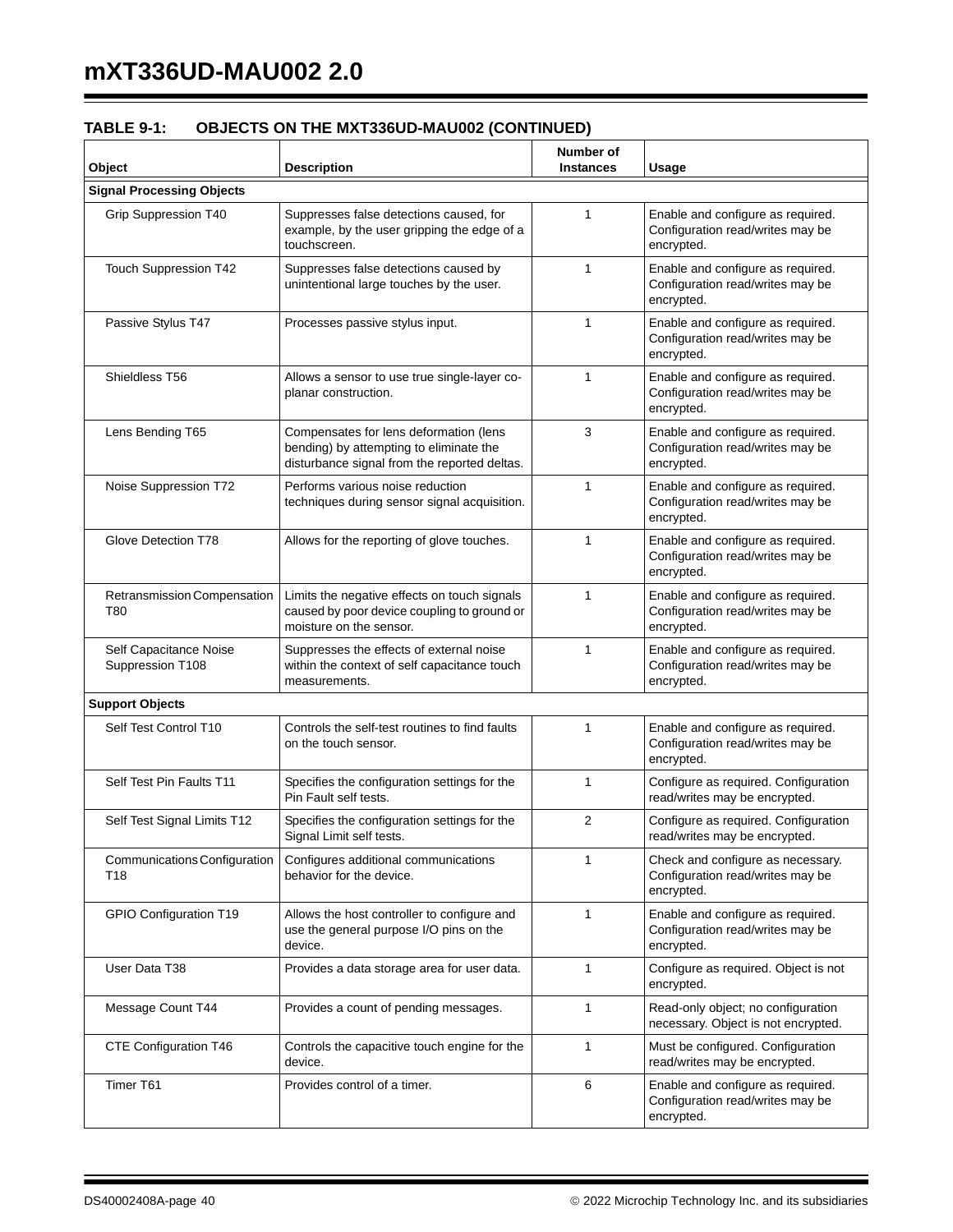**TABLE 9-1: OBJECTS ON THE MXT336UD-MAU002 (CONTINUED)**

| Object | Description | Number of Instances | Usage |
|---|---|---|---|
| **Signal Processing Objects** | | | |
| Grip Suppression T40 | Suppresses false detections caused, for example, by the user gripping the edge of a touchscreen. | 1 | Enable and configure as required. Configuration read/writes may be encrypted. |
| Touch Suppression T42 | Suppresses false detections caused by unintentional large touches by the user. | 1 | Enable and configure as required. Configuration read/writes may be encrypted. |
| Passive Stylus T47 | Processes passive stylus input. | 1 | Enable and configure as required. Configuration read/writes may be encrypted. |
| Shieldless T56 | Allows a sensor to use true single-layer co-planar construction. | 1 | Enable and configure as required. Configuration read/writes may be encrypted. |
| Lens Bending T65 | Compensates for lens deformation (lens bending) by attempting to eliminate the disturbance signal from the reported deltas. | 3 | Enable and configure as required. Configuration read/writes may be encrypted. |
| Noise Suppression T72 | Performs various noise reduction techniques during sensor signal acquisition. | 1 | Enable and configure as required. Configuration read/writes may be encrypted. |
| Glove Detection T78 | Allows for the reporting of glove touches. | 1 | Enable and configure as required. Configuration read/writes may be encrypted. |
| Retransmission Compensation T80 | Limits the negative effects on touch signals caused by poor device coupling to ground or moisture on the sensor. | 1 | Enable and configure as required. Configuration read/writes may be encrypted. |
| Self Capacitance Noise Suppression T108 | Suppresses the effects of external noise within the context of self capacitance touch measurements. | 1 | Enable and configure as required. Configuration read/writes may be encrypted. |
| **Support Objects** | | | |
| Self Test Control T10 | Controls the self-test routines to find faults on the touch sensor. | 1 | Enable and configure as required. Configuration read/writes may be encrypted. |
| Self Test Pin Faults T11 | Specifies the configuration settings for the Pin Fault self tests. | 1 | Configure as required. Configuration read/writes may be encrypted. |
| Self Test Signal Limits T12 | Specifies the configuration settings for the Signal Limit self tests. | 2 | Configure as required. Configuration read/writes may be encrypted. |
| Communications Configuration T18 | Configures additional communications behavior for the device. | 1 | Check and configure as necessary. Configuration read/writes may be encrypted. |
| GPIO Configuration T19 | Allows the host controller to configure and use the general purpose I/O pins on the device. | 1 | Enable and configure as required. Configuration read/writes may be encrypted. |
| User Data T38 | Provides a data storage area for user data. | 1 | Configure as required. Object is not encrypted. |
| Message Count T44 | Provides a count of pending messages. | 1 | Read-only object; no configuration necessary. Object is not encrypted. |
| CTE Configuration T46 | Controls the capacitive touch engine for the device. | 1 | Must be configured. Configuration read/writes may be encrypted. |
| Timer T61 | Provides control of a timer. | 6 | Enable and configure as required. Configuration read/writes may be encrypted. |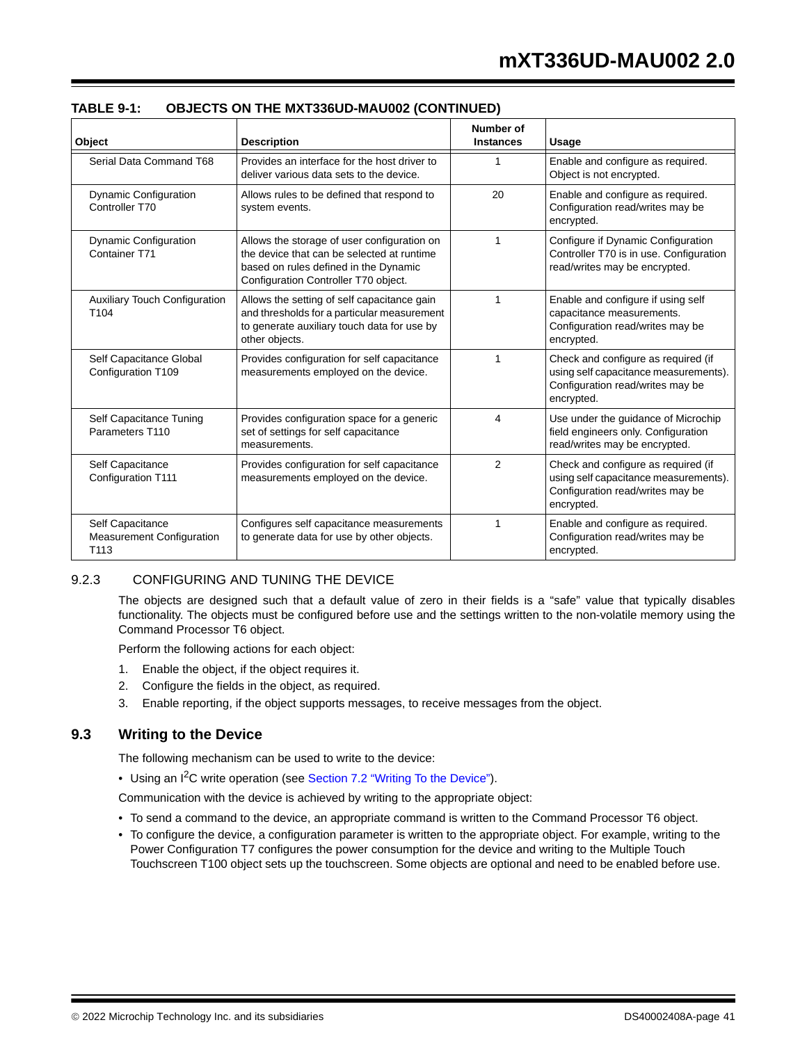**TABLE 9-1: OBJECTS ON THE MXT336UD-MAU002 (CONTINUED)**

| Object | Description | Number of Instances | Usage |
|---|---|---|---|
| Serial Data Command T68 | Provides an interface for the host driver to deliver various data sets to the device. | 1 | Enable and configure as required. Object is not encrypted. |
| Dynamic Configuration Controller T70 | Allows rules to be defined that respond to system events. | 20 | Enable and configure as required. Configuration read/writes may be encrypted. |
| Dynamic Configuration Container T71 | Allows the storage of user configuration on the device that can be selected at runtime based on rules defined in the Dynamic Configuration Controller T70 object. | 1 | Configure if Dynamic Configuration Controller T70 is in use. Configuration read/writes may be encrypted. |
| Auxiliary Touch Configuration T104 | Allows the setting of self capacitance gain and thresholds for a particular measurement to generate auxiliary touch data for use by other objects. | 1 | Enable and configure if using self capacitance measurements. Configuration read/writes may be encrypted. |
| Self Capacitance Global Configuration T109 | Provides configuration for self capacitance measurements employed on the device. | 1 | Check and configure as required (if using self capacitance measurements). Configuration read/writes may be encrypted. |
| Self Capacitance Tuning Parameters T110 | Provides configuration space for a generic set of settings for self capacitance measurements. | 4 | Use under the guidance of Microchip field engineers only. Configuration read/writes may be encrypted. |
| Self Capacitance Configuration T111 | Provides configuration for self capacitance measurements employed on the device. | 2 | Check and configure as required (if using self capacitance measurements). Configuration read/writes may be encrypted. |
| Self Capacitance Measurement Configuration T113 | Configures self capacitance measurements to generate data for use by other objects. | 1 | Enable and configure as required. Configuration read/writes may be encrypted. |

#### 9.2.3 CONFIGURING AND TUNING THE DEVICE

The objects are designed such that a default value of zero in their fields is a "safe" value that typically disables functionality. The objects must be configured before use and the settings written to the non-volatile memory using the Command Processor T6 object.

Perform the following actions for each object:

1. Enable the object, if the object requires it.
2. Configure the fields in the object, as required.
3. Enable reporting, if the object supports messages, to receive messages from the object.

## 9.3 Writing to the Device

The following mechanism can be used to write to the device:

- Using an I$^2$C write operation (see Section 7.2 "Writing To the Device").

Communication with the device is achieved by writing to the appropriate object:

- To send a command to the device, an appropriate command is written to the Command Processor T6 object.
- To configure the device, a configuration parameter is written to the appropriate object. For example, writing to the Power Configuration T7 configures the power consumption for the device and writing to the Multiple Touch Touchscreen T100 object sets up the touchscreen. Some objects are optional and need to be enabled before use.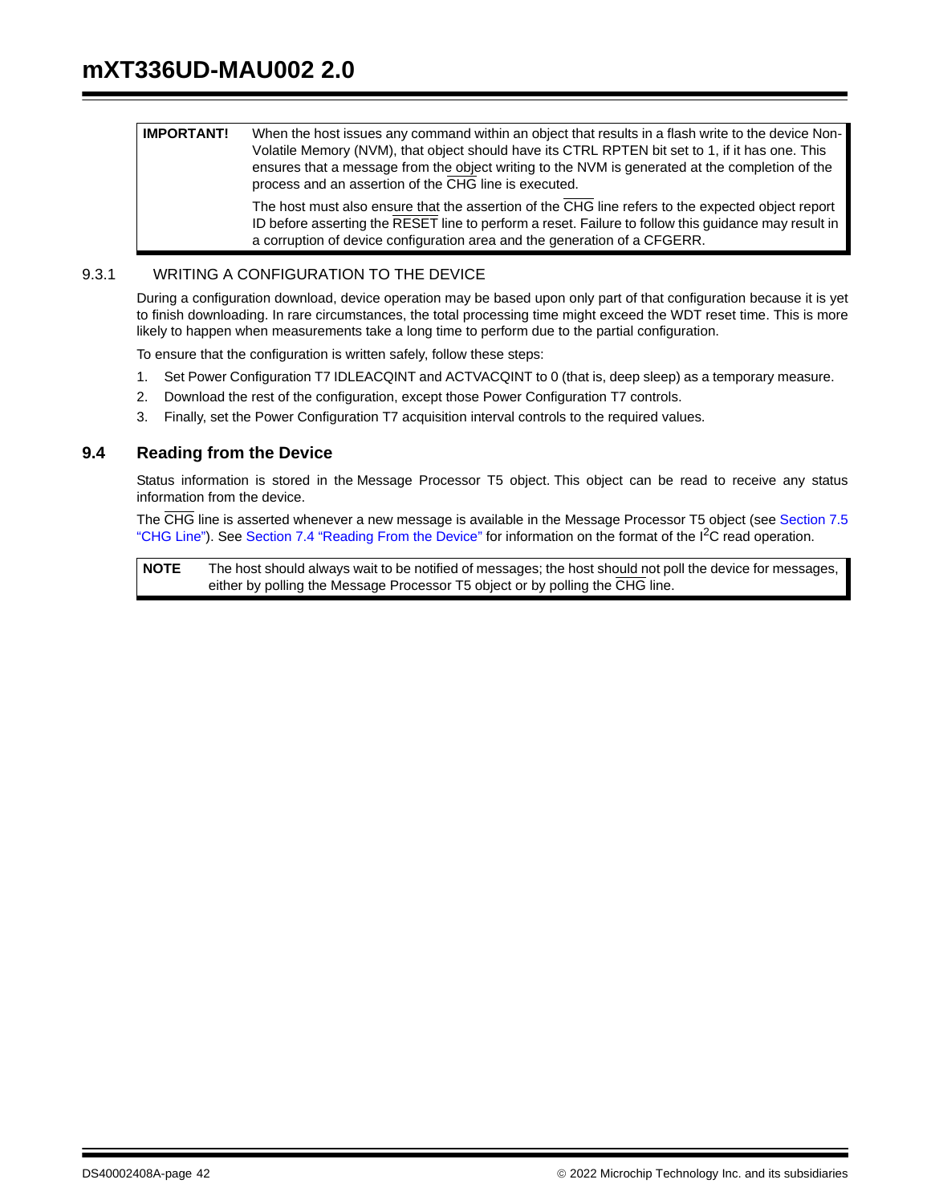| IMPORTANT! | When the host issues any command within an object that results in a flash write to the device Non-Volatile Memory (NVM), that object should have its CTRL RPTEN bit set to 1, if it has one. This ensures that a message from the object writing to the NVM is generated at the completion of the process and an assertion of the CHG line is executed.<br><br>The host must also ensure that the assertion of the CHG line refers to the expected object report ID before asserting the RESET line to perform a reset. Failure to follow this guidance may result in a corruption of device configuration area and the generation of a CFGERR. |
|---|---|

### 9.3.1 WRITING A CONFIGURATION TO THE DEVICE

During a configuration download, device operation may be based upon only part of that configuration because it is yet to finish downloading. In rare circumstances, the total processing time might exceed the WDT reset time. This is more likely to happen when measurements take a long time to perform due to the partial configuration.

To ensure that the configuration is written safely, follow these steps:

1. Set Power Configuration T7 IDLEACQINT and ACTVACQINT to 0 (that is, deep sleep) as a temporary measure.
2. Download the rest of the configuration, except those Power Configuration T7 controls.
3. Finally, set the Power Configuration T7 acquisition interval controls to the required values.

## 9.4 Reading from the Device

Status information is stored in the Message Processor T5 object. This object can be read to receive any status information from the device.

The CHG line is asserted whenever a new message is available in the Message Processor T5 object (see Section 7.5 "CHG Line"). See Section 7.4 "Reading From the Device" for information on the format of the $I^2C$ read operation.

| NOTE | The host should always wait to be notified of messages; the host should not poll the device for messages, either by polling the Message Processor T5 object or by polling the CHG line. |
|---|---|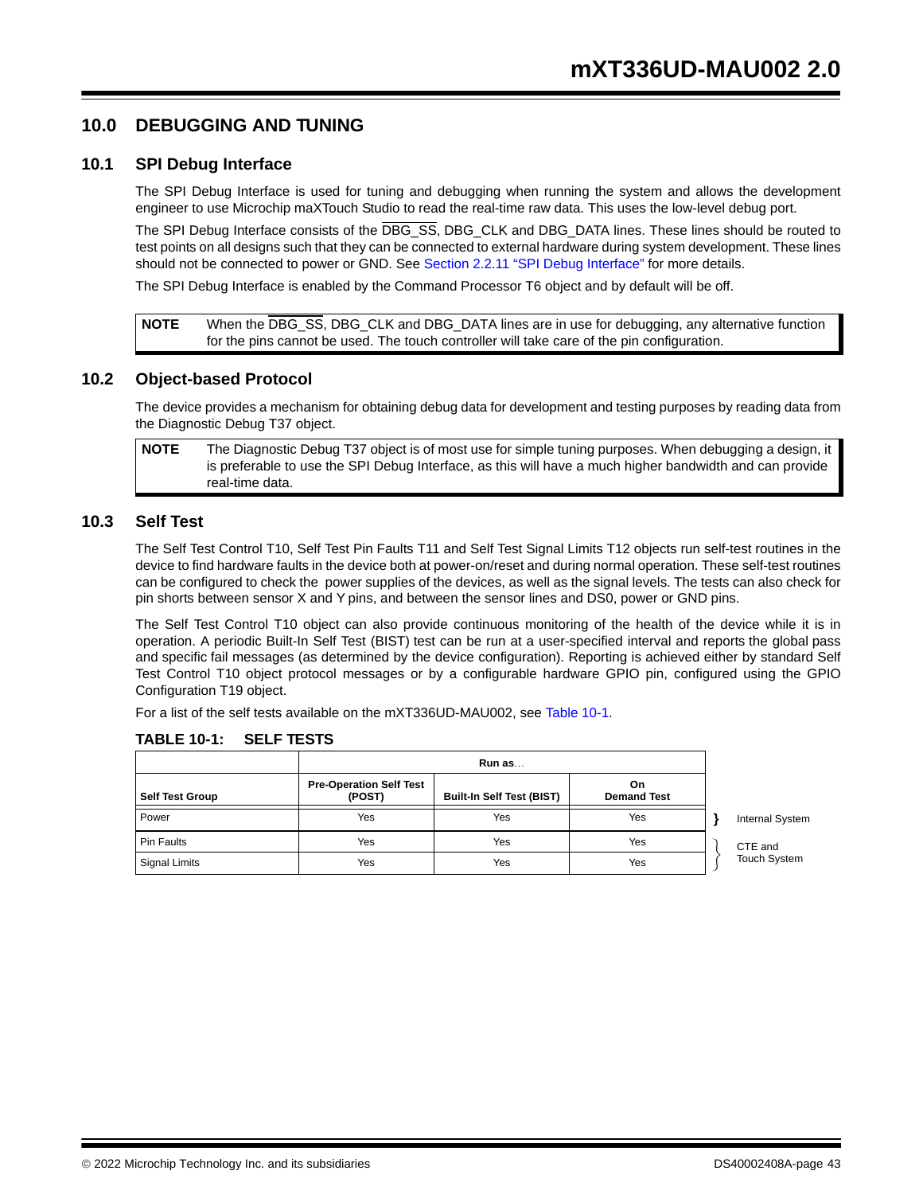## 10.0 DEBUGGING AND TUNING

### 10.1 SPI Debug Interface

The SPI Debug Interface is used for tuning and debugging when running the system and allows the development engineer to use Microchip maXTouch Studio to read the real-time raw data. This uses the low-level debug port.

The SPI Debug Interface consists of the $\overline{\text{DBG\_SS}}$, DBG_CLK and DBG_DATA lines. These lines should be routed to test points on all designs such that they can be connected to external hardware during system development. These lines should not be connected to power or GND. See Section 2.2.11 "SPI Debug Interface" for more details.

The SPI Debug Interface is enabled by the Command Processor T6 object and by default will be off.

| NOTE | When the $\overline{\text{DBG\_SS}}$, DBG_CLK and DBG_DATA lines are in use for debugging, any alternative function for the pins cannot be used. The touch controller will take care of the pin configuration. |
|---|---|

### 10.2 Object-based Protocol

The device provides a mechanism for obtaining debug data for development and testing purposes by reading data from the Diagnostic Debug T37 object.

| NOTE | The Diagnostic Debug T37 object is of most use for simple tuning purposes. When debugging a design, it is preferable to use the SPI Debug Interface, as this will have a much higher bandwidth and can provide real-time data. |
|---|---|

### 10.3 Self Test

The Self Test Control T10, Self Test Pin Faults T11 and Self Test Signal Limits T12 objects run self-test routines in the device to find hardware faults in the device both at power-on/reset and during normal operation. These self-test routines can be configured to check the power supplies of the devices, as well as the signal levels. The tests can also check for pin shorts between sensor X and Y pins, and between the sensor lines and DS0, power or GND pins.

The Self Test Control T10 object can also provide continuous monitoring of the health of the device while it is in operation. A periodic Built-In Self Test (BIST) test can be run at a user-specified interval and reports the global pass and specific fail messages (as determined by the device configuration). Reporting is achieved either by standard Self Test Control T10 object protocol messages or by a configurable hardware GPIO pin, configured using the GPIO Configuration T19 object.

For a list of the self tests available on the mXT336UD-MAU002, see Table 10-1.

**TABLE 10-1: SELF TESTS**

| | Run as… | | | |
|---|---|---|---|---|
| **Self Test Group** | **Pre-Operation Self Test (POST)** | **Built-In Self Test (BIST)** | **On Demand Test** | |
| Power | Yes | Yes | Yes | Internal System |
| Pin Faults | Yes | Yes | Yes | CTE and Touch System |
| Signal Limits | Yes | Yes | Yes | CTE and Touch System |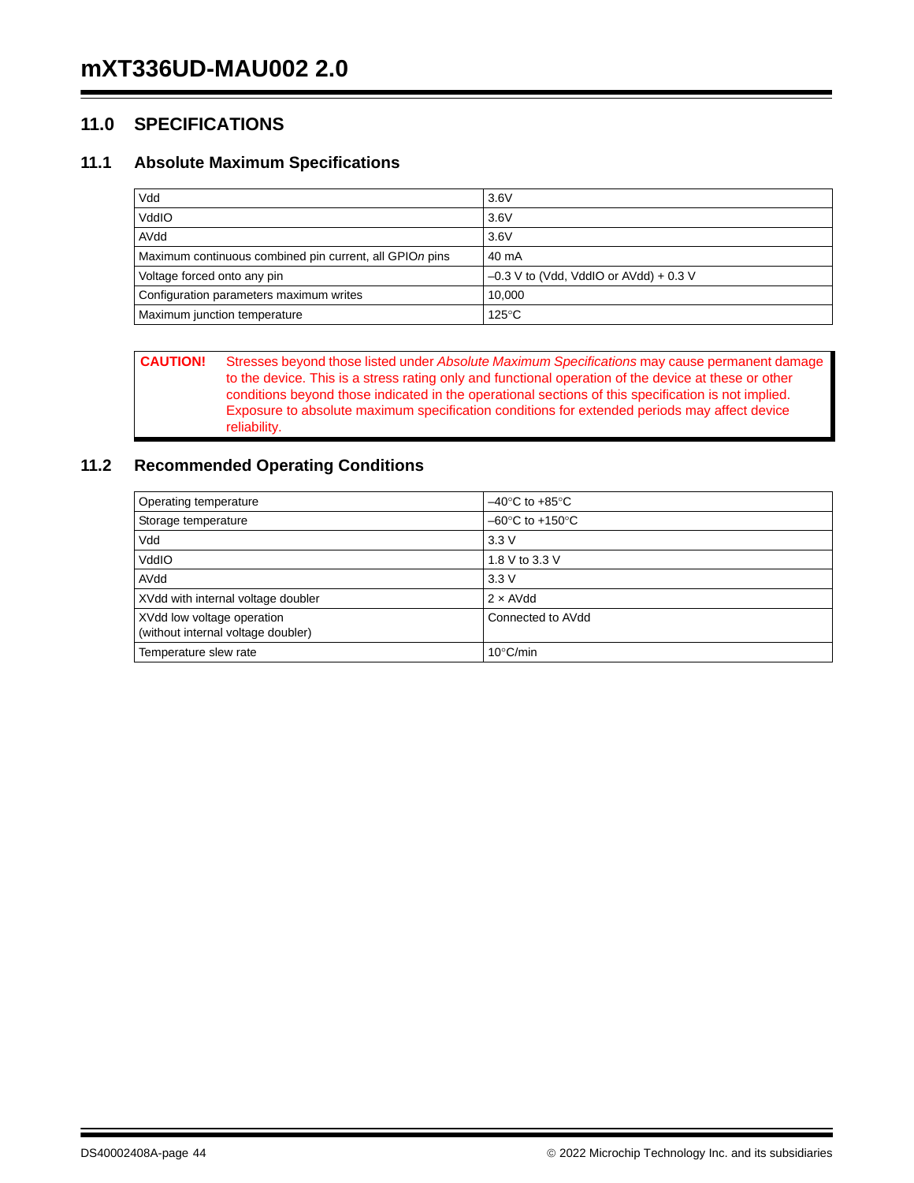## 11.0 SPECIFICATIONS

### 11.1 Absolute Maximum Specifications

| | |
|---|---|
| Vdd | 3.6V |
| VddIO | 3.6V |
| AVdd | 3.6V |
| Maximum continuous combined pin current, all GPIO*n* pins | 40 mA |
| Voltage forced onto any pin | –0.3 V to (Vdd, VddIO or AVdd) + 0.3 V |
| Configuration parameters maximum writes | 10,000 |
| Maximum junction temperature | 125°C |

**CAUTION!** Stresses beyond those listed under *Absolute Maximum Specifications* may cause permanent damage to the device. This is a stress rating only and functional operation of the device at these or other conditions beyond those indicated in the operational sections of this specification is not implied. Exposure to absolute maximum specification conditions for extended periods may affect device reliability.

### 11.2 Recommended Operating Conditions

| | |
|---|---|
| Operating temperature | –40°C to +85°C |
| Storage temperature | –60°C to +150°C |
| Vdd | 3.3 V |
| VddIO | 1.8 V to 3.3 V |
| AVdd | 3.3 V |
| XVdd with internal voltage doubler | 2 × AVdd |
| XVdd low voltage operation (without internal voltage doubler) | Connected to AVdd |
| Temperature slew rate | 10°C/min |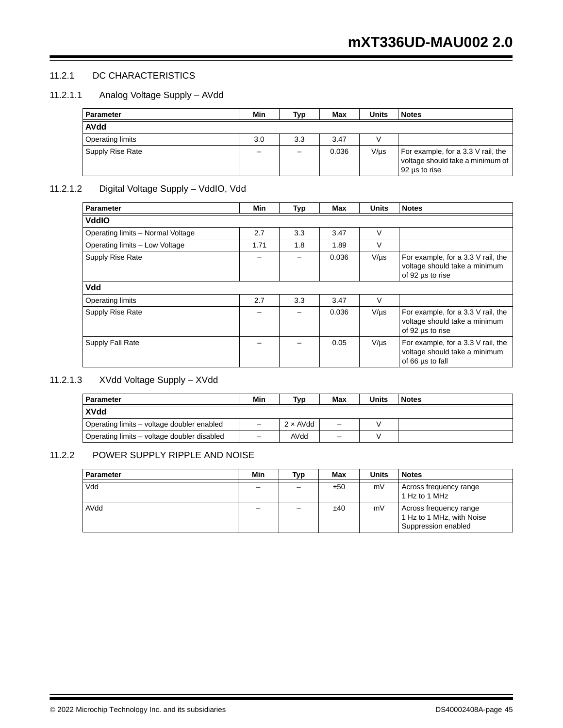### 11.2.1 DC CHARACTERISTICS

#### 11.2.1.1 Analog Voltage Supply – AVdd

| Parameter | Min | Typ | Max | Units | Notes |
|---|---|---|---|---|---|
| **AVdd** | | | | | |
| Operating limits | 3.0 | 3.3 | 3.47 | V | |
| Supply Rise Rate | – | – | 0.036 | V/µs | For example, for a 3.3 V rail, the voltage should take a minimum of 92 µs to rise |

#### 11.2.1.2 Digital Voltage Supply – VddIO, Vdd

| Parameter | Min | Typ | Max | Units | Notes |
|---|---|---|---|---|---|
| **VddIO** | | | | | |
| Operating limits – Normal Voltage | 2.7 | 3.3 | 3.47 | V | |
| Operating limits – Low Voltage | 1.71 | 1.8 | 1.89 | V | |
| Supply Rise Rate | – | – | 0.036 | V/µs | For example, for a 3.3 V rail, the voltage should take a minimum of 92 µs to rise |
| **Vdd** | | | | | |
| Operating limits | 2.7 | 3.3 | 3.47 | V | |
| Supply Rise Rate | – | – | 0.036 | V/µs | For example, for a 3.3 V rail, the voltage should take a minimum of 92 µs to rise |
| Supply Fall Rate | – | – | 0.05 | V/µs | For example, for a 3.3 V rail, the voltage should take a minimum of 66 µs to fall |

#### 11.2.1.3 XVdd Voltage Supply – XVdd

| Parameter | Min | Typ | Max | Units | Notes |
|---|---|---|---|---|---|
| **XVdd** | | | | | |
| Operating limits – voltage doubler enabled | – | 2 × AVdd | – | V | |
| Operating limits – voltage doubler disabled | – | AVdd | – | V | |

### 11.2.2 POWER SUPPLY RIPPLE AND NOISE

| Parameter | Min | Typ | Max | Units | Notes |
|---|---|---|---|---|---|
| Vdd | – | – | ±50 | mV | Across frequency range 1 Hz to 1 MHz |
| AVdd | – | – | ±40 | mV | Across frequency range 1 Hz to 1 MHz, with Noise Suppression enabled |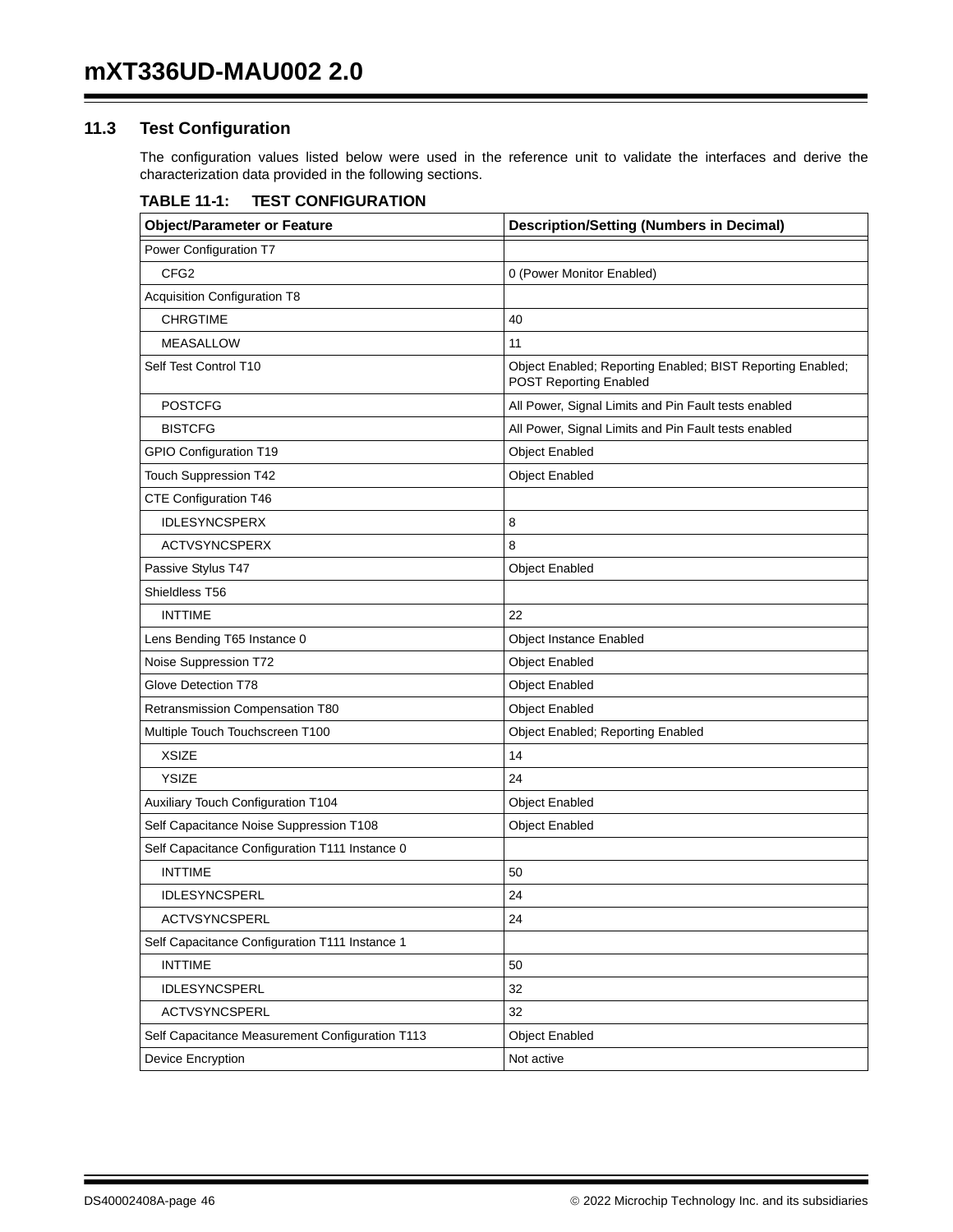## 11.3 Test Configuration

The configuration values listed below were used in the reference unit to validate the interfaces and derive the characterization data provided in the following sections.

**TABLE 11-1: TEST CONFIGURATION**

| Object/Parameter or Feature | Description/Setting (Numbers in Decimal) |
|---|---|
| Power Configuration T7 | |
| CFG2 | 0 (Power Monitor Enabled) |
| Acquisition Configuration T8 | |
| CHRGTIME | 40 |
| MEASALLOW | 11 |
| Self Test Control T10 | Object Enabled; Reporting Enabled; BIST Reporting Enabled; POST Reporting Enabled |
| POSTCFG | All Power, Signal Limits and Pin Fault tests enabled |
| BISTCFG | All Power, Signal Limits and Pin Fault tests enabled |
| GPIO Configuration T19 | Object Enabled |
| Touch Suppression T42 | Object Enabled |
| CTE Configuration T46 | |
| IDLESYNCSPERX | 8 |
| ACTVSYNCSPERX | 8 |
| Passive Stylus T47 | Object Enabled |
| Shieldless T56 | |
| INTTIME | 22 |
| Lens Bending T65 Instance 0 | Object Instance Enabled |
| Noise Suppression T72 | Object Enabled |
| Glove Detection T78 | Object Enabled |
| Retransmission Compensation T80 | Object Enabled |
| Multiple Touch Touchscreen T100 | Object Enabled; Reporting Enabled |
| XSIZE | 14 |
| YSIZE | 24 |
| Auxiliary Touch Configuration T104 | Object Enabled |
| Self Capacitance Noise Suppression T108 | Object Enabled |
| Self Capacitance Configuration T111 Instance 0 | |
| INTTIME | 50 |
| IDLESYNCSPERL | 24 |
| ACTVSYNCSPERL | 24 |
| Self Capacitance Configuration T111 Instance 1 | |
| INTTIME | 50 |
| IDLESYNCSPERL | 32 |
| ACTVSYNCSPERL | 32 |
| Self Capacitance Measurement Configuration T113 | Object Enabled |
| Device Encryption | Not active |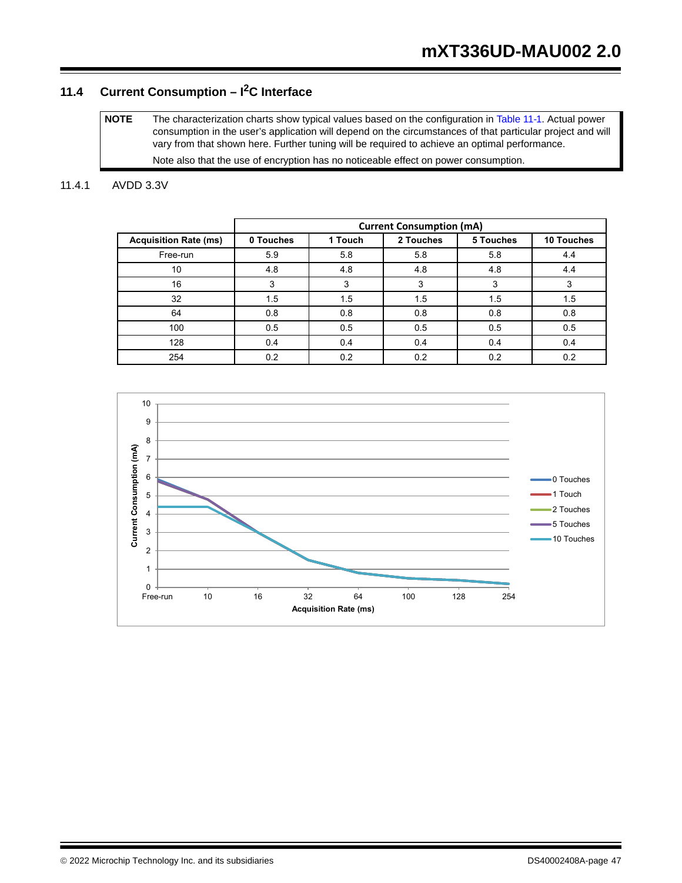## 11.4 Current Consumption – $I^2C$ Interface

> **NOTE** The characterization charts show typical values based on the configuration in Table 11-1. Actual power consumption in the user's application will depend on the circumstances of that particular project and will vary from that shown here. Further tuning will be required to achieve an optimal performance.
>
> Note also that the use of encryption has no noticeable effect on power consumption.

### 11.4.1 AVDD 3.3V

| | Current Consumption (mA) | | | | |
|---|---|---|---|---|---|
| **Acquisition Rate (ms)** | **0 Touches** | **1 Touch** | **2 Touches** | **5 Touches** | **10 Touches** |
| Free-run | 5.9 | 5.8 | 5.8 | 5.8 | 4.4 |
| 10 | 4.8 | 4.8 | 4.8 | 4.8 | 4.4 |
| 16 | 3 | 3 | 3 | 3 | 3 |
| 32 | 1.5 | 1.5 | 1.5 | 1.5 | 1.5 |
| 64 | 0.8 | 0.8 | 0.8 | 0.8 | 0.8 |
| 100 | 0.5 | 0.5 | 0.5 | 0.5 | 0.5 |
| 128 | 0.4 | 0.4 | 0.4 | 0.4 | 0.4 |
| 254 | 0.2 | 0.2 | 0.2 | 0.2 | 0.2 |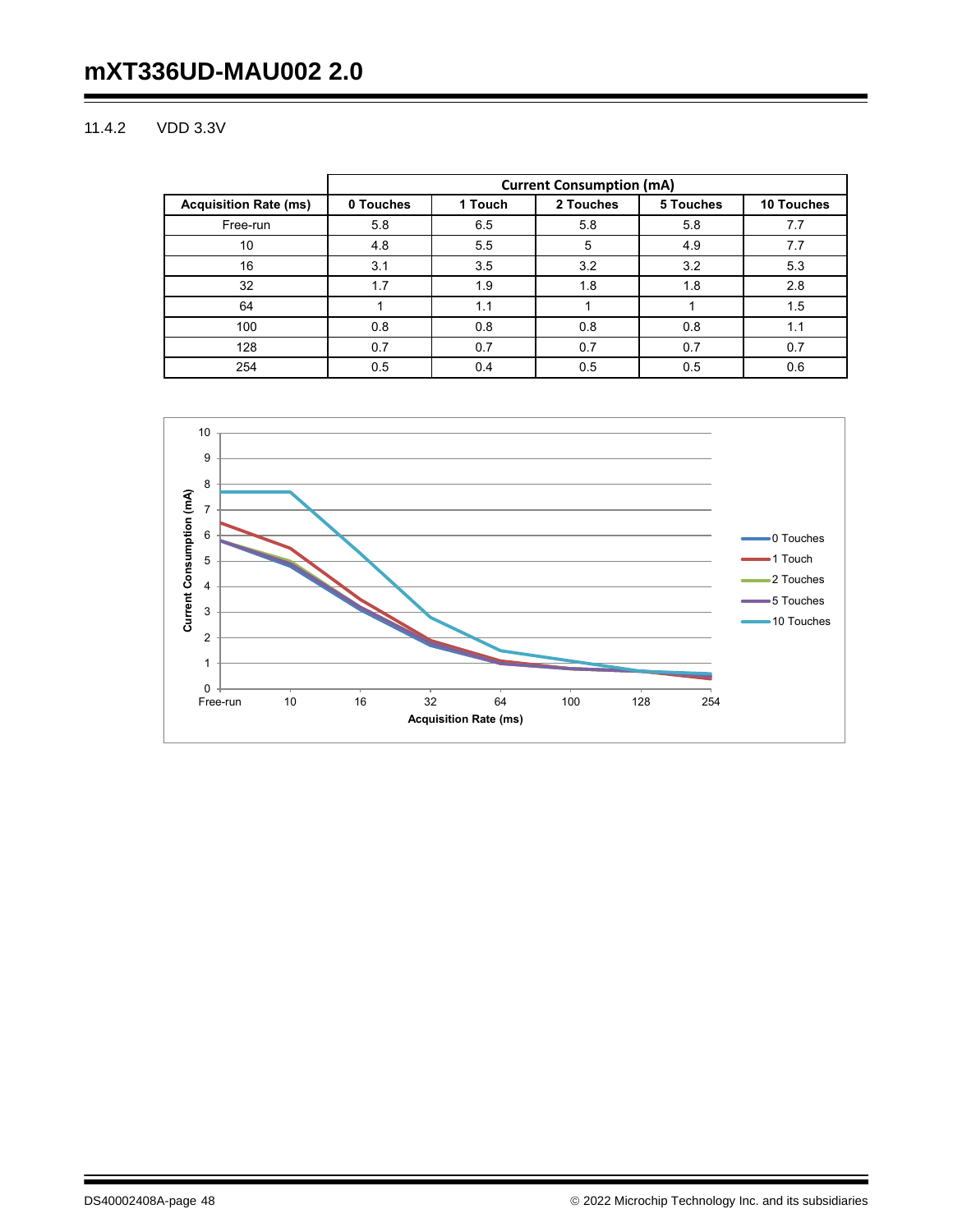### 11.4.2 VDD 3.3V

| | Current Consumption (mA) | | | | |
|---|---|---|---|---|---|
| **Acquisition Rate (ms)** | **0 Touches** | **1 Touch** | **2 Touches** | **5 Touches** | **10 Touches** |
| Free-run | 5.8 | 6.5 | 5.8 | 5.8 | 7.7 |
| 10 | 4.8 | 5.5 | 5 | 4.9 | 7.7 |
| 16 | 3.1 | 3.5 | 3.2 | 3.2 | 5.3 |
| 32 | 1.7 | 1.9 | 1.8 | 1.8 | 2.8 |
| 64 | 1 | 1.1 | 1 | 1 | 1.5 |
| 100 | 0.8 | 0.8 | 0.8 | 0.8 | 1.1 |
| 128 | 0.7 | 0.7 | 0.7 | 0.7 | 0.7 |
| 254 | 0.5 | 0.4 | 0.5 | 0.5 | 0.6 |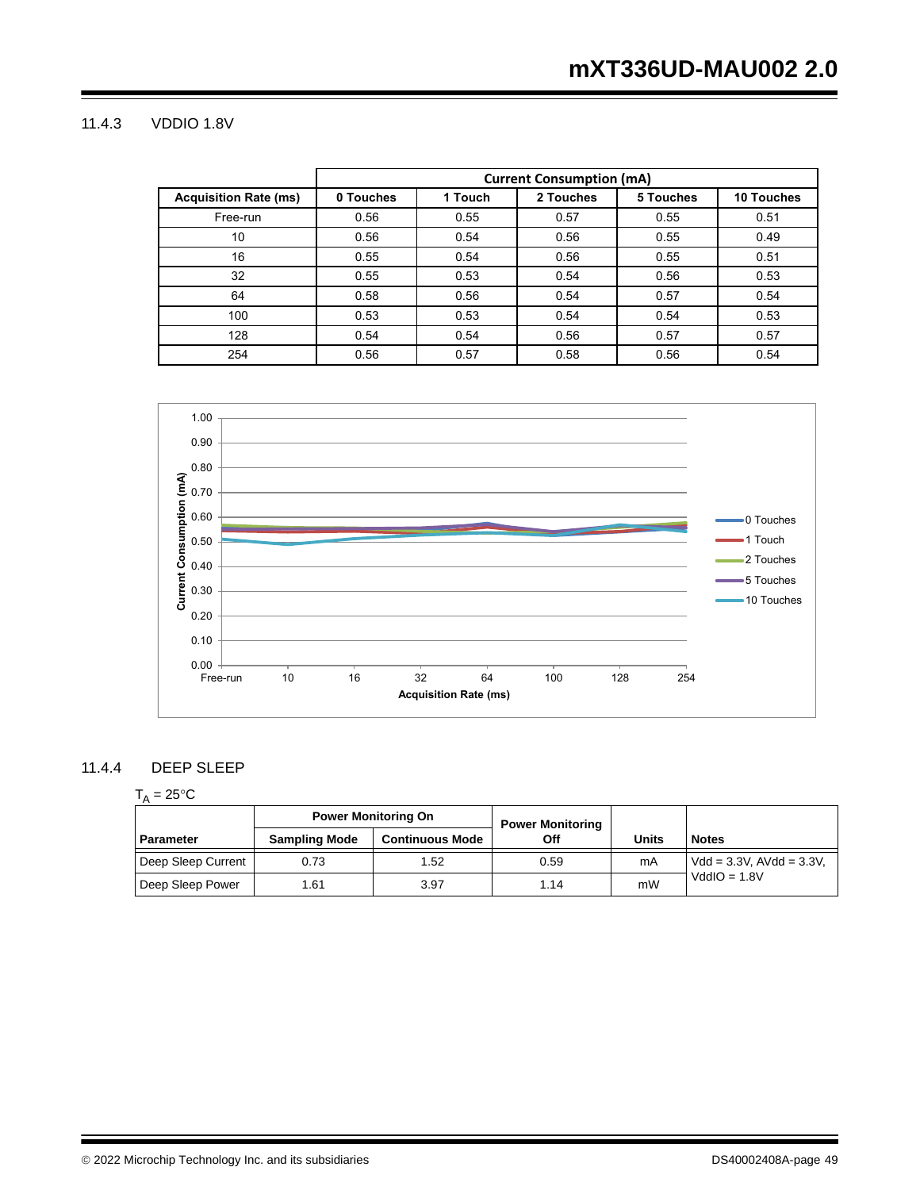### 11.4.3 VDDIO 1.8V

| | Current Consumption (mA) | | | | |
|---|---|---|---|---|---|
| **Acquisition Rate (ms)** | **0 Touches** | **1 Touch** | **2 Touches** | **5 Touches** | **10 Touches** |
| Free-run | 0.56 | 0.55 | 0.57 | 0.55 | 0.51 |
| 10 | 0.56 | 0.54 | 0.56 | 0.55 | 0.49 |
| 16 | 0.55 | 0.54 | 0.56 | 0.55 | 0.51 |
| 32 | 0.55 | 0.53 | 0.54 | 0.56 | 0.53 |
| 64 | 0.58 | 0.56 | 0.54 | 0.57 | 0.54 |
| 100 | 0.53 | 0.53 | 0.54 | 0.54 | 0.53 |
| 128 | 0.54 | 0.54 | 0.56 | 0.57 | 0.57 |
| 254 | 0.56 | 0.57 | 0.58 | 0.56 | 0.54 |

### 11.4.4 DEEP SLEEP

$T_A = 25°C$

| Parameter | Power Monitoring On | | Power Monitoring Off | Units | Notes |
|---|---|---|---|---|---|
| | Sampling Mode | Continuous Mode | | | |
| Deep Sleep Current | 0.73 | 1.52 | 0.59 | mA | Vdd = 3.3V, AVdd = 3.3V, VddIO = 1.8V |
| Deep Sleep Power | 1.61 | 3.97 | 1.14 | mW | |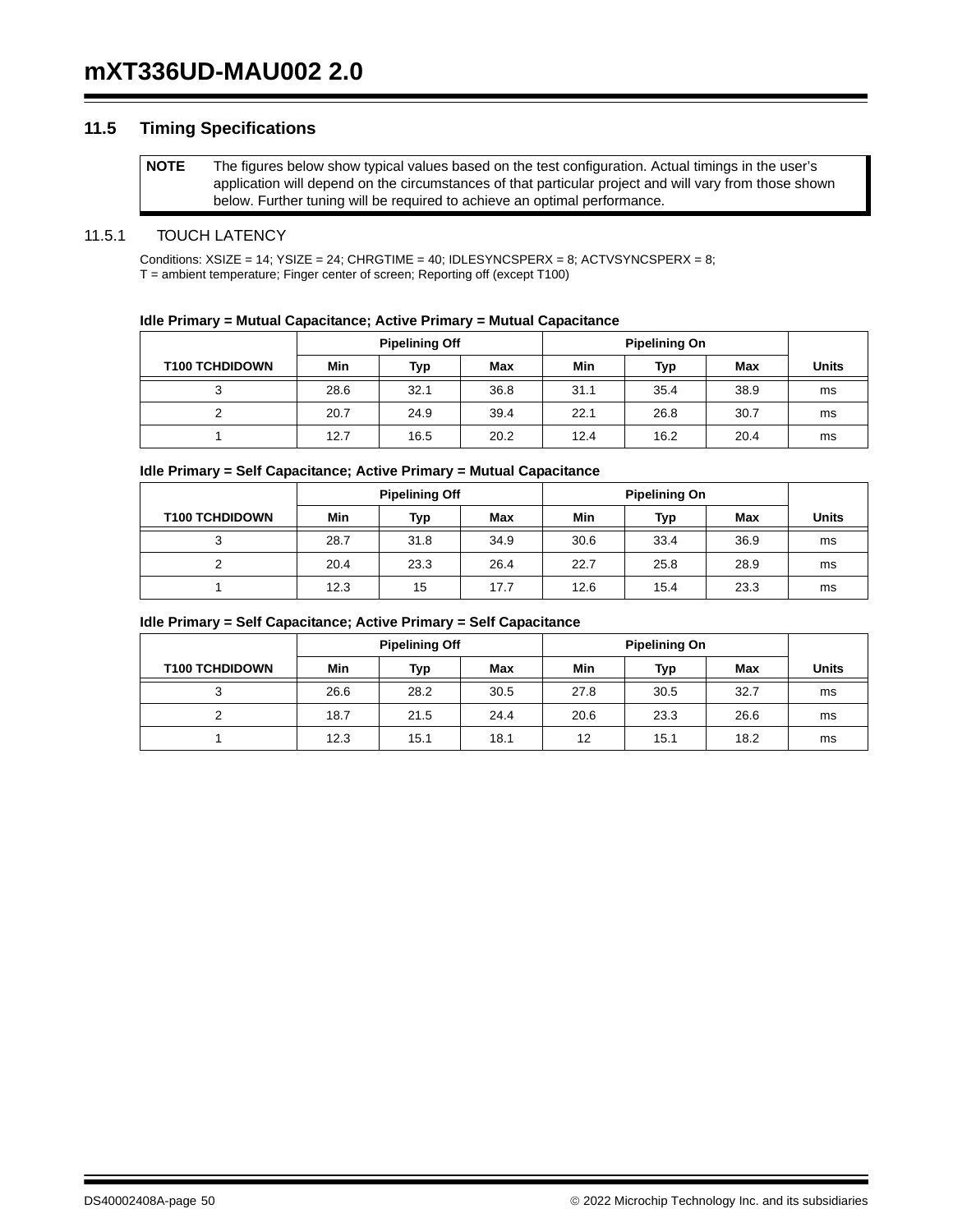## 11.5 Timing Specifications

| NOTE | The figures below show typical values based on the test configuration. Actual timings in the user's application will depend on the circumstances of that particular project and will vary from those shown below. Further tuning will be required to achieve an optimal performance. |
|---|---|

### 11.5.1 TOUCH LATENCY

Conditions: XSIZE = 14; YSIZE = 24; CHRGTIME = 40; IDLESYNCSPERX = 8; ACTVSYNCSPERX = 8;
T = ambient temperature; Finger center of screen; Reporting off (except T100)

**Idle Primary = Mutual Capacitance; Active Primary = Mutual Capacitance**

| | Pipelining Off | | | Pipelining On | | | |
|---|---|---|---|---|---|---|---|
| T100 TCHDIDOWN | Min | Typ | Max | Min | Typ | Max | Units |
| 3 | 28.6 | 32.1 | 36.8 | 31.1 | 35.4 | 38.9 | ms |
| 2 | 20.7 | 24.9 | 39.4 | 22.1 | 26.8 | 30.7 | ms |
| 1 | 12.7 | 16.5 | 20.2 | 12.4 | 16.2 | 20.4 | ms |

**Idle Primary = Self Capacitance; Active Primary = Mutual Capacitance**

| | Pipelining Off | | | Pipelining On | | | |
|---|---|---|---|---|---|---|---|
| T100 TCHDIDOWN | Min | Typ | Max | Min | Typ | Max | Units |
| 3 | 28.7 | 31.8 | 34.9 | 30.6 | 33.4 | 36.9 | ms |
| 2 | 20.4 | 23.3 | 26.4 | 22.7 | 25.8 | 28.9 | ms |
| 1 | 12.3 | 15 | 17.7 | 12.6 | 15.4 | 23.3 | ms |

**Idle Primary = Self Capacitance; Active Primary = Self Capacitance**

| | Pipelining Off | | | Pipelining On | | | |
|---|---|---|---|---|---|---|---|
| T100 TCHDIDOWN | Min | Typ | Max | Min | Typ | Max | Units |
| 3 | 26.6 | 28.2 | 30.5 | 27.8 | 30.5 | 32.7 | ms |
| 2 | 18.7 | 21.5 | 24.4 | 20.6 | 23.3 | 26.6 | ms |
| 1 | 12.3 | 15.1 | 18.1 | 12 | 15.1 | 18.2 | ms |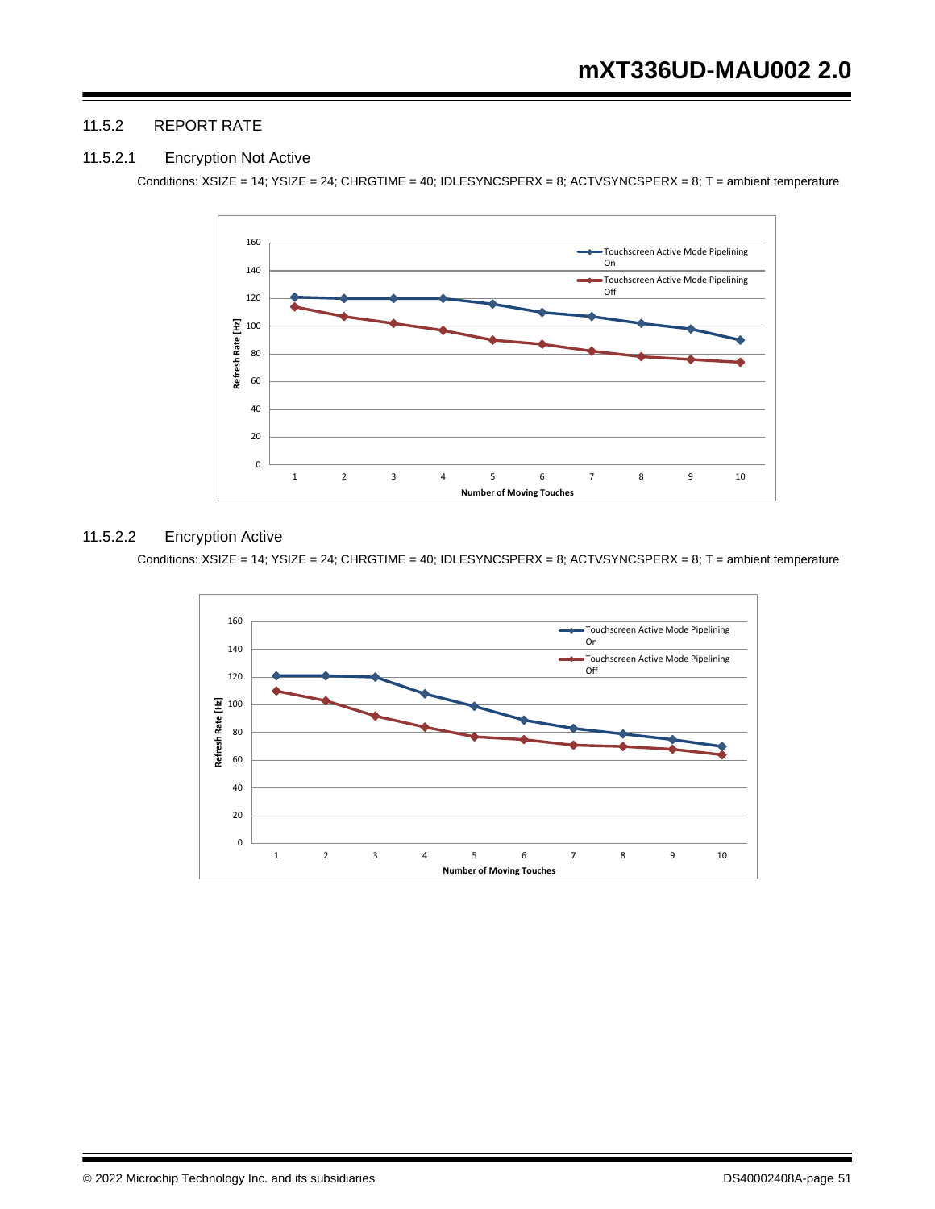### 11.5.2 REPORT RATE

#### 11.5.2.1 Encryption Not Active

Conditions: XSIZE = 14; YSIZE = 24; CHRGTIME = 40; IDLESYNCSPERX = 8; ACTVSYNCSPERX = 8; T = ambient temperature

#### 11.5.2.2 Encryption Active

Conditions: XSIZE = 14; YSIZE = 24; CHRGTIME = 40; IDLESYNCSPERX = 8; ACTVSYNCSPERX = 8; T = ambient temperature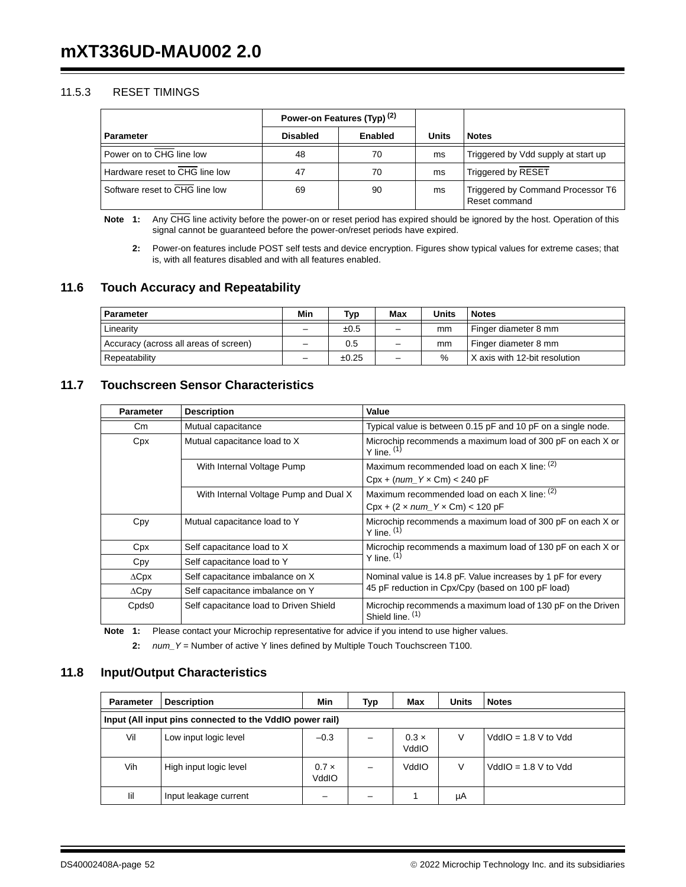### 11.5.3 RESET TIMINGS

| Parameter | Power-on Features (Typ) [(2)] | | Units | Notes |
|---|---|---|---|---|
| | Disabled | Enabled | | |
| Power on to $\overline{CHG}$ line low | 48 | 70 | ms | Triggered by Vdd supply at start up |
| Hardware reset to $\overline{CHG}$ line low | 47 | 70 | ms | Triggered by $\overline{RESET}$ |
| Software reset to $\overline{CHG}$ line low | 69 | 90 | ms | Triggered by Command Processor T6 Reset command |

**Note 1:** Any $\overline{CHG}$ line activity before the power-on or reset period has expired should be ignored by the host. Operation of this signal cannot be guaranteed before the power-on/reset periods have expired.

**2:** Power-on features include POST self tests and device encryption. Figures show typical values for extreme cases; that is, with all features disabled and with all features enabled.

## 11.6 Touch Accuracy and Repeatability

| Parameter | Min | Typ | Max | Units | Notes |
|---|---|---|---|---|---|
| Linearity | – | ±0.5 | – | mm | Finger diameter 8 mm |
| Accuracy (across all areas of screen) | – | 0.5 | – | mm | Finger diameter 8 mm |
| Repeatability | – | ±0.25 | – | % | X axis with 12-bit resolution |

## 11.7 Touchscreen Sensor Characteristics

| Parameter | Description | Value |
|---|---|---|
| Cm | Mutual capacitance | Typical value is between 0.15 pF and 10 pF on a single node. |
| Cpx | Mutual capacitance load to X | Microchip recommends a maximum load of 300 pF on each X or Y line. [(1)] |
| | With Internal Voltage Pump | Maximum recommended load on each X line: [(2)] Cpx + (*num_Y* × Cm) < 240 pF |
| | With Internal Voltage Pump and Dual X | Maximum recommended load on each X line: [(2)] Cpx + (2 × *num_Y* × Cm) < 120 pF |
| Cpy | Mutual capacitance load to Y | Microchip recommends a maximum load of 300 pF on each X or Y line. [(1)] |
| Cpx | Self capacitance load to X | Microchip recommends a maximum load of 130 pF on each X or Y line. [(1)] |
| Cpy | Self capacitance load to Y | |
| ∆Cpx | Self capacitance imbalance on X | Nominal value is 14.8 pF. Value increases by 1 pF for every 45 pF reduction in Cpx/Cpy (based on 100 pF load) |
| ∆Cpy | Self capacitance imbalance on Y | |
| Cpds0 | Self capacitance load to Driven Shield | Microchip recommends a maximum load of 130 pF on the Driven Shield line. [(1)] |

**Note 1:** Please contact your Microchip representative for advice if you intend to use higher values.

**2:** *num_Y* = Number of active Y lines defined by Multiple Touch Touchscreen T100.

## 11.8 Input/Output Characteristics

| Parameter | Description | Min | Typ | Max | Units | Notes |
|---|---|---|---|---|---|---|
| **Input (All input pins connected to the VddIO power rail)** | | | | | | |
| Vil | Low input logic level | –0.3 | – | 0.3 × VddIO | V | VddIO = 1.8 V to Vdd |
| Vih | High input logic level | 0.7 × VddIO | – | VddIO | V | VddIO = 1.8 V to Vdd |
| Iil | Input leakage current | – | – | 1 | µA | |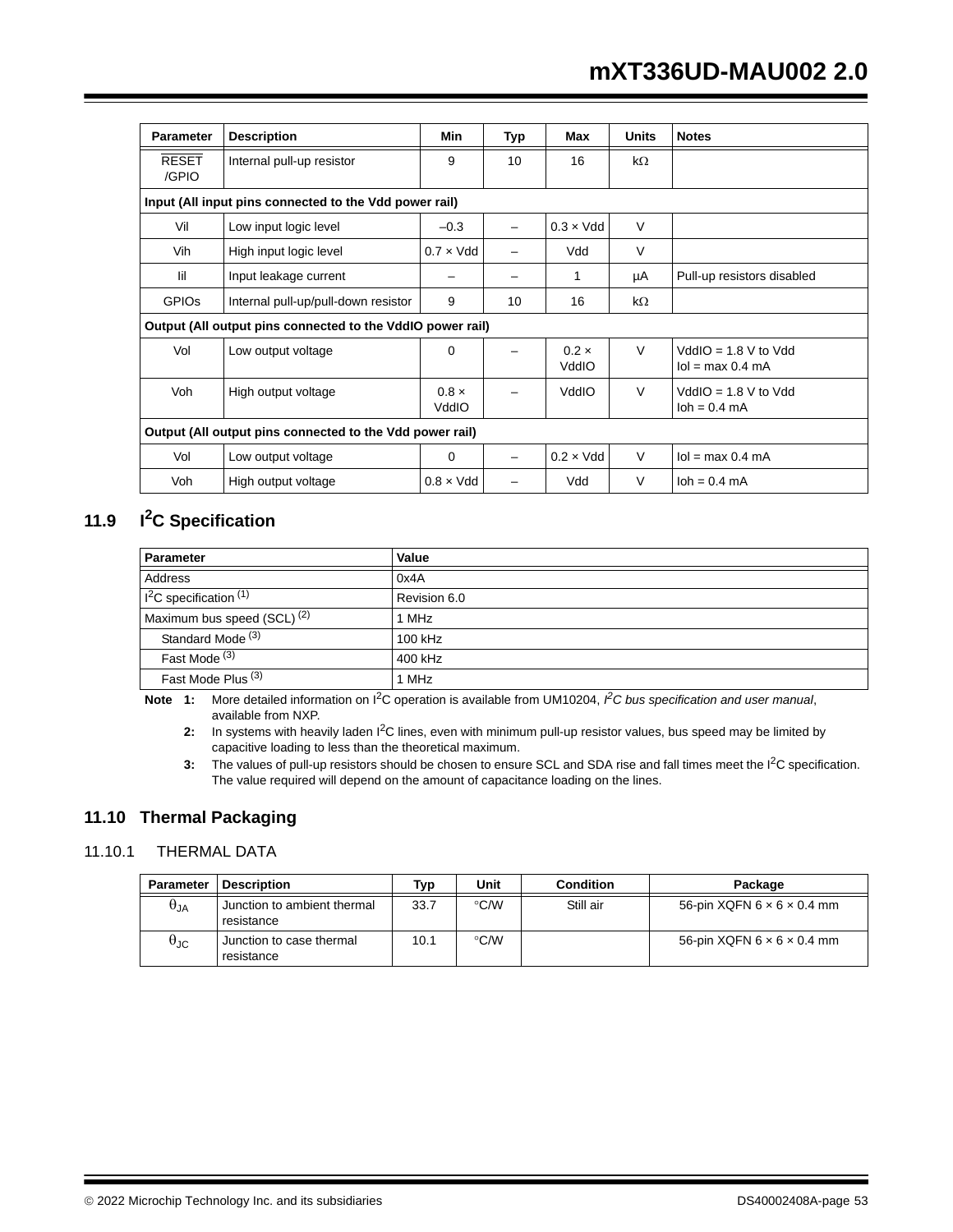| Parameter | Description | Min | Typ | Max | Units | Notes |
|---|---|---|---|---|---|---|
| $\overline{\text{RESET}}$ /GPIO | Internal pull-up resistor | 9 | 10 | 16 | kΩ | |
| **Input (All input pins connected to the Vdd power rail)** | | | | | | |
| Vil | Low input logic level | –0.3 | – | 0.3 × Vdd | V | |
| Vih | High input logic level | 0.7 × Vdd | – | Vdd | V | |
| Iil | Input leakage current | – | – | 1 | µA | Pull-up resistors disabled |
| GPIOs | Internal pull-up/pull-down resistor | 9 | 10 | 16 | kΩ | |
| **Output (All output pins connected to the VddIO power rail)** | | | | | | |
| Vol | Low output voltage | 0 | – | 0.2 × VddIO | V | VddIO = 1.8 V to Vdd<br>Iol = max 0.4 mA |
| Voh | High output voltage | 0.8 × VddIO | – | VddIO | V | VddIO = 1.8 V to Vdd<br>Ioh = 0.4 mA |
| **Output (All output pins connected to the Vdd power rail)** | | | | | | |
| Vol | Low output voltage | 0 | – | 0.2 × Vdd | V | Iol = max 0.4 mA |
| Voh | High output voltage | 0.8 × Vdd | – | Vdd | V | Ioh = 0.4 mA |

## 11.9 I²C Specification

| Parameter | Value |
|---|---|
| Address | 0x4A |
| I²C specification (1) | Revision 6.0 |
| Maximum bus speed (SCL) (2) | 1 MHz |
| Standard Mode (3) | 100 kHz |
| Fast Mode (3) | 400 kHz |
| Fast Mode Plus (3) | 1 MHz |

**Note 1:** More detailed information on I²C operation is available from UM10204, *I²C bus specification and user manual*, available from NXP.

**2:** In systems with heavily laden I²C lines, even with minimum pull-up resistor values, bus speed may be limited by capacitive loading to less than the theoretical maximum.

**3:** The values of pull-up resistors should be chosen to ensure SCL and SDA rise and fall times meet the I²C specification. The value required will depend on the amount of capacitance loading on the lines.

## 11.10 Thermal Packaging

### 11.10.1 THERMAL DATA

| Parameter | Description | Typ | Unit | Condition | Package |
|---|---|---|---|---|---|
| $\theta_{JA}$ | Junction to ambient thermal resistance | 33.7 | °C/W | Still air | 56-pin XQFN 6 × 6 × 0.4 mm |
| $\theta_{JC}$ | Junction to case thermal resistance | 10.1 | °C/W | | 56-pin XQFN 6 × 6 × 0.4 mm |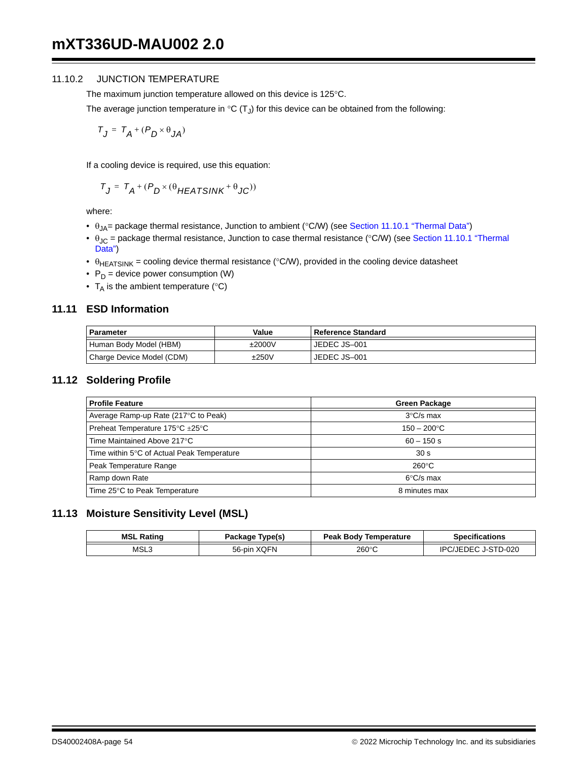### 11.10.2 JUNCTION TEMPERATURE

The maximum junction temperature allowed on this device is 125°C.

The average junction temperature in °C ($T_J$) for this device can be obtained from the following:

$$T_J = T_A + (P_D \times \theta_{JA})$$

If a cooling device is required, use this equation:

$$T_J = T_A + (P_D \times (\theta_{HEATSINK} + \theta_{JC}))$$

where:

- $\theta_{JA}$= package thermal resistance, Junction to ambient (°C/W) (see Section 11.10.1 "Thermal Data")
- $\theta_{JC}$ = package thermal resistance, Junction to case thermal resistance (°C/W) (see Section 11.10.1 "Thermal Data")
- $\theta_{HEATSINK}$ = cooling device thermal resistance (°C/W), provided in the cooling device datasheet
- $P_D$ = device power consumption (W)
- $T_A$ is the ambient temperature (°C)

## 11.11 ESD Information

| Parameter | Value | Reference Standard |
|---|---|---|
| Human Body Model (HBM) | ±2000V | JEDEC JS–001 |
| Charge Device Model (CDM) | ±250V | JEDEC JS–001 |

## 11.12 Soldering Profile

| Profile Feature | Green Package |
|---|---|
| Average Ramp-up Rate (217°C to Peak) | 3°C/s max |
| Preheat Temperature 175°C ±25°C | 150 – 200°C |
| Time Maintained Above 217°C | 60 – 150 s |
| Time within 5°C of Actual Peak Temperature | 30 s |
| Peak Temperature Range | 260°C |
| Ramp down Rate | 6°C/s max |
| Time 25°C to Peak Temperature | 8 minutes max |

## 11.13 Moisture Sensitivity Level (MSL)

| MSL Rating | Package Type(s) | Peak Body Temperature | Specifications |
|---|---|---|---|
| MSL3 | 56-pin XQFN | 260°C | IPC/JEDEC J-STD-020 |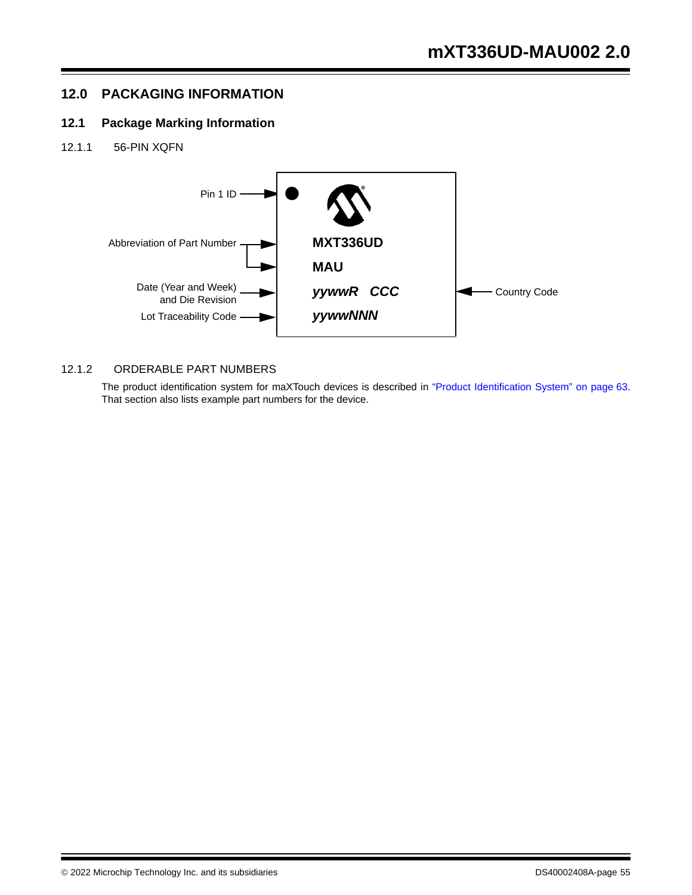## 12.0 PACKAGING INFORMATION

### 12.1 Package Marking Information

#### 12.1.1 56-PIN XQFN

Pin 1 ID

Abbreviation of Part Number

Date (Year and Week) and Die Revision

Lot Traceability Code

Country Code

**MXT336UD**

**MAU**

***yywwR CCC***

***yywwNNN***

#### 12.1.2 ORDERABLE PART NUMBERS

The product identification system for maXTouch devices is described in "Product Identification System" on page 63. That section also lists example part numbers for the device.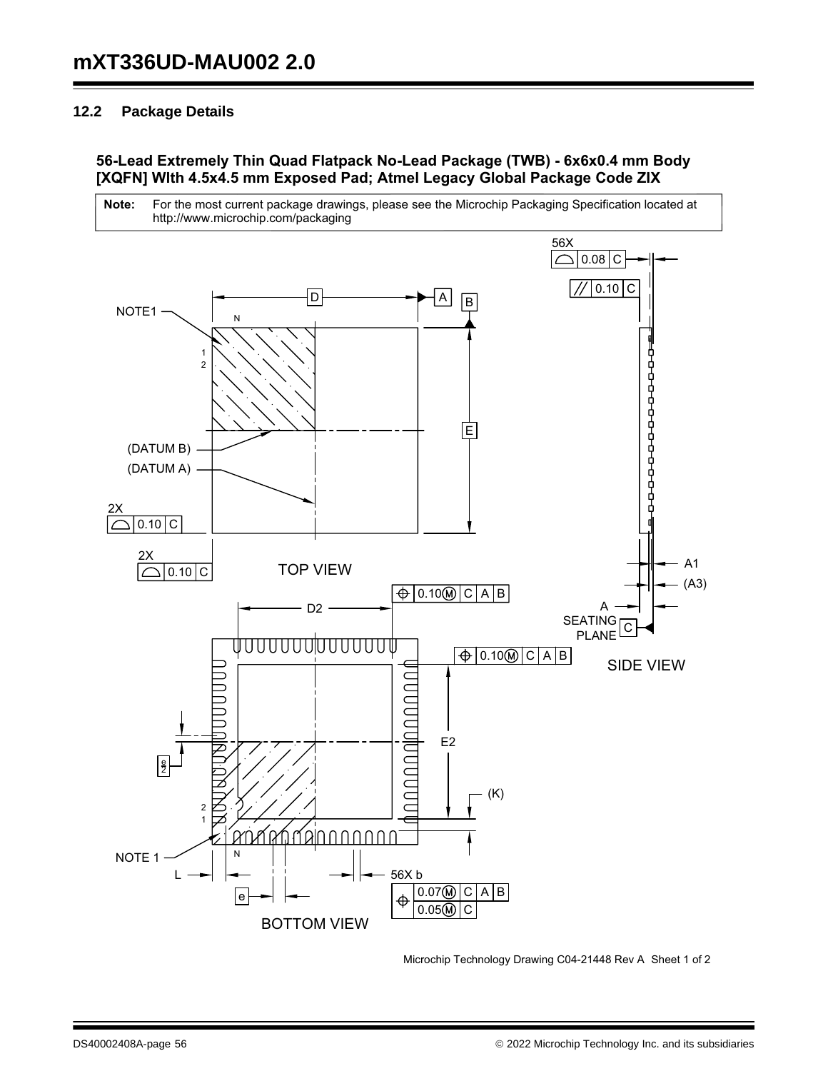## 12.2 Package Details

**56-Lead Extremely Thin Quad Flatpack No-Lead Package (TWB) - 6x6x0.4 mm Body [XQFN] WIth 4.5x4.5 mm Exposed Pad; Atmel Legacy Global Package Code ZIX**

| **Note:** | For the most current package drawings, please see the Microchip Packaging Specification located at http://www.microchip.com/packaging |
|---|---|

Microchip Technology Drawing C04-21448 Rev A Sheet 1 of 2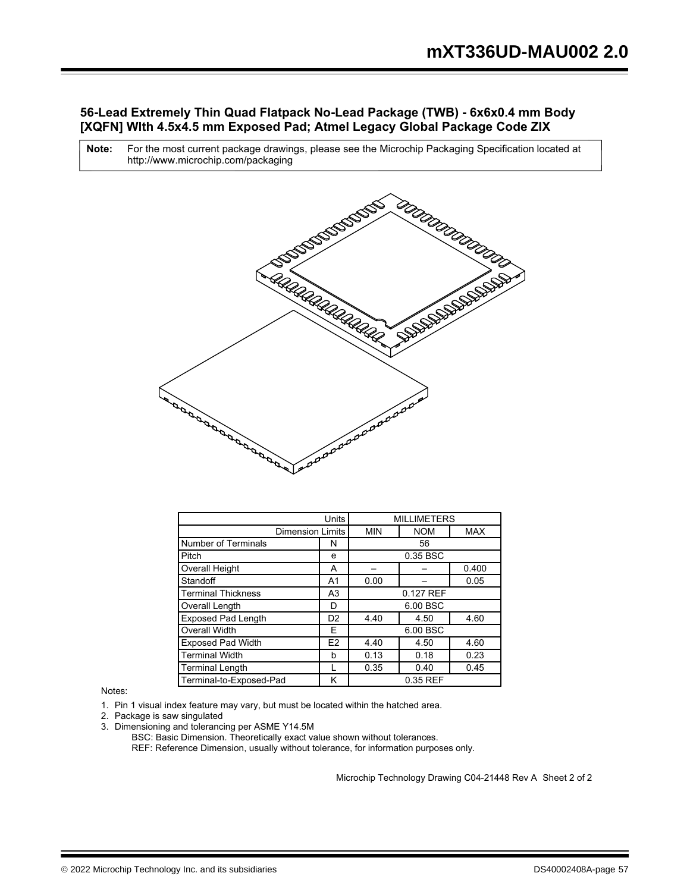## 56-Lead Extremely Thin Quad Flatpack No-Lead Package (TWB) - 6x6x0.4 mm Body [XQFN] WIth 4.5x4.5 mm Exposed Pad; Atmel Legacy Global Package Code ZIX

**Note:** For the most current package drawings, please see the Microchip Packaging Specification located at http://www.microchip.com/packaging

| Units | | MILLIMETERS | | |
|---|---|---|---|---|
| Dimension Limits | | MIN | NOM | MAX |
| Number of Terminals | N | | 56 | |
| Pitch | e | | 0.35 BSC | |
| Overall Height | A | – | – | 0.400 |
| Standoff | A1 | 0.00 | – | 0.05 |
| Terminal Thickness | A3 | | 0.127 REF | |
| Overall Length | D | | 6.00 BSC | |
| Exposed Pad Length | D2 | 4.40 | 4.50 | 4.60 |
| Overall Width | E | | 6.00 BSC | |
| Exposed Pad Width | E2 | 4.40 | 4.50 | 4.60 |
| Terminal Width | b | 0.13 | 0.18 | 0.23 |
| Terminal Length | L | 0.35 | 0.40 | 0.45 |
| Terminal-to-Exposed-Pad | K | | 0.35 REF | |

Notes:

1. Pin 1 visual index feature may vary, but must be located within the hatched area.
2. Package is saw singulated
3. Dimensioning and tolerancing per ASME Y14.5M
   BSC: Basic Dimension. Theoretically exact value shown without tolerances.
   REF: Reference Dimension, usually without tolerance, for information purposes only.

Microchip Technology Drawing C04-21448 Rev A Sheet 2 of 2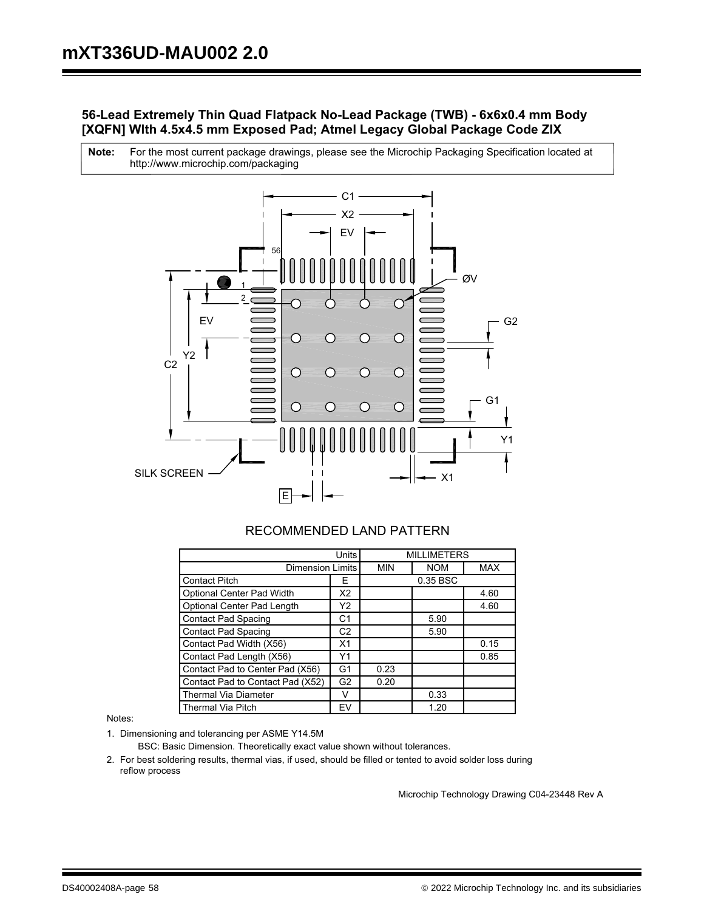## 56-Lead Extremely Thin Quad Flatpack No-Lead Package (TWB) - 6x6x0.4 mm Body [XQFN] WIth 4.5x4.5 mm Exposed Pad; Atmel Legacy Global Package Code ZIX

| **Note:** | For the most current package drawings, please see the Microchip Packaging Specification located at http://www.microchip.com/packaging |
|---|---|

RECOMMENDED LAND PATTERN

| Units | | MILLIMETERS | | |
|---|---|---|---|---|
| Dimension Limits | | MIN | NOM | MAX |
| Contact Pitch | E | | 0.35 BSC | |
| Optional Center Pad Width | X2 | | | 4.60 |
| Optional Center Pad Length | Y2 | | | 4.60 |
| Contact Pad Spacing | C1 | | 5.90 | |
| Contact Pad Spacing | C2 | | 5.90 | |
| Contact Pad Width (X56) | X1 | | | 0.15 |
| Contact Pad Length (X56) | Y1 | | | 0.85 |
| Contact Pad to Center Pad (X56) | G1 | 0.23 | | |
| Contact Pad to Contact Pad (X52) | G2 | 0.20 | | |
| Thermal Via Diameter | V | | 0.33 | |
| Thermal Via Pitch | EV | | 1.20 | |

Notes:

1. Dimensioning and tolerancing per ASME Y14.5M
   BSC: Basic Dimension. Theoretically exact value shown without tolerances.
2. For best soldering results, thermal vias, if used, should be filled or tented to avoid solder loss during reflow process

Microchip Technology Drawing C04-23448 Rev A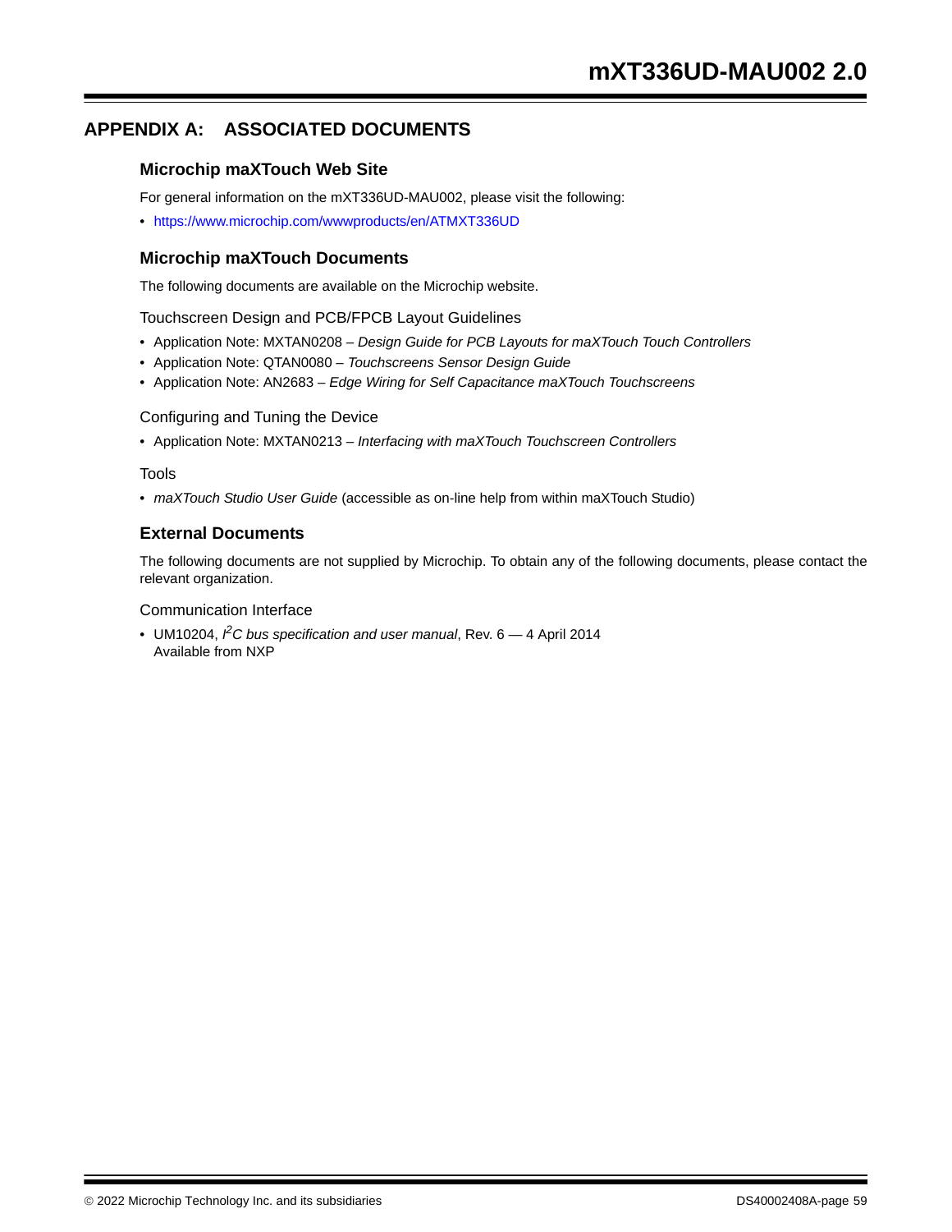# APPENDIX A: ASSOCIATED DOCUMENTS

## Microchip maXTouch Web Site

For general information on the mXT336UD-MAU002, please visit the following:

- https://www.microchip.com/wwwproducts/en/ATMXT336UD

## Microchip maXTouch Documents

The following documents are available on the Microchip website.

Touchscreen Design and PCB/FPCB Layout Guidelines

- Application Note: MXTAN0208 – *Design Guide for PCB Layouts for maXTouch Touch Controllers*
- Application Note: QTAN0080 – *Touchscreens Sensor Design Guide*
- Application Note: AN2683 – *Edge Wiring for Self Capacitance maXTouch Touchscreens*

Configuring and Tuning the Device

- Application Note: MXTAN0213 – *Interfacing with maXTouch Touchscreen Controllers*

Tools

- *maXTouch Studio User Guide* (accessible as on-line help from within maXTouch Studio)

## External Documents

The following documents are not supplied by Microchip. To obtain any of the following documents, please contact the relevant organization.

Communication Interface

- UM10204, *I²C bus specification and user manual*, Rev. 6 — 4 April 2014
  Available from NXP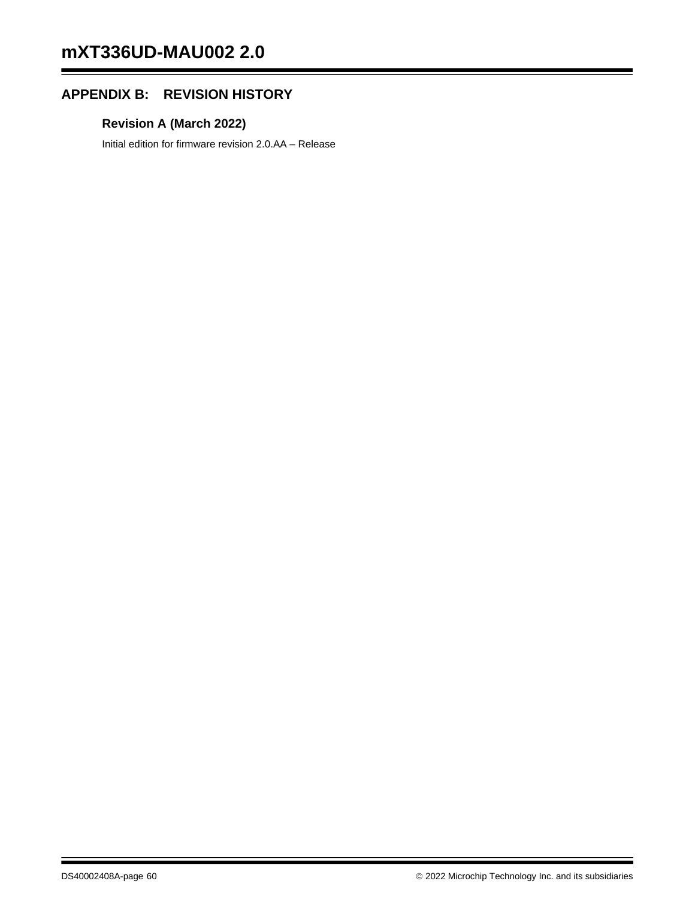## APPENDIX B: REVISION HISTORY

### Revision A (March 2022)

Initial edition for firmware revision 2.0.AA – Release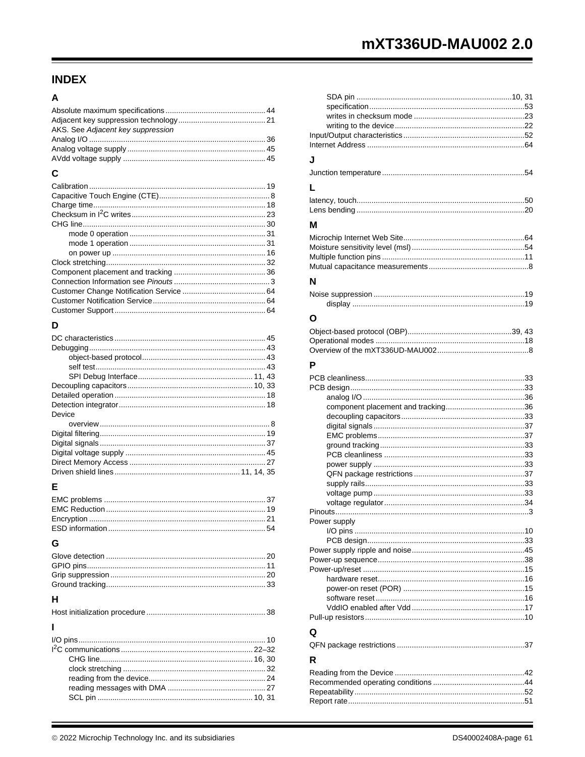# INDEX

## A

Absolute maximum specifications .......... 44
Adjacent key suppression technology .......... 21
AKS. See *Adjacent key suppression*
Analog I/O .......... 36
Analog voltage supply .......... 45
AVdd voltage supply .......... 45

## C

Calibration .......... 19
Capacitive Touch Engine (CTE) .......... 8
Charge time .......... 18
Checksum in I$^2$C writes .......... 23
CHG line .......... 30
- mode 0 operation .......... 31
- mode 1 operation .......... 31
- on power up .......... 16

Clock stretching .......... 32
Component placement and tracking .......... 36
Connection Information see *Pinouts* .......... 3
Customer Change Notification Service .......... 64
Customer Notification Service .......... 64
Customer Support .......... 64

## D

DC characteristics .......... 45
Debugging .......... 43
- object-based protocol .......... 43
- self test .......... 43
- SPI Debug Interface .......... 11, 43

Decoupling capacitors .......... 10, 33
Detailed operation .......... 18
Detection integrator .......... 18
Device
- overview .......... 8

Digital filtering .......... 19
Digital signals .......... 37
Digital voltage supply .......... 45
Direct Memory Access .......... 27
Driven shield lines .......... 11, 14, 35

## E

EMC problems .......... 37
EMC Reduction .......... 19
Encryption .......... 21
ESD information .......... 54

## G

Glove detection .......... 20
GPIO pins .......... 11
Grip suppression .......... 20
Ground tracking .......... 33

## H

Host initialization procedure .......... 38

## I

I/O pins .......... 10
I$^2$C communications .......... 22–32
- CHG line .......... 16, 30
- clock stretching .......... 32
- reading from the device .......... 24
- reading messages with DMA .......... 27
- SCL pin .......... 10, 31
- SDA pin .......... 10, 31
- specification .......... 53
- writes in checksum mode .......... 23
- writing to the device .......... 22

Input/Output characteristics .......... 52
Internet Address .......... 64

## J

Junction temperature .......... 54

## L

latency, touch .......... 50
Lens bending .......... 20

## M

Microchip Internet Web Site .......... 64
Moisture sensitivity level (msl) .......... 54
Multiple function pins .......... 11
Mutual capacitance measurements .......... 8

## N

Noise suppression .......... 19
- display .......... 19

## O

Object-based protocol (OBP) .......... 39, 43
Operational modes .......... 18
Overview of the mXT336UD-MAU002 .......... 8

## P

PCB cleanliness .......... 33
PCB design .......... 33
- analog I/O .......... 36
- component placement and tracking .......... 36
- decoupling capacitors .......... 33
- digital signals .......... 37
- EMC problems .......... 37
- ground tracking .......... 33
- PCB cleanliness .......... 33
- power supply .......... 33
- QFN package restrictions .......... 37
- supply rails .......... 33
- voltage pump .......... 33
- voltage regulator .......... 34

Pinouts .......... 3
Power supply
- I/O pins .......... 10
- PCB design .......... 33

Power supply ripple and noise .......... 45
Power-up sequence .......... 38
Power-up/reset .......... 15
- hardware reset .......... 16
- power-on reset (POR) .......... 15
- software reset .......... 16
- VddIO enabled after Vdd .......... 17

Pull-up resistors .......... 10

## Q

QFN package restrictions .......... 37

## R

Reading from the Device .......... 42
Recommended operating conditions .......... 44
Repeatability .......... 52
Report rate .......... 51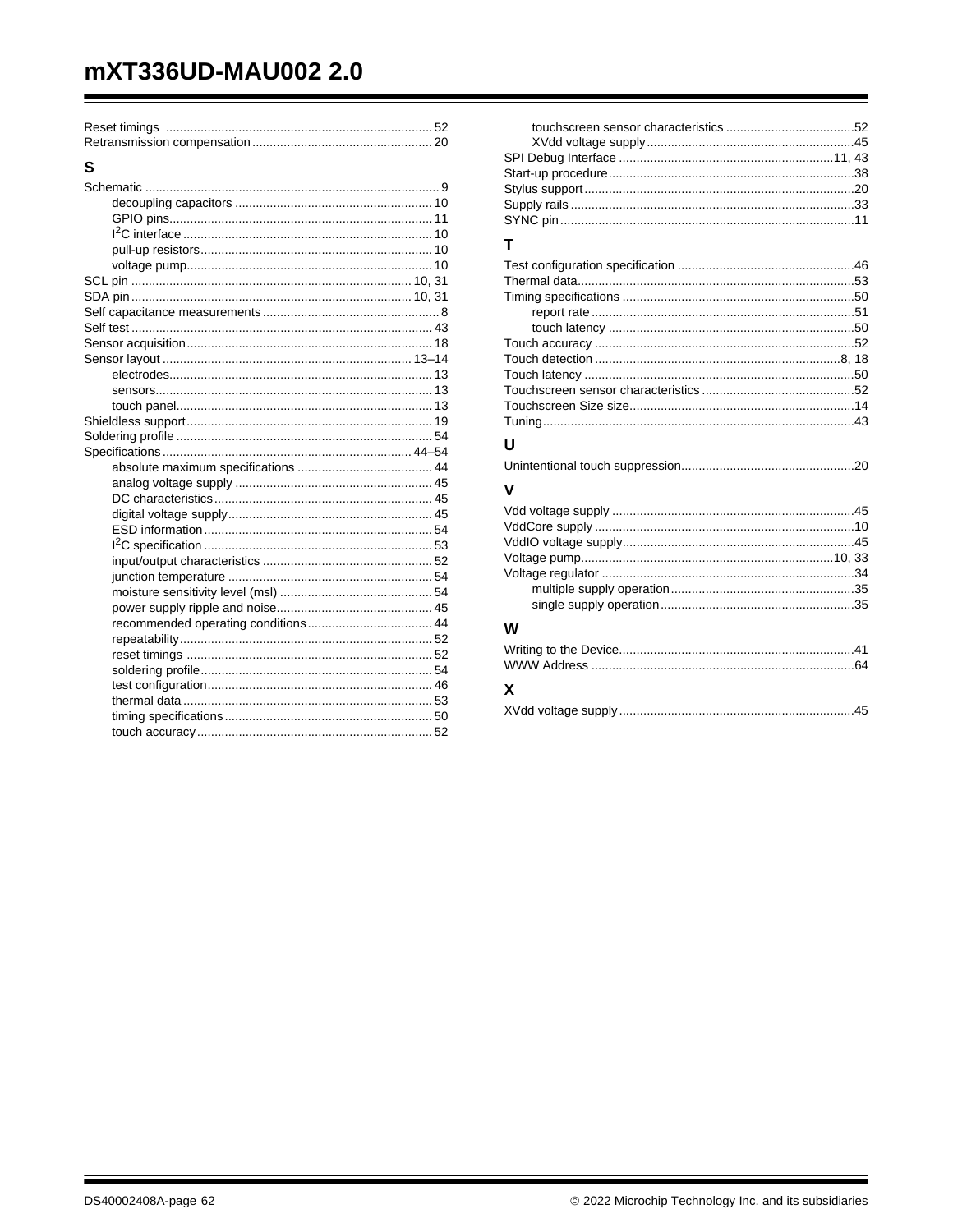Reset timings ............................................................................ 52
Retransmission compensation .................................................... 20

## S

Schematic ..................................................................................... 9
- decoupling capacitors ......................................................... 10
- GPIO pins............................................................................ 11
- $I^2C$ interface ........................................................................ 10
- pull-up resistors ................................................................... 10
- voltage pump....................................................................... 10

SCL pin ................................................................................ 10, 31
SDA pin ................................................................................ 10, 31
Self capacitance measurements .................................................. 8
Self test ....................................................................................... 43
Sensor acquisition ....................................................................... 18
Sensor layout ........................................................................ 13–14
- electrodes............................................................................ 13
- sensors................................................................................ 13
- touch panel.......................................................................... 13

Shieldless support ....................................................................... 19
Soldering profile .......................................................................... 54
Specifications ........................................................................ 44–54
- absolute maximum specifications ....................................... 44
- analog voltage supply ......................................................... 45
- DC characteristics ............................................................... 45
- digital voltage supply ........................................................... 45
- ESD information .................................................................. 54
- $I^2C$ specification .................................................................. 53
- input/output characteristics ................................................. 52
- junction temperature ........................................................... 54
- moisture sensitivity level (msl) ............................................ 54
- power supply ripple and noise............................................. 45
- recommended operating conditions .................................... 44
- repeatability ......................................................................... 52
- reset timings ....................................................................... 52
- soldering profile ................................................................... 54
- test configuration ................................................................. 46
- thermal data ........................................................................ 53
- timing specifications ............................................................ 50
- touch accuracy .................................................................... 52
- touchscreen sensor characteristics ..................................... 52
- XVdd voltage supply ............................................................ 45

SPI Debug Interface ............................................................. 11, 43
Start-up procedure ....................................................................... 38
Stylus support .............................................................................. 20
Supply rails .................................................................................. 33
SYNC pin ..................................................................................... 11

## T

Test configuration specification ................................................... 46
Thermal data................................................................................ 53
Timing specifications ................................................................... 50
- report rate ............................................................................ 51
- touch latency ....................................................................... 50

Touch accuracy ........................................................................... 52
Touch detection ....................................................................... 8, 18
Touch latency .............................................................................. 50
Touchscreen sensor characteristics ............................................ 52
Touchscreen Size size................................................................. 14
Tuning.......................................................................................... 43

## U

Unintentional touch suppression.................................................. 20

## V

Vdd voltage supply ...................................................................... 45
VddCore supply ........................................................................... 10
VddIO voltage supply................................................................... 45
Voltage pump......................................................................... 10, 33
Voltage regulator ......................................................................... 34
- multiple supply operation ..................................................... 35
- single supply operation ........................................................ 35

## W

Writing to the Device.................................................................... 41
WWW Address ............................................................................ 64

## X

XVdd voltage supply .................................................................... 45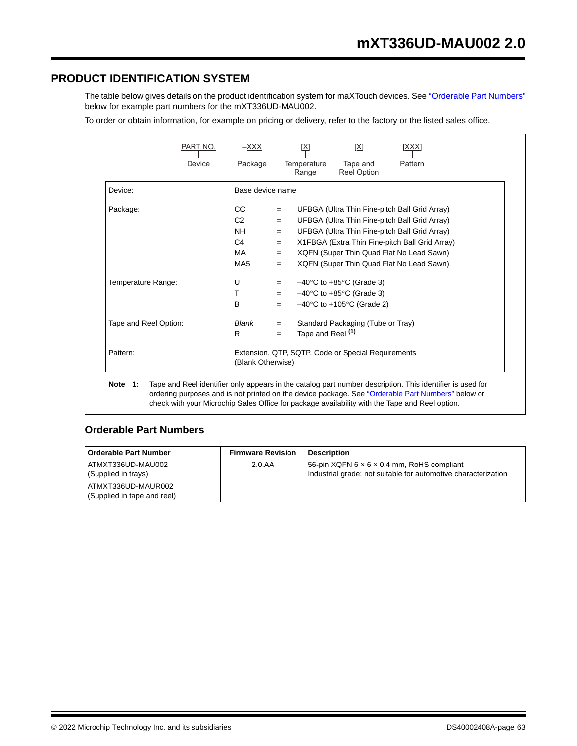## PRODUCT IDENTIFICATION SYSTEM

The table below gives details on the product identification system for maXTouch devices. See "Orderable Part Numbers" below for example part numbers for the mXT336UD-MAU002.

To order or obtain information, for example on pricing or delivery, refer to the factory or the listed sales office.

| PART NO. | –XXX | [X] | [X] | [XXX] |
|---|---|---|---|---|
| Device | Package | Temperature Range | Tape and Reel Option | Pattern |

| | | | |
|---|---|---|---|
| Device: | Base device name | | |
| Package: | CC | = | UFBGA (Ultra Thin Fine-pitch Ball Grid Array) |
| | C2 | = | UFBGA (Ultra Thin Fine-pitch Ball Grid Array) |
| | NH | = | UFBGA (Ultra Thin Fine-pitch Ball Grid Array) |
| | C4 | = | X1FBGA (Extra Thin Fine-pitch Ball Grid Array) |
| | MA | = | XQFN (Super Thin Quad Flat No Lead Sawn) |
| | MA5 | = | XQFN (Super Thin Quad Flat No Lead Sawn) |
| Temperature Range: | U | = | –40°C to +85°C (Grade 3) |
| | T | = | –40°C to +85°C (Grade 3) |
| | B | = | –40°C to +105°C (Grade 2) |
| Tape and Reel Option: | *Blank* | = | Standard Packaging (Tube or Tray) |
| | R | = | Tape and Reel (1) |
| Pattern: | Extension, QTP, SQTP, Code or Special Requirements (Blank Otherwise) | | |

**Note 1:** Tape and Reel identifier only appears in the catalog part number description. This identifier is used for ordering purposes and is not printed on the device package. See "Orderable Part Numbers" below or check with your Microchip Sales Office for package availability with the Tape and Reel option.

### Orderable Part Numbers

| Orderable Part Number | Firmware Revision | Description |
|---|---|---|
| ATMXT336UD-MAU002 (Supplied in trays) | 2.0.AA | 56-pin XQFN 6 × 6 × 0.4 mm, RoHS compliant Industrial grade; not suitable for automotive characterization |
| ATMXT336UD-MAUR002 (Supplied in tape and reel) | | |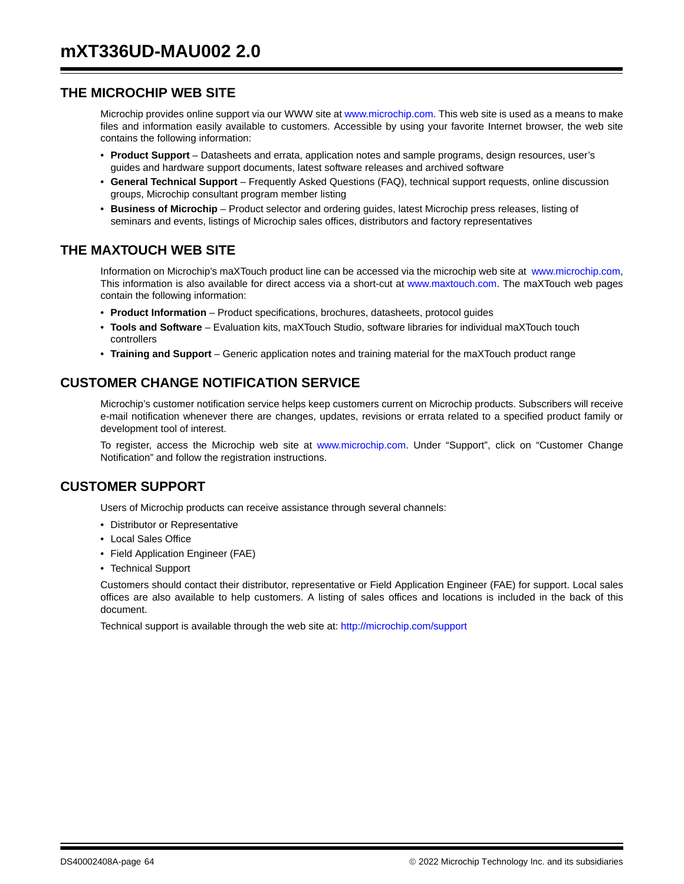## THE MICROCHIP WEB SITE

Microchip provides online support via our WWW site at www.microchip.com. This web site is used as a means to make files and information easily available to customers. Accessible by using your favorite Internet browser, the web site contains the following information:

- **Product Support** – Datasheets and errata, application notes and sample programs, design resources, user's guides and hardware support documents, latest software releases and archived software
- **General Technical Support** – Frequently Asked Questions (FAQ), technical support requests, online discussion groups, Microchip consultant program member listing
- **Business of Microchip** – Product selector and ordering guides, latest Microchip press releases, listing of seminars and events, listings of Microchip sales offices, distributors and factory representatives

## THE MAXTOUCH WEB SITE

Information on Microchip's maXTouch product line can be accessed via the microchip web site at www.microchip.com, This information is also available for direct access via a short-cut at www.maxtouch.com. The maXTouch web pages contain the following information:

- **Product Information** – Product specifications, brochures, datasheets, protocol guides
- **Tools and Software** – Evaluation kits, maXTouch Studio, software libraries for individual maXTouch touch controllers
- **Training and Support** – Generic application notes and training material for the maXTouch product range

## CUSTOMER CHANGE NOTIFICATION SERVICE

Microchip's customer notification service helps keep customers current on Microchip products. Subscribers will receive e-mail notification whenever there are changes, updates, revisions or errata related to a specified product family or development tool of interest.

To register, access the Microchip web site at www.microchip.com. Under "Support", click on "Customer Change Notification" and follow the registration instructions.

## CUSTOMER SUPPORT

Users of Microchip products can receive assistance through several channels:

- Distributor or Representative
- Local Sales Office
- Field Application Engineer (FAE)
- Technical Support

Customers should contact their distributor, representative or Field Application Engineer (FAE) for support. Local sales offices are also available to help customers. A listing of sales offices and locations is included in the back of this document.

Technical support is available through the web site at: http://microchip.com/support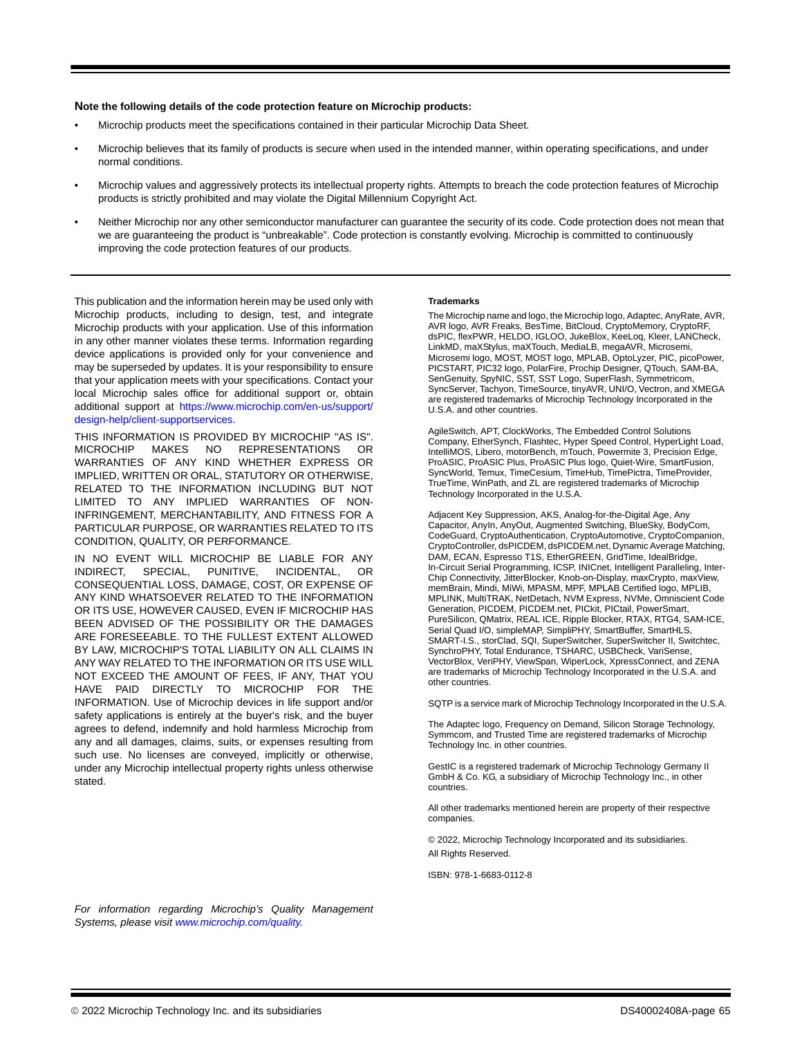**Note the following details of the code protection feature on Microchip products:**

- Microchip products meet the specifications contained in their particular Microchip Data Sheet.
- Microchip believes that its family of products is secure when used in the intended manner, within operating specifications, and under normal conditions.
- Microchip values and aggressively protects its intellectual property rights. Attempts to breach the code protection features of Microchip products is strictly prohibited and may violate the Digital Millennium Copyright Act.
- Neither Microchip nor any other semiconductor manufacturer can guarantee the security of its code. Code protection does not mean that we are guaranteeing the product is "unbreakable". Code protection is constantly evolving. Microchip is committed to continuously improving the code protection features of our products.

This publication and the information herein may be used only with Microchip products, including to design, test, and integrate Microchip products with your application. Use of this information in any other manner violates these terms. Information regarding device applications is provided only for your convenience and may be superseded by updates. It is your responsibility to ensure that your application meets with your specifications. Contact your local Microchip sales office for additional support or, obtain additional support at https://www.microchip.com/en-us/support/design-help/client-supportservices.

THIS INFORMATION IS PROVIDED BY MICROCHIP "AS IS". MICROCHIP MAKES NO REPRESENTATIONS OR WARRANTIES OF ANY KIND WHETHER EXPRESS OR IMPLIED, WRITTEN OR ORAL, STATUTORY OR OTHERWISE, RELATED TO THE INFORMATION INCLUDING BUT NOT LIMITED TO ANY IMPLIED WARRANTIES OF NON-INFRINGEMENT, MERCHANTABILITY, AND FITNESS FOR A PARTICULAR PURPOSE, OR WARRANTIES RELATED TO ITS CONDITION, QUALITY, OR PERFORMANCE.

IN NO EVENT WILL MICROCHIP BE LIABLE FOR ANY INDIRECT, SPECIAL, PUNITIVE, INCIDENTAL, OR CONSEQUENTIAL LOSS, DAMAGE, COST, OR EXPENSE OF ANY KIND WHATSOEVER RELATED TO THE INFORMATION OR ITS USE, HOWEVER CAUSED, EVEN IF MICROCHIP HAS BEEN ADVISED OF THE POSSIBILITY OR THE DAMAGES ARE FORESEEABLE. TO THE FULLEST EXTENT ALLOWED BY LAW, MICROCHIP'S TOTAL LIABILITY ON ALL CLAIMS IN ANY WAY RELATED TO THE INFORMATION OR ITS USE WILL NOT EXCEED THE AMOUNT OF FEES, IF ANY, THAT YOU HAVE PAID DIRECTLY TO MICROCHIP FOR THE INFORMATION. Use of Microchip devices in life support and/or safety applications is entirely at the buyer's risk, and the buyer agrees to defend, indemnify and hold harmless Microchip from any and all damages, claims, suits, or expenses resulting from such use. No licenses are conveyed, implicitly or otherwise, under any Microchip intellectual property rights unless otherwise stated.

*For information regarding Microchip's Quality Management Systems, please visit www.microchip.com/quality.*

**Trademarks**

The Microchip name and logo, the Microchip logo, Adaptec, AnyRate, AVR, AVR logo, AVR Freaks, BesTime, BitCloud, CryptoMemory, CryptoRF, dsPIC, flexPWR, HELDO, IGLOO, JukeBlox, KeeLoq, Kleer, LANCheck, LinkMD, maXStylus, maXTouch, MediaLB, megaAVR, Microsemi, Microsemi logo, MOST, MOST logo, MPLAB, OptoLyzer, PIC, picoPower, PICSTART, PIC32 logo, PolarFire, Prochip Designer, QTouch, SAM-BA, SenGenuity, SpyNIC, SST, SST Logo, SuperFlash, Symmetricom, SyncServer, Tachyon, TimeSource, tinyAVR, UNI/O, Vectron, and XMEGA are registered trademarks of Microchip Technology Incorporated in the U.S.A. and other countries.

AgileSwitch, APT, ClockWorks, The Embedded Control Solutions Company, EtherSynch, Flashtec, Hyper Speed Control, HyperLight Load, IntelliMOS, Libero, motorBench, mTouch, Powermite 3, Precision Edge, ProASIC, ProASIC Plus, ProASIC Plus logo, Quiet-Wire, SmartFusion, SyncWorld, Temux, TimeCesium, TimeHub, TimePictra, TimeProvider, TrueTime, WinPath, and ZL are registered trademarks of Microchip Technology Incorporated in the U.S.A.

Adjacent Key Suppression, AKS, Analog-for-the-Digital Age, Any Capacitor, AnyIn, AnyOut, Augmented Switching, BlueSky, BodyCom, CodeGuard, CryptoAuthentication, CryptoAutomotive, CryptoCompanion, CryptoController, dsPICDEM, dsPICDEM.net, Dynamic Average Matching, DAM, ECAN, Espresso T1S, EtherGREEN, GridTime, IdealBridge, In-Circuit Serial Programming, ICSP, INICnet, Intelligent Paralleling, Inter-Chip Connectivity, JitterBlocker, Knob-on-Display, maxCrypto, maxView, memBrain, Mindi, MiWi, MPASM, MPF, MPLAB Certified logo, MPLIB, MPLINK, MultiTRAK, NetDetach, NVM Express, NVMe, Omniscient Code Generation, PICDEM, PICDEM.net, PICkit, PICtail, PowerSmart, PureSilicon, QMatrix, REAL ICE, Ripple Blocker, RTAX, RTG4, SAM-ICE, Serial Quad I/O, simpleMAP, SimpliPHY, SmartBuffer, SmartHLS, SMART-I.S., storClad, SQI, SuperSwitcher, SuperSwitcher II, Switchtec, SynchroPHY, Total Endurance, TSHARC, USBCheck, VariSense, VectorBlox, VeriPHY, ViewSpan, WiperLock, XpressConnect, and ZENA are trademarks of Microchip Technology Incorporated in the U.S.A. and other countries.

SQTP is a service mark of Microchip Technology Incorporated in the U.S.A.

The Adaptec logo, Frequency on Demand, Silicon Storage Technology, Symmcom, and Trusted Time are registered trademarks of Microchip Technology Inc. in other countries.

GestIC is a registered trademark of Microchip Technology Germany II GmbH & Co. KG, a subsidiary of Microchip Technology Inc., in other countries.

All other trademarks mentioned herein are property of their respective companies.

© 2022, Microchip Technology Incorporated and its subsidiaries. All Rights Reserved.

ISBN: 978-1-6683-0112-8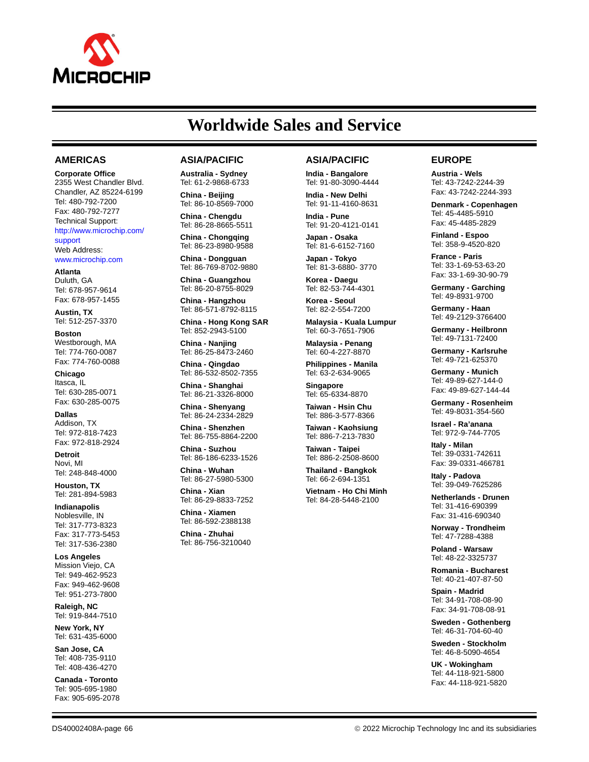# Worldwide Sales and Service

## AMERICAS

**Corporate Office**
2355 West Chandler Blvd.
Chandler, AZ 85224-6199
Tel: 480-792-7200
Fax: 480-792-7277
Technical Support:
http://www.microchip.com/support
Web Address:
www.microchip.com

**Atlanta**
Duluth, GA
Tel: 678-957-9614
Fax: 678-957-1455

**Austin, TX**
Tel: 512-257-3370

**Boston**
Westborough, MA
Tel: 774-760-0087
Fax: 774-760-0088

**Chicago**
Itasca, IL
Tel: 630-285-0071
Fax: 630-285-0075

**Dallas**
Addison, TX
Tel: 972-818-7423
Fax: 972-818-2924

**Detroit**
Novi, MI
Tel: 248-848-4000

**Houston, TX**
Tel: 281-894-5983

**Indianapolis**
Noblesville, IN
Tel: 317-773-8323
Fax: 317-773-5453
Tel: 317-536-2380

**Los Angeles**
Mission Viejo, CA
Tel: 949-462-9523
Fax: 949-462-9608
Tel: 951-273-7800

**Raleigh, NC**
Tel: 919-844-7510

**New York, NY**
Tel: 631-435-6000

**San Jose, CA**
Tel: 408-735-9110
Tel: 408-436-4270

**Canada - Toronto**
Tel: 905-695-1980
Fax: 905-695-2078

## ASIA/PACIFIC

**Australia - Sydney**
Tel: 61-2-9868-6733

**China - Beijing**
Tel: 86-10-8569-7000

**China - Chengdu**
Tel: 86-28-8665-5511

**China - Chongqing**
Tel: 86-23-8980-9588

**China - Dongguan**
Tel: 86-769-8702-9880

**China - Guangzhou**
Tel: 86-20-8755-8029

**China - Hangzhou**
Tel: 86-571-8792-8115

**China - Hong Kong SAR**
Tel: 852-2943-5100

**China - Nanjing**
Tel: 86-25-8473-2460

**China - Qingdao**
Tel: 86-532-8502-7355

**China - Shanghai**
Tel: 86-21-3326-8000

**China - Shenyang**
Tel: 86-24-2334-2829

**China - Shenzhen**
Tel: 86-755-8864-2200

**China - Suzhou**
Tel: 86-186-6233-1526

**China - Wuhan**
Tel: 86-27-5980-5300

**China - Xian**
Tel: 86-29-8833-7252

**China - Xiamen**
Tel: 86-592-2388138

**China - Zhuhai**
Tel: 86-756-3210040

## ASIA/PACIFIC

**India - Bangalore**
Tel: 91-80-3090-4444

**India - New Delhi**
Tel: 91-11-4160-8631

**India - Pune**
Tel: 91-20-4121-0141

**Japan - Osaka**
Tel: 81-6-6152-7160

**Japan - Tokyo**
Tel: 81-3-6880- 3770

**Korea - Daegu**
Tel: 82-53-744-4301

**Korea - Seoul**
Tel: 82-2-554-7200

**Malaysia - Kuala Lumpur**
Tel: 60-3-7651-7906

**Malaysia - Penang**
Tel: 60-4-227-8870

**Philippines - Manila**
Tel: 63-2-634-9065

**Singapore**
Tel: 65-6334-8870

**Taiwan - Hsin Chu**
Tel: 886-3-577-8366

**Taiwan - Kaohsiung**
Tel: 886-7-213-7830

**Taiwan - Taipei**
Tel: 886-2-2508-8600

**Thailand - Bangkok**
Tel: 66-2-694-1351

**Vietnam - Ho Chi Minh**
Tel: 84-28-5448-2100

## EUROPE

**Austria - Wels**
Tel: 43-7242-2244-39
Fax: 43-7242-2244-393

**Denmark - Copenhagen**
Tel: 45-4485-5910
Fax: 45-4485-2829

**Finland - Espoo**
Tel: 358-9-4520-820

**France - Paris**
Tel: 33-1-69-53-63-20
Fax: 33-1-69-30-90-79

**Germany - Garching**
Tel: 49-8931-9700

**Germany - Haan**
Tel: 49-2129-3766400

**Germany - Heilbronn**
Tel: 49-7131-72400

**Germany - Karlsruhe**
Tel: 49-721-625370

**Germany - Munich**
Tel: 49-89-627-144-0
Fax: 49-89-627-144-44

**Germany - Rosenheim**
Tel: 49-8031-354-560

**Israel - Ra'anana**
Tel: 972-9-744-7705

**Italy - Milan**
Tel: 39-0331-742611
Fax: 39-0331-466781

**Italy - Padova**
Tel: 39-049-7625286

**Netherlands - Drunen**
Tel: 31-416-690399
Fax: 31-416-690340

**Norway - Trondheim**
Tel: 47-7288-4388

**Poland - Warsaw**
Tel: 48-22-3325737

**Romania - Bucharest**
Tel: 40-21-407-87-50

**Spain - Madrid**
Tel: 34-91-708-08-90
Fax: 34-91-708-08-91

**Sweden - Gothenberg**
Tel: 46-31-704-60-40

**Sweden - Stockholm**
Tel: 46-8-5090-4654

**UK - Wokingham**
Tel: 44-118-921-5800
Fax: 44-118-921-5820